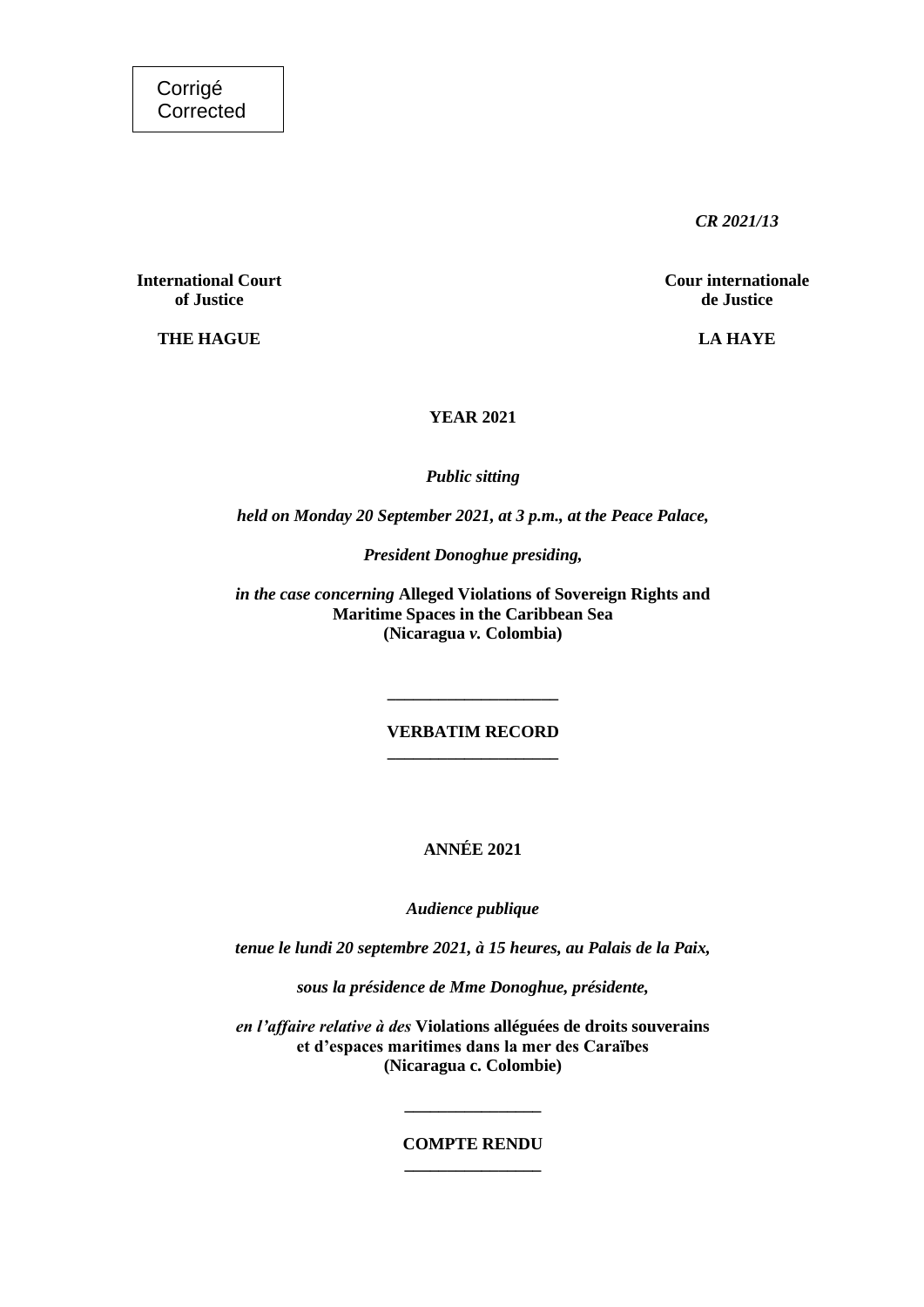Corrigé
Corrected

*CR 2021/13*

**International Court of Justice**

**THE HAGUE**

**Cour internationale de Justice**

**LA HAYE**

**YEAR 2021**

*Public sitting*

*held on Monday 20 September 2021, at 3 p.m., at the Peace Palace,*

*President Donoghue presiding,*

*in the case concerning* **Alleged Violations of Sovereign Rights and Maritime Spaces in the Caribbean Sea (Nicaragua *v.* Colombia)**

---

**VERBATIM RECORD**

---

**ANNÉE 2021**

*Audience publique*

*tenue le lundi 20 septembre 2021, à 15 heures, au Palais de la Paix,*

*sous la présidence de Mme Donoghue, présidente,*

*en l'affaire relative à des* **Violations alléguées de droits souverains et d'espaces maritimes dans la mer des Caraïbes (Nicaragua c. Colombie)**

---

**COMPTE RENDU**

---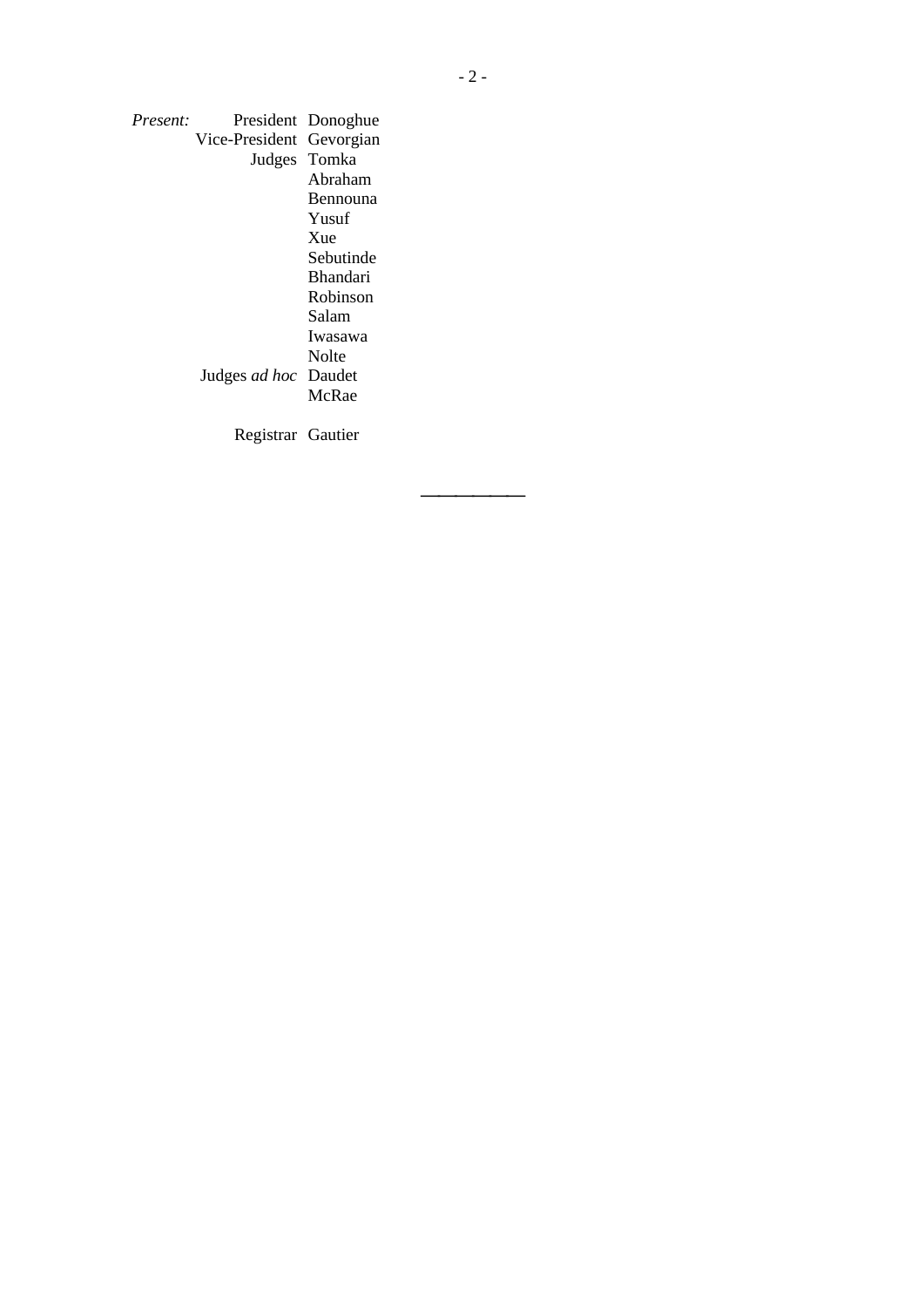*Present:* President Donoghue; Vice-President Gevorgian; Judges Tomka, Abraham, Bennouna, Yusuf, Xue, Sebutinde, Bhandari, Robinson, Salam, Iwasawa, Nolte; Judges *ad hoc* Daudet, McRae; Registrar Gautier

---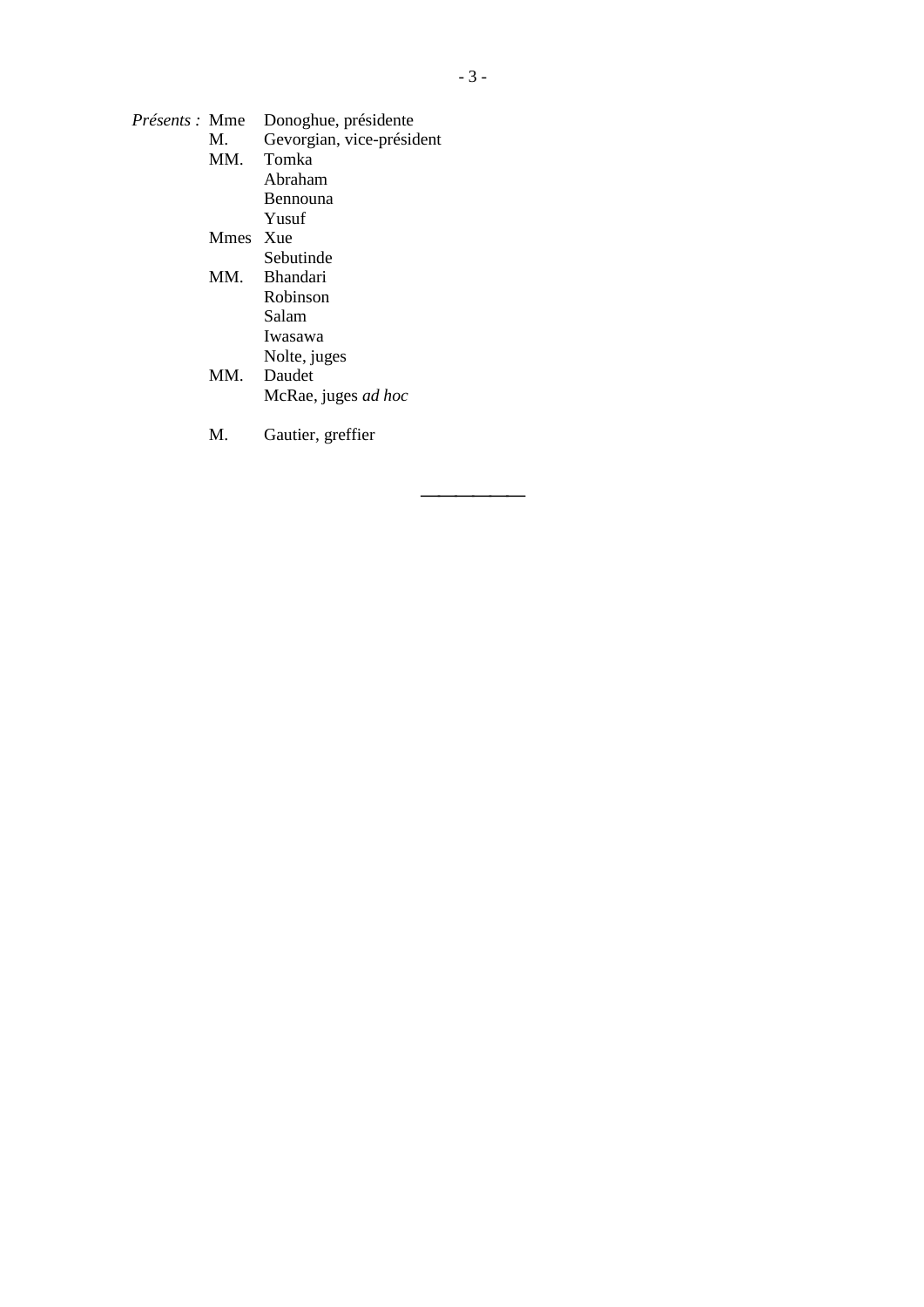*Présents :* Mme Donoghue, présidente
M. Gevorgian, vice-président
MM. Tomka
Abraham
Bennouna
Yusuf
Mmes Xue
Sebutinde
MM. Bhandari
Robinson
Salam
Iwasawa
Nolte, juges
MM. Daudet
McRae, juges *ad hoc*

M. Gautier, greffier

---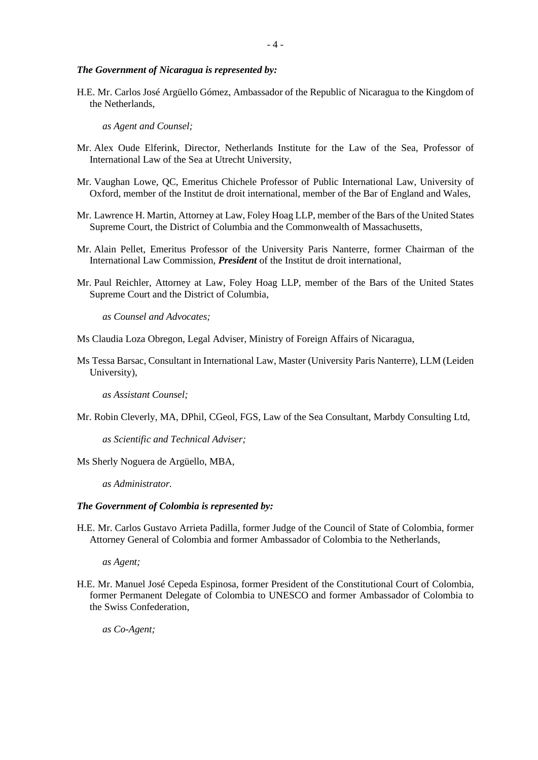***The Government of Nicaragua is represented by:***

H.E. Mr. Carlos José Argüello Gómez, Ambassador of the Republic of Nicaragua to the Kingdom of the Netherlands,

*as Agent and Counsel;*

Mr. Alex Oude Elferink, Director, Netherlands Institute for the Law of the Sea, Professor of International Law of the Sea at Utrecht University,

Mr. Vaughan Lowe, QC, Emeritus Chichele Professor of Public International Law, University of Oxford, member of the Institut de droit international, member of the Bar of England and Wales,

Mr. Lawrence H. Martin, Attorney at Law, Foley Hoag LLP, member of the Bars of the United States Supreme Court, the District of Columbia and the Commonwealth of Massachusetts,

Mr. Alain Pellet, Emeritus Professor of the University Paris Nanterre, former Chairman of the International Law Commission, ***President*** of the Institut de droit international,

Mr. Paul Reichler, Attorney at Law, Foley Hoag LLP, member of the Bars of the United States Supreme Court and the District of Columbia,

*as Counsel and Advocates;*

Ms Claudia Loza Obregon, Legal Adviser, Ministry of Foreign Affairs of Nicaragua,

Ms Tessa Barsac, Consultant in International Law, Master (University Paris Nanterre), LLM (Leiden University),

*as Assistant Counsel;*

Mr. Robin Cleverly, MA, DPhil, CGeol, FGS, Law of the Sea Consultant, Marbdy Consulting Ltd,

*as Scientific and Technical Adviser;*

Ms Sherly Noguera de Argüello, MBA,

*as Administrator.*

***The Government of Colombia is represented by:***

H.E. Mr. Carlos Gustavo Arrieta Padilla, former Judge of the Council of State of Colombia, former Attorney General of Colombia and former Ambassador of Colombia to the Netherlands,

*as Agent;*

H.E. Mr. Manuel José Cepeda Espinosa, former President of the Constitutional Court of Colombia, former Permanent Delegate of Colombia to UNESCO and former Ambassador of Colombia to the Swiss Confederation,

*as Co-Agent;*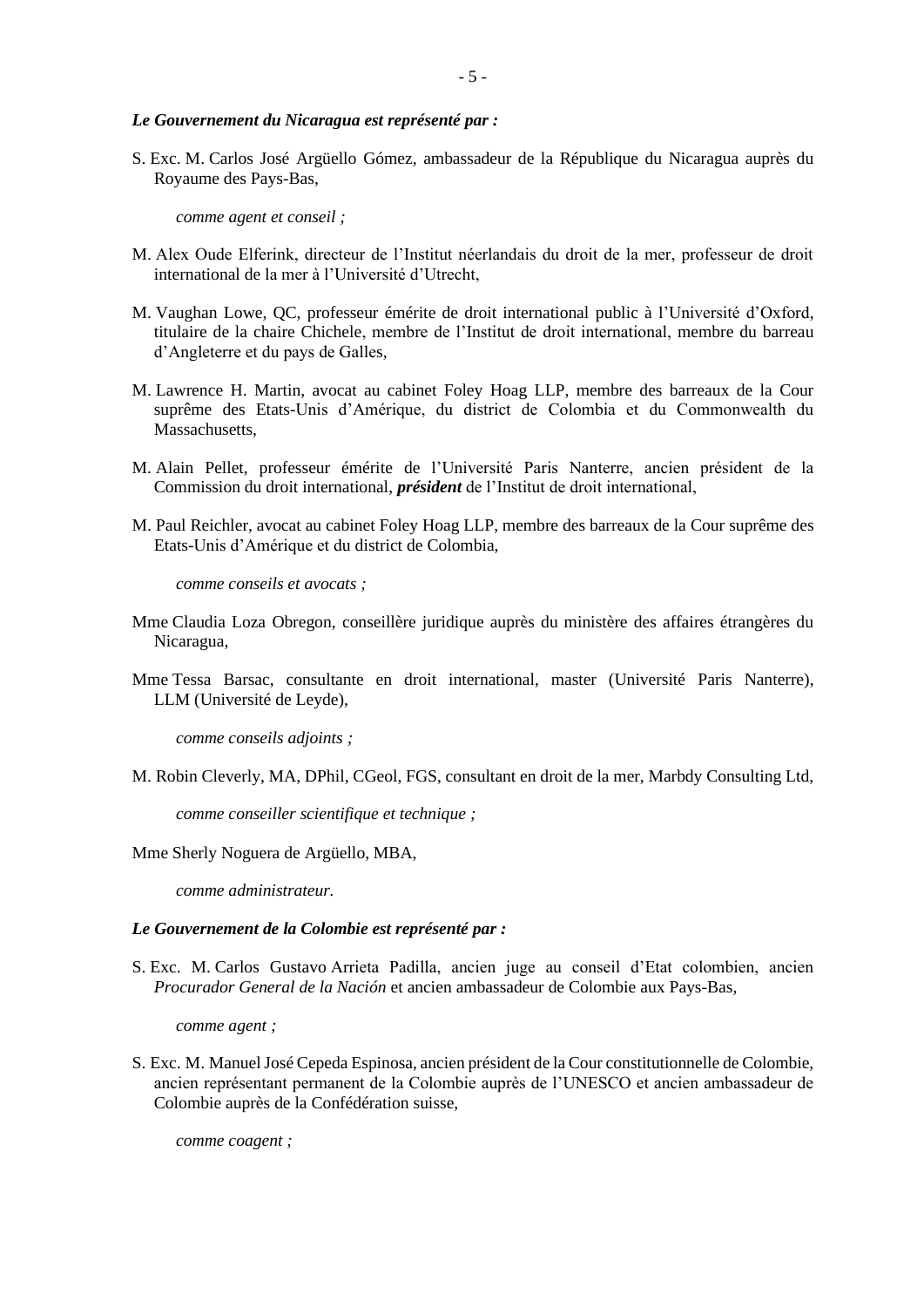***Le Gouvernement du Nicaragua est représenté par :***

S. Exc. M. Carlos José Argüello Gómez, ambassadeur de la République du Nicaragua auprès du Royaume des Pays-Bas,

*comme agent et conseil ;*

M. Alex Oude Elferink, directeur de l'Institut néerlandais du droit de la mer, professeur de droit international de la mer à l'Université d'Utrecht,

M. Vaughan Lowe, QC, professeur émérite de droit international public à l'Université d'Oxford, titulaire de la chaire Chichele, membre de l'Institut de droit international, membre du barreau d'Angleterre et du pays de Galles,

M. Lawrence H. Martin, avocat au cabinet Foley Hoag LLP, membre des barreaux de la Cour suprême des Etats-Unis d'Amérique, du district de Colombia et du Commonwealth du Massachusetts,

M. Alain Pellet, professeur émérite de l'Université Paris Nanterre, ancien président de la Commission du droit international, ***président*** de l'Institut de droit international,

M. Paul Reichler, avocat au cabinet Foley Hoag LLP, membre des barreaux de la Cour suprême des Etats-Unis d'Amérique et du district de Colombia,

*comme conseils et avocats ;*

Mme Claudia Loza Obregon, conseillère juridique auprès du ministère des affaires étrangères du Nicaragua,

Mme Tessa Barsac, consultante en droit international, master (Université Paris Nanterre), LLM (Université de Leyde),

*comme conseils adjoints ;*

M. Robin Cleverly, MA, DPhil, CGeol, FGS, consultant en droit de la mer, Marbdy Consulting Ltd,

*comme conseiller scientifique et technique ;*

Mme Sherly Noguera de Argüello, MBA,

*comme administrateur.*

***Le Gouvernement de la Colombie est représenté par :***

S. Exc. M. Carlos Gustavo Arrieta Padilla, ancien juge au conseil d'Etat colombien, ancien *Procurador General de la Nación* et ancien ambassadeur de Colombie aux Pays-Bas,

*comme agent ;*

S. Exc. M. Manuel José Cepeda Espinosa, ancien président de la Cour constitutionnelle de Colombie, ancien représentant permanent de la Colombie auprès de l'UNESCO et ancien ambassadeur de Colombie auprès de la Confédération suisse,

*comme coagent ;*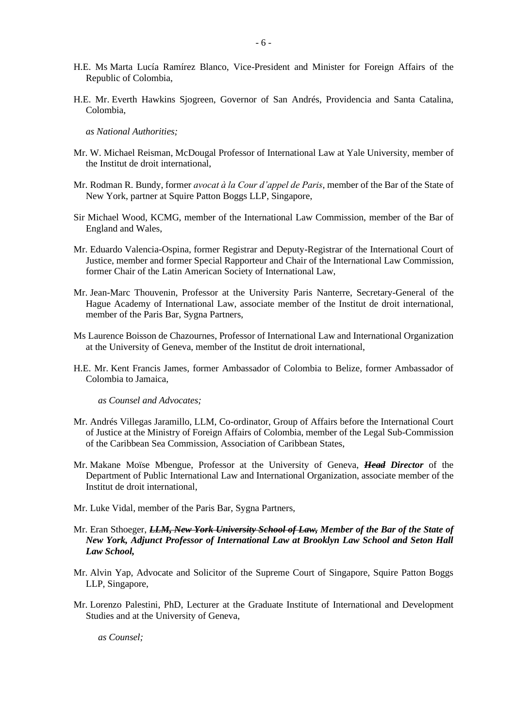H.E. Ms Marta Lucía Ramírez Blanco, Vice-President and Minister for Foreign Affairs of the Republic of Colombia,

H.E. Mr. Everth Hawkins Sjogreen, Governor of San Andrés, Providencia and Santa Catalina, Colombia,

*as National Authorities;*

Mr. W. Michael Reisman, McDougal Professor of International Law at Yale University, member of the Institut de droit international,

Mr. Rodman R. Bundy, former *avocat à la Cour d'appel de Paris*, member of the Bar of the State of New York, partner at Squire Patton Boggs LLP, Singapore,

Sir Michael Wood, KCMG, member of the International Law Commission, member of the Bar of England and Wales,

Mr. Eduardo Valencia-Ospina, former Registrar and Deputy-Registrar of the International Court of Justice, member and former Special Rapporteur and Chair of the International Law Commission, former Chair of the Latin American Society of International Law,

Mr. Jean-Marc Thouvenin, Professor at the University Paris Nanterre, Secretary-General of the Hague Academy of International Law, associate member of the Institut de droit international, member of the Paris Bar, Sygna Partners,

Ms Laurence Boisson de Chazournes, Professor of International Law and International Organization at the University of Geneva, member of the Institut de droit international,

H.E. Mr. Kent Francis James, former Ambassador of Colombia to Belize, former Ambassador of Colombia to Jamaica,

*as Counsel and Advocates;*

Mr. Andrés Villegas Jaramillo, LLM, Co-ordinator, Group of Affairs before the International Court of Justice at the Ministry of Foreign Affairs of Colombia, member of the Legal Sub-Commission of the Caribbean Sea Commission, Association of Caribbean States,

Mr. Makane Moïse Mbengue, Professor at the University of Geneva, ***~~Head~~ Director*** of the Department of Public International Law and International Organization, associate member of the Institut de droit international,

Mr. Luke Vidal, member of the Paris Bar, Sygna Partners,

Mr. Eran Sthoeger, ***~~LLM, New York University School of Law,~~ Member of the Bar of the State of New York, Adjunct Professor of International Law at Brooklyn Law School and Seton Hall Law School,***

Mr. Alvin Yap, Advocate and Solicitor of the Supreme Court of Singapore, Squire Patton Boggs LLP, Singapore,

Mr. Lorenzo Palestini, PhD, Lecturer at the Graduate Institute of International and Development Studies and at the University of Geneva,

*as Counsel;*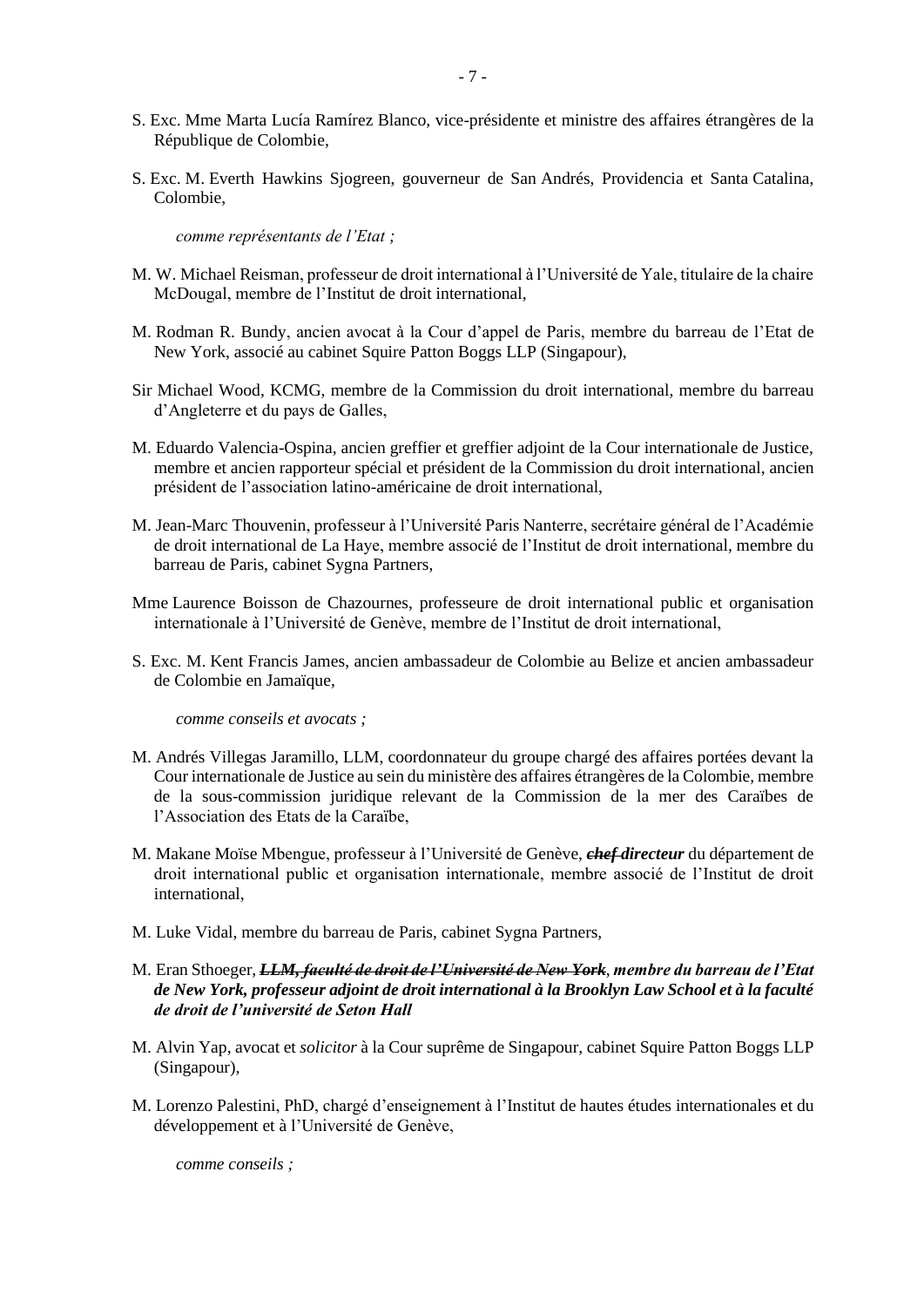S. Exc. Mme Marta Lucía Ramírez Blanco, vice-présidente et ministre des affaires étrangères de la République de Colombie,

S. Exc. M. Everth Hawkins Sjogreen, gouverneur de San Andrés, Providencia et Santa Catalina, Colombie,

*comme représentants de l'Etat ;*

M. W. Michael Reisman, professeur de droit international à l'Université de Yale, titulaire de la chaire McDougal, membre de l'Institut de droit international,

M. Rodman R. Bundy, ancien avocat à la Cour d'appel de Paris, membre du barreau de l'Etat de New York, associé au cabinet Squire Patton Boggs LLP (Singapour),

Sir Michael Wood, KCMG, membre de la Commission du droit international, membre du barreau d'Angleterre et du pays de Galles,

M. Eduardo Valencia-Ospina, ancien greffier et greffier adjoint de la Cour internationale de Justice, membre et ancien rapporteur spécial et président de la Commission du droit international, ancien président de l'association latino-américaine de droit international,

M. Jean-Marc Thouvenin, professeur à l'Université Paris Nanterre, secrétaire général de l'Académie de droit international de La Haye, membre associé de l'Institut de droit international, membre du barreau de Paris, cabinet Sygna Partners,

Mme Laurence Boisson de Chazournes, professeure de droit international public et organisation internationale à l'Université de Genève, membre de l'Institut de droit international,

S. Exc. M. Kent Francis James, ancien ambassadeur de Colombie au Belize et ancien ambassadeur de Colombie en Jamaïque,

*comme conseils et avocats ;*

M. Andrés Villegas Jaramillo, LLM, coordonnateur du groupe chargé des affaires portées devant la Cour internationale de Justice au sein du ministère des affaires étrangères de la Colombie, membre de la sous-commission juridique relevant de la Commission de la mer des Caraïbes de l'Association des Etats de la Caraïbe,

M. Makane Moïse Mbengue, professeur à l'Université de Genève, ~~***chef***~~ ***directeur*** du département de droit international public et organisation internationale, membre associé de l'Institut de droit international,

M. Luke Vidal, membre du barreau de Paris, cabinet Sygna Partners,

M. Eran Sthoeger, ~~***LLM, faculté de droit de l'Université de New York***~~, ***membre du barreau de l'Etat de New York, professeur adjoint de droit international à la Brooklyn Law School et à la faculté de droit de l'université de Seton Hall***

M. Alvin Yap, avocat et *solicitor* à la Cour suprême de Singapour, cabinet Squire Patton Boggs LLP (Singapour),

M. Lorenzo Palestini, PhD, chargé d'enseignement à l'Institut de hautes études internationales et du développement et à l'Université de Genève,

*comme conseils ;*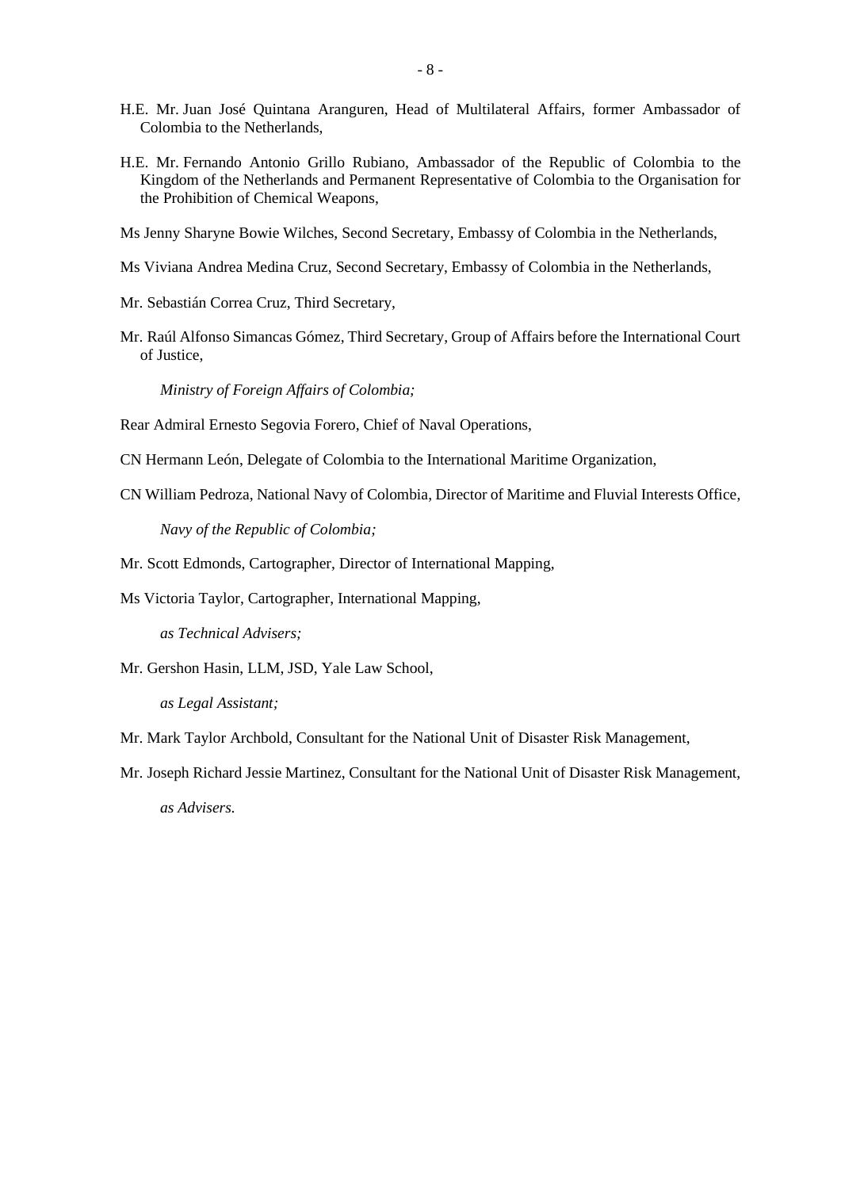H.E. Mr. Juan José Quintana Aranguren, Head of Multilateral Affairs, former Ambassador of Colombia to the Netherlands,

H.E. Mr. Fernando Antonio Grillo Rubiano, Ambassador of the Republic of Colombia to the Kingdom of the Netherlands and Permanent Representative of Colombia to the Organisation for the Prohibition of Chemical Weapons,

Ms Jenny Sharyne Bowie Wilches, Second Secretary, Embassy of Colombia in the Netherlands,

Ms Viviana Andrea Medina Cruz, Second Secretary, Embassy of Colombia in the Netherlands,

Mr. Sebastián Correa Cruz, Third Secretary,

Mr. Raúl Alfonso Simancas Gómez, Third Secretary, Group of Affairs before the International Court of Justice,

*Ministry of Foreign Affairs of Colombia;*

Rear Admiral Ernesto Segovia Forero, Chief of Naval Operations,

CN Hermann León, Delegate of Colombia to the International Maritime Organization,

CN William Pedroza, National Navy of Colombia, Director of Maritime and Fluvial Interests Office,

*Navy of the Republic of Colombia;*

Mr. Scott Edmonds, Cartographer, Director of International Mapping,

Ms Victoria Taylor, Cartographer, International Mapping,

*as Technical Advisers;*

Mr. Gershon Hasin, LLM, JSD, Yale Law School,

*as Legal Assistant;*

Mr. Mark Taylor Archbold, Consultant for the National Unit of Disaster Risk Management,

Mr. Joseph Richard Jessie Martinez, Consultant for the National Unit of Disaster Risk Management,

*as Advisers.*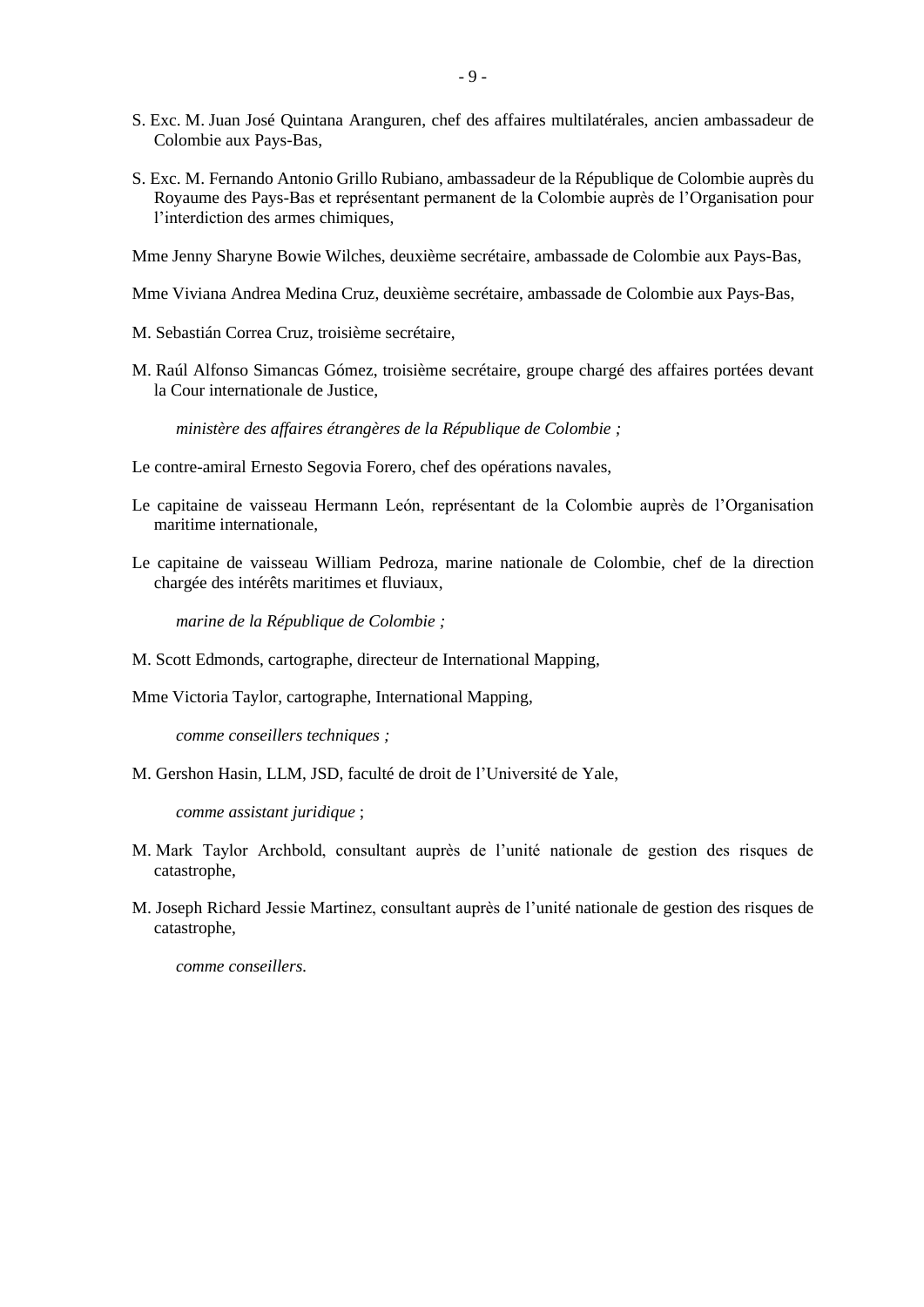S. Exc. M. Juan José Quintana Aranguren, chef des affaires multilatérales, ancien ambassadeur de Colombie aux Pays-Bas,

S. Exc. M. Fernando Antonio Grillo Rubiano, ambassadeur de la République de Colombie auprès du Royaume des Pays-Bas et représentant permanent de la Colombie auprès de l'Organisation pour l'interdiction des armes chimiques,

Mme Jenny Sharyne Bowie Wilches, deuxième secrétaire, ambassade de Colombie aux Pays-Bas,

Mme Viviana Andrea Medina Cruz, deuxième secrétaire, ambassade de Colombie aux Pays-Bas,

M. Sebastián Correa Cruz, troisième secrétaire,

M. Raúl Alfonso Simancas Gómez, troisième secrétaire, groupe chargé des affaires portées devant la Cour internationale de Justice,

*ministère des affaires étrangères de la République de Colombie ;*

Le contre-amiral Ernesto Segovia Forero, chef des opérations navales,

Le capitaine de vaisseau Hermann León, représentant de la Colombie auprès de l'Organisation maritime internationale,

Le capitaine de vaisseau William Pedroza, marine nationale de Colombie, chef de la direction chargée des intérêts maritimes et fluviaux,

*marine de la République de Colombie ;*

M. Scott Edmonds, cartographe, directeur de International Mapping,

Mme Victoria Taylor, cartographe, International Mapping,

*comme conseillers techniques ;*

M. Gershon Hasin, LLM, JSD, faculté de droit de l'Université de Yale,

*comme assistant juridique* ;

M. Mark Taylor Archbold, consultant auprès de l'unité nationale de gestion des risques de catastrophe,

M. Joseph Richard Jessie Martinez, consultant auprès de l'unité nationale de gestion des risques de catastrophe,

*comme conseillers.*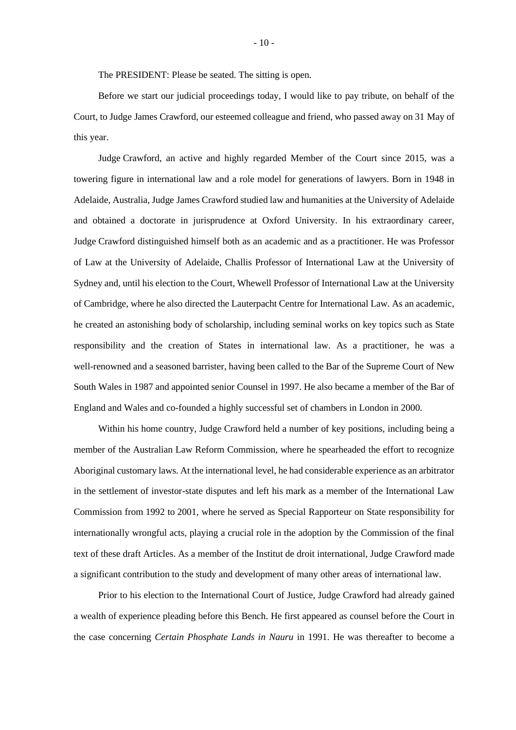The PRESIDENT: Please be seated. The sitting is open.

Before we start our judicial proceedings today, I would like to pay tribute, on behalf of the Court, to Judge James Crawford, our esteemed colleague and friend, who passed away on 31 May of this year.

Judge Crawford, an active and highly regarded Member of the Court since 2015, was a towering figure in international law and a role model for generations of lawyers. Born in 1948 in Adelaide, Australia, Judge James Crawford studied law and humanities at the University of Adelaide and obtained a doctorate in jurisprudence at Oxford University. In his extraordinary career, Judge Crawford distinguished himself both as an academic and as a practitioner. He was Professor of Law at the University of Adelaide, Challis Professor of International Law at the University of Sydney and, until his election to the Court, Whewell Professor of International Law at the University of Cambridge, where he also directed the Lauterpacht Centre for International Law. As an academic, he created an astonishing body of scholarship, including seminal works on key topics such as State responsibility and the creation of States in international law. As a practitioner, he was a well-renowned and a seasoned barrister, having been called to the Bar of the Supreme Court of New South Wales in 1987 and appointed senior Counsel in 1997. He also became a member of the Bar of England and Wales and co-founded a highly successful set of chambers in London in 2000.

Within his home country, Judge Crawford held a number of key positions, including being a member of the Australian Law Reform Commission, where he spearheaded the effort to recognize Aboriginal customary laws. At the international level, he had considerable experience as an arbitrator in the settlement of investor-state disputes and left his mark as a member of the International Law Commission from 1992 to 2001, where he served as Special Rapporteur on State responsibility for internationally wrongful acts, playing a crucial role in the adoption by the Commission of the final text of these draft Articles. As a member of the Institut de droit international, Judge Crawford made a significant contribution to the study and development of many other areas of international law.

Prior to his election to the International Court of Justice, Judge Crawford had already gained a wealth of experience pleading before this Bench. He first appeared as counsel before the Court in the case concerning *Certain Phosphate Lands in Nauru* in 1991. He was thereafter to become a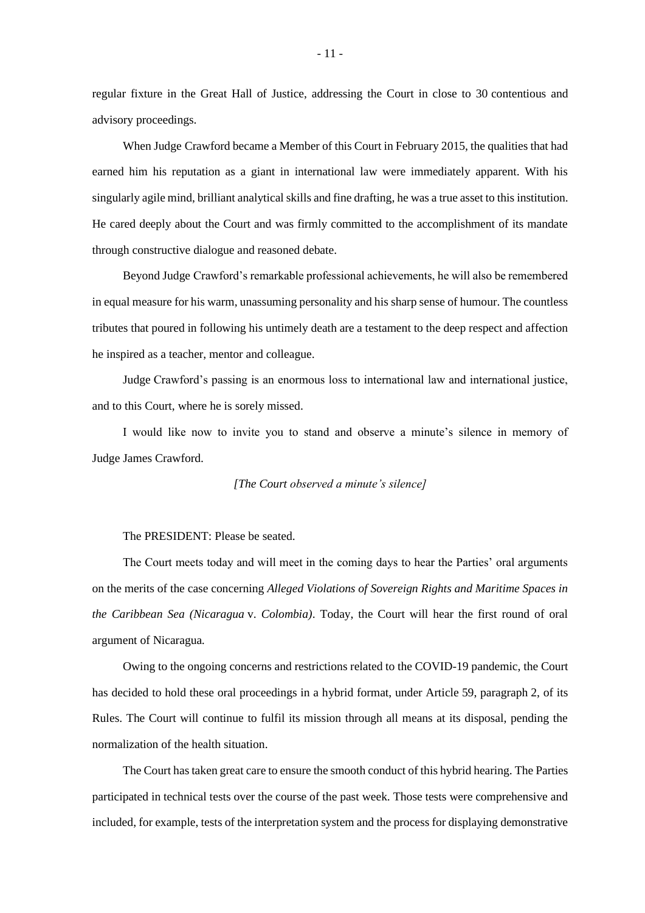regular fixture in the Great Hall of Justice, addressing the Court in close to 30 contentious and advisory proceedings.

When Judge Crawford became a Member of this Court in February 2015, the qualities that had earned him his reputation as a giant in international law were immediately apparent. With his singularly agile mind, brilliant analytical skills and fine drafting, he was a true asset to this institution. He cared deeply about the Court and was firmly committed to the accomplishment of its mandate through constructive dialogue and reasoned debate.

Beyond Judge Crawford's remarkable professional achievements, he will also be remembered in equal measure for his warm, unassuming personality and his sharp sense of humour. The countless tributes that poured in following his untimely death are a testament to the deep respect and affection he inspired as a teacher, mentor and colleague.

Judge Crawford's passing is an enormous loss to international law and international justice, and to this Court, where he is sorely missed.

I would like now to invite you to stand and observe a minute's silence in memory of Judge James Crawford.

*[The Court observed a minute's silence]*

The PRESIDENT: Please be seated.

The Court meets today and will meet in the coming days to hear the Parties' oral arguments on the merits of the case concerning *Alleged Violations of Sovereign Rights and Maritime Spaces in the Caribbean Sea (Nicaragua* v. *Colombia)*. Today, the Court will hear the first round of oral argument of Nicaragua.

Owing to the ongoing concerns and restrictions related to the COVID-19 pandemic, the Court has decided to hold these oral proceedings in a hybrid format, under Article 59, paragraph 2, of its Rules. The Court will continue to fulfil its mission through all means at its disposal, pending the normalization of the health situation.

The Court has taken great care to ensure the smooth conduct of this hybrid hearing. The Parties participated in technical tests over the course of the past week. Those tests were comprehensive and included, for example, tests of the interpretation system and the process for displaying demonstrative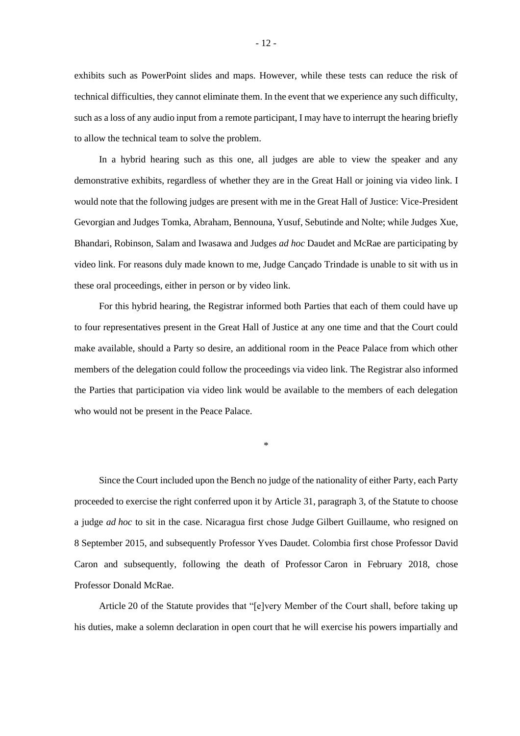exhibits such as PowerPoint slides and maps. However, while these tests can reduce the risk of technical difficulties, they cannot eliminate them. In the event that we experience any such difficulty, such as a loss of any audio input from a remote participant, I may have to interrupt the hearing briefly to allow the technical team to solve the problem.

In a hybrid hearing such as this one, all judges are able to view the speaker and any demonstrative exhibits, regardless of whether they are in the Great Hall or joining via video link. I would note that the following judges are present with me in the Great Hall of Justice: Vice-President Gevorgian and Judges Tomka, Abraham, Bennouna, Yusuf, Sebutinde and Nolte; while Judges Xue, Bhandari, Robinson, Salam and Iwasawa and Judges *ad hoc* Daudet and McRae are participating by video link. For reasons duly made known to me, Judge Cançado Trindade is unable to sit with us in these oral proceedings, either in person or by video link.

For this hybrid hearing, the Registrar informed both Parties that each of them could have up to four representatives present in the Great Hall of Justice at any one time and that the Court could make available, should a Party so desire, an additional room in the Peace Palace from which other members of the delegation could follow the proceedings via video link. The Registrar also informed the Parties that participation via video link would be available to the members of each delegation who would not be present in the Peace Palace.

*

Since the Court included upon the Bench no judge of the nationality of either Party, each Party proceeded to exercise the right conferred upon it by Article 31, paragraph 3, of the Statute to choose a judge *ad hoc* to sit in the case. Nicaragua first chose Judge Gilbert Guillaume, who resigned on 8 September 2015, and subsequently Professor Yves Daudet. Colombia first chose Professor David Caron and subsequently, following the death of Professor Caron in February 2018, chose Professor Donald McRae.

Article 20 of the Statute provides that "[e]very Member of the Court shall, before taking up his duties, make a solemn declaration in open court that he will exercise his powers impartially and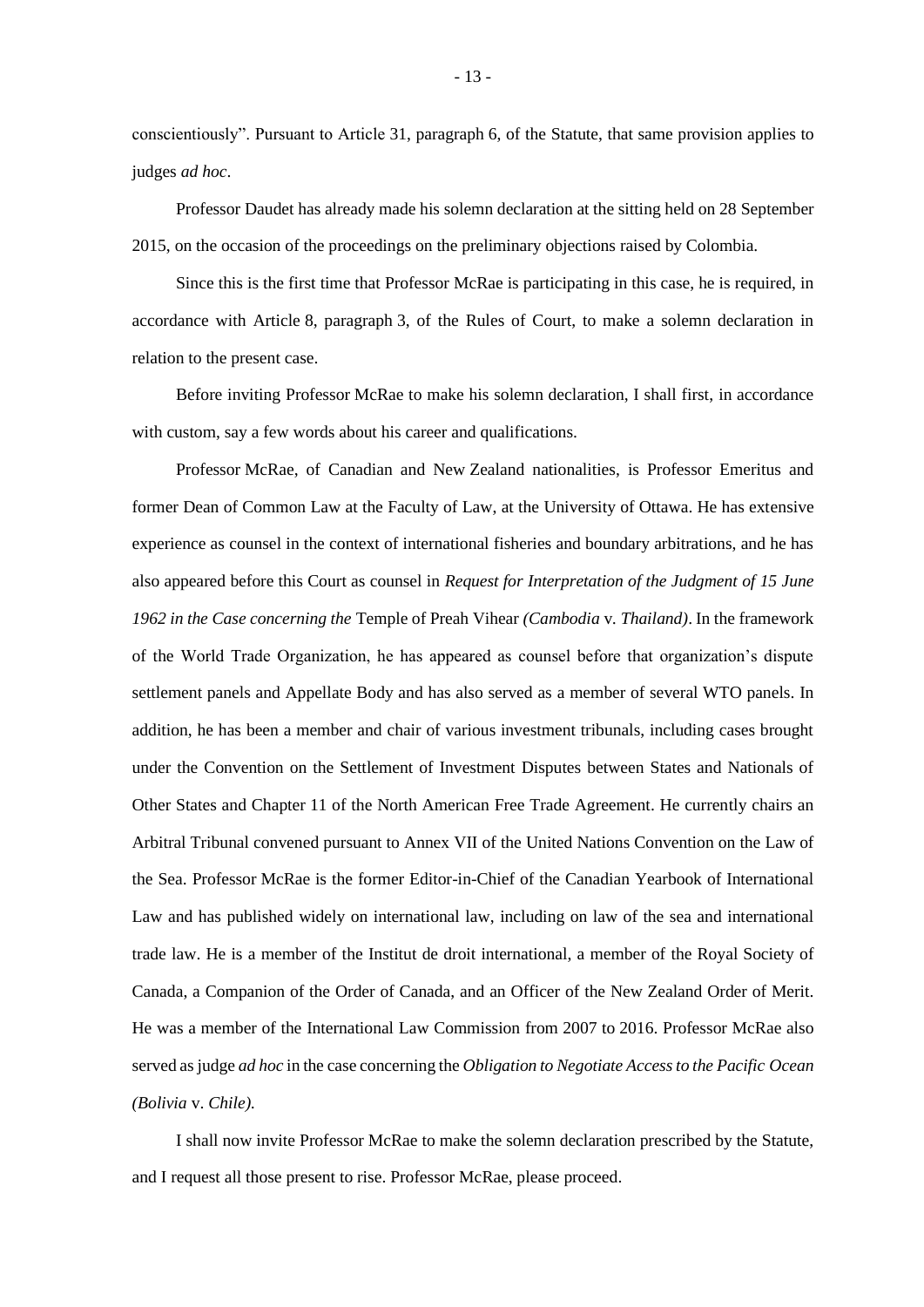conscientiously". Pursuant to Article 31, paragraph 6, of the Statute, that same provision applies to judges *ad hoc*.

Professor Daudet has already made his solemn declaration at the sitting held on 28 September 2015, on the occasion of the proceedings on the preliminary objections raised by Colombia.

Since this is the first time that Professor McRae is participating in this case, he is required, in accordance with Article 8, paragraph 3, of the Rules of Court, to make a solemn declaration in relation to the present case.

Before inviting Professor McRae to make his solemn declaration, I shall first, in accordance with custom, say a few words about his career and qualifications.

Professor McRae, of Canadian and New Zealand nationalities, is Professor Emeritus and former Dean of Common Law at the Faculty of Law, at the University of Ottawa. He has extensive experience as counsel in the context of international fisheries and boundary arbitrations, and he has also appeared before this Court as counsel in *Request for Interpretation of the Judgment of 15 June 1962 in the Case concerning the* Temple of Preah Vihear *(Cambodia* v. *Thailand)*. In the framework of the World Trade Organization, he has appeared as counsel before that organization's dispute settlement panels and Appellate Body and has also served as a member of several WTO panels. In addition, he has been a member and chair of various investment tribunals, including cases brought under the Convention on the Settlement of Investment Disputes between States and Nationals of Other States and Chapter 11 of the North American Free Trade Agreement. He currently chairs an Arbitral Tribunal convened pursuant to Annex VII of the United Nations Convention on the Law of the Sea. Professor McRae is the former Editor-in-Chief of the Canadian Yearbook of International Law and has published widely on international law, including on law of the sea and international trade law. He is a member of the Institut de droit international, a member of the Royal Society of Canada, a Companion of the Order of Canada, and an Officer of the New Zealand Order of Merit. He was a member of the International Law Commission from 2007 to 2016. Professor McRae also served as judge *ad hoc* in the case concerning the *Obligation to Negotiate Access to the Pacific Ocean (Bolivia* v. *Chile)*.

I shall now invite Professor McRae to make the solemn declaration prescribed by the Statute, and I request all those present to rise. Professor McRae, please proceed.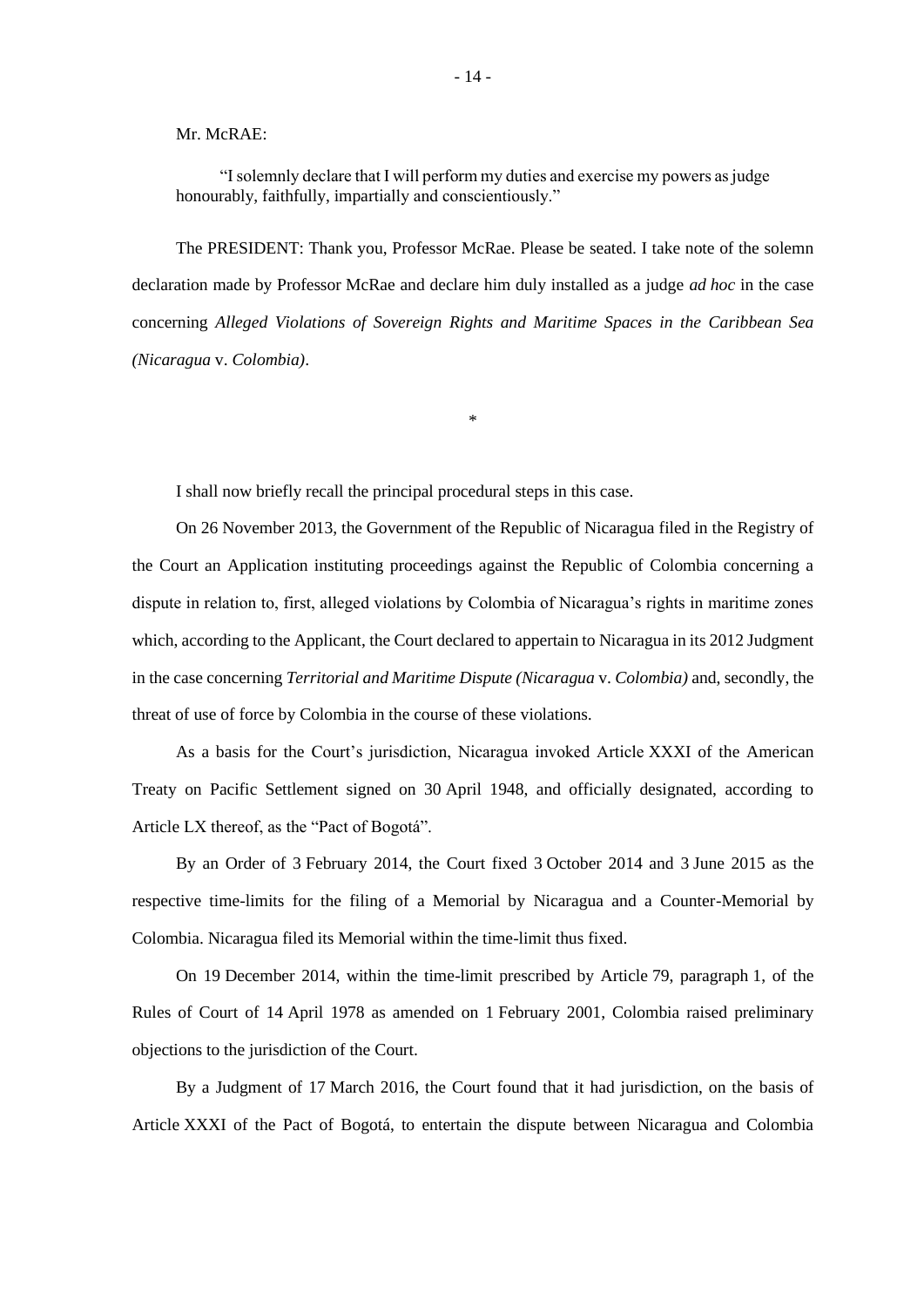Mr. McRAE:

"I solemnly declare that I will perform my duties and exercise my powers as judge honourably, faithfully, impartially and conscientiously."

The PRESIDENT: Thank you, Professor McRae. Please be seated. I take note of the solemn declaration made by Professor McRae and declare him duly installed as a judge *ad hoc* in the case concerning *Alleged Violations of Sovereign Rights and Maritime Spaces in the Caribbean Sea (Nicaragua* v. *Colombia)*.

*

I shall now briefly recall the principal procedural steps in this case.

On 26 November 2013, the Government of the Republic of Nicaragua filed in the Registry of the Court an Application instituting proceedings against the Republic of Colombia concerning a dispute in relation to, first, alleged violations by Colombia of Nicaragua's rights in maritime zones which, according to the Applicant, the Court declared to appertain to Nicaragua in its 2012 Judgment in the case concerning *Territorial and Maritime Dispute (Nicaragua* v. *Colombia)* and, secondly, the threat of use of force by Colombia in the course of these violations.

As a basis for the Court's jurisdiction, Nicaragua invoked Article XXXI of the American Treaty on Pacific Settlement signed on 30 April 1948, and officially designated, according to Article LX thereof, as the "Pact of Bogotá".

By an Order of 3 February 2014, the Court fixed 3 October 2014 and 3 June 2015 as the respective time-limits for the filing of a Memorial by Nicaragua and a Counter-Memorial by Colombia. Nicaragua filed its Memorial within the time-limit thus fixed.

On 19 December 2014, within the time-limit prescribed by Article 79, paragraph 1, of the Rules of Court of 14 April 1978 as amended on 1 February 2001, Colombia raised preliminary objections to the jurisdiction of the Court.

By a Judgment of 17 March 2016, the Court found that it had jurisdiction, on the basis of Article XXXI of the Pact of Bogotá, to entertain the dispute between Nicaragua and Colombia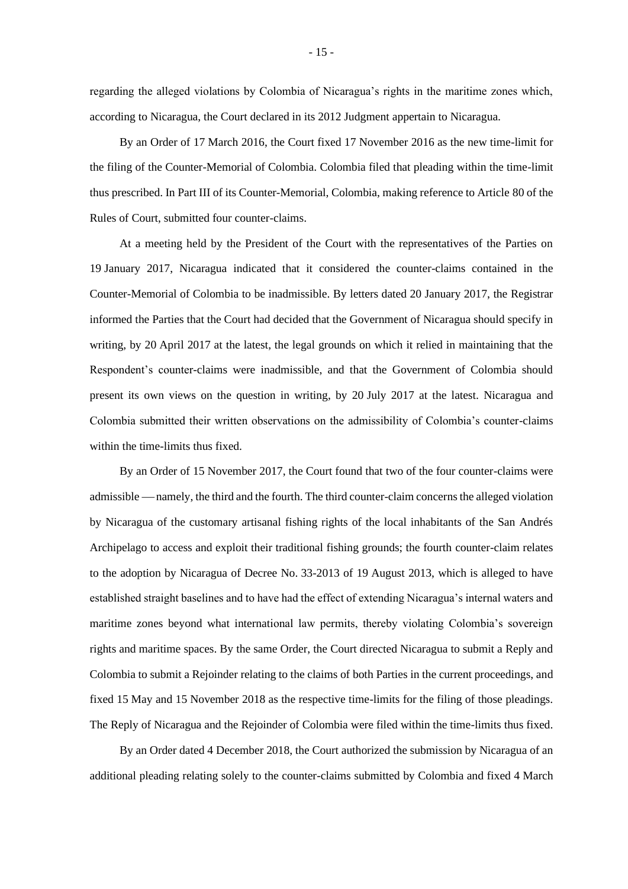regarding the alleged violations by Colombia of Nicaragua's rights in the maritime zones which, according to Nicaragua, the Court declared in its 2012 Judgment appertain to Nicaragua.

By an Order of 17 March 2016, the Court fixed 17 November 2016 as the new time-limit for the filing of the Counter-Memorial of Colombia. Colombia filed that pleading within the time-limit thus prescribed. In Part III of its Counter-Memorial, Colombia, making reference to Article 80 of the Rules of Court, submitted four counter-claims.

At a meeting held by the President of the Court with the representatives of the Parties on 19 January 2017, Nicaragua indicated that it considered the counter-claims contained in the Counter-Memorial of Colombia to be inadmissible. By letters dated 20 January 2017, the Registrar informed the Parties that the Court had decided that the Government of Nicaragua should specify in writing, by 20 April 2017 at the latest, the legal grounds on which it relied in maintaining that the Respondent's counter-claims were inadmissible, and that the Government of Colombia should present its own views on the question in writing, by 20 July 2017 at the latest. Nicaragua and Colombia submitted their written observations on the admissibility of Colombia's counter-claims within the time-limits thus fixed.

By an Order of 15 November 2017, the Court found that two of the four counter-claims were admissible — namely, the third and the fourth. The third counter-claim concerns the alleged violation by Nicaragua of the customary artisanal fishing rights of the local inhabitants of the San Andrés Archipelago to access and exploit their traditional fishing grounds; the fourth counter-claim relates to the adoption by Nicaragua of Decree No. 33-2013 of 19 August 2013, which is alleged to have established straight baselines and to have had the effect of extending Nicaragua's internal waters and maritime zones beyond what international law permits, thereby violating Colombia's sovereign rights and maritime spaces. By the same Order, the Court directed Nicaragua to submit a Reply and Colombia to submit a Rejoinder relating to the claims of both Parties in the current proceedings, and fixed 15 May and 15 November 2018 as the respective time-limits for the filing of those pleadings. The Reply of Nicaragua and the Rejoinder of Colombia were filed within the time-limits thus fixed.

By an Order dated 4 December 2018, the Court authorized the submission by Nicaragua of an additional pleading relating solely to the counter-claims submitted by Colombia and fixed 4 March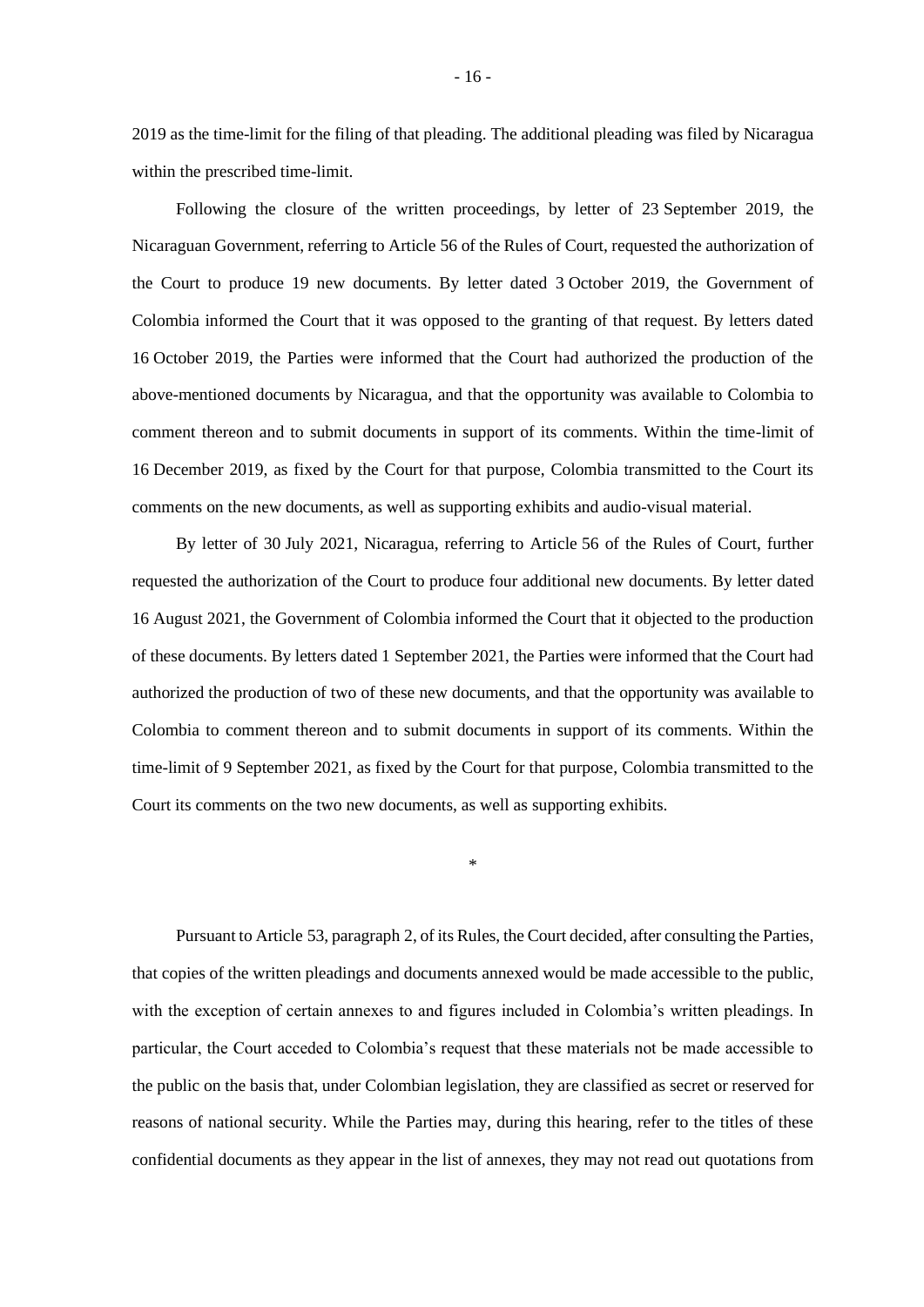2019 as the time-limit for the filing of that pleading. The additional pleading was filed by Nicaragua within the prescribed time-limit.

Following the closure of the written proceedings, by letter of 23 September 2019, the Nicaraguan Government, referring to Article 56 of the Rules of Court, requested the authorization of the Court to produce 19 new documents. By letter dated 3 October 2019, the Government of Colombia informed the Court that it was opposed to the granting of that request. By letters dated 16 October 2019, the Parties were informed that the Court had authorized the production of the above-mentioned documents by Nicaragua, and that the opportunity was available to Colombia to comment thereon and to submit documents in support of its comments. Within the time-limit of 16 December 2019, as fixed by the Court for that purpose, Colombia transmitted to the Court its comments on the new documents, as well as supporting exhibits and audio-visual material.

By letter of 30 July 2021, Nicaragua, referring to Article 56 of the Rules of Court, further requested the authorization of the Court to produce four additional new documents. By letter dated 16 August 2021, the Government of Colombia informed the Court that it objected to the production of these documents. By letters dated 1 September 2021, the Parties were informed that the Court had authorized the production of two of these new documents, and that the opportunity was available to Colombia to comment thereon and to submit documents in support of its comments. Within the time-limit of 9 September 2021, as fixed by the Court for that purpose, Colombia transmitted to the Court its comments on the two new documents, as well as supporting exhibits.

*

Pursuant to Article 53, paragraph 2, of its Rules, the Court decided, after consulting the Parties, that copies of the written pleadings and documents annexed would be made accessible to the public, with the exception of certain annexes to and figures included in Colombia's written pleadings. In particular, the Court acceded to Colombia's request that these materials not be made accessible to the public on the basis that, under Colombian legislation, they are classified as secret or reserved for reasons of national security. While the Parties may, during this hearing, refer to the titles of these confidential documents as they appear in the list of annexes, they may not read out quotations from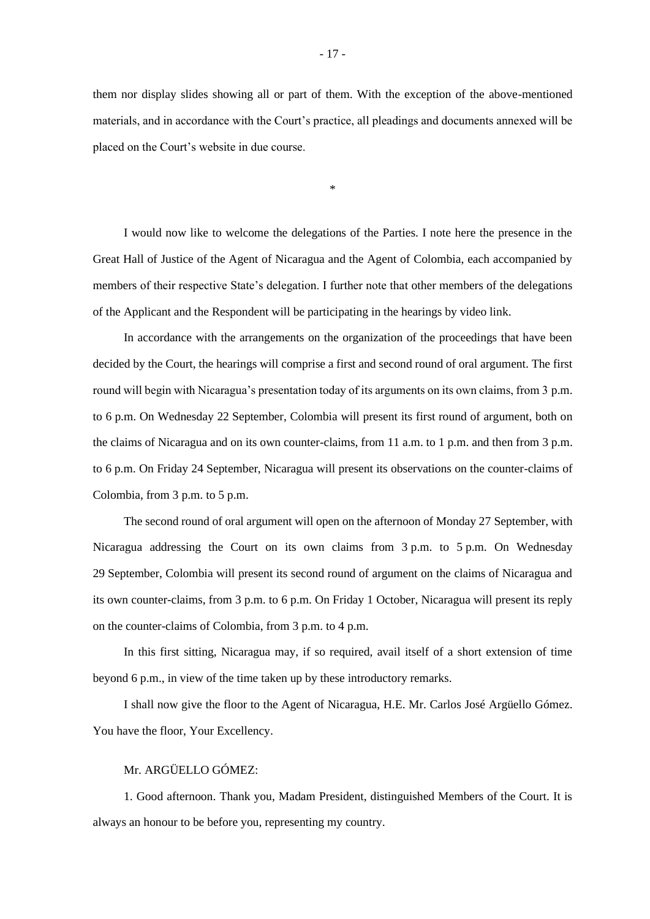them nor display slides showing all or part of them. With the exception of the above-mentioned materials, and in accordance with the Court's practice, all pleadings and documents annexed will be placed on the Court's website in due course.

*

I would now like to welcome the delegations of the Parties. I note here the presence in the Great Hall of Justice of the Agent of Nicaragua and the Agent of Colombia, each accompanied by members of their respective State's delegation. I further note that other members of the delegations of the Applicant and the Respondent will be participating in the hearings by video link.

In accordance with the arrangements on the organization of the proceedings that have been decided by the Court, the hearings will comprise a first and second round of oral argument. The first round will begin with Nicaragua's presentation today of its arguments on its own claims, from 3 p.m. to 6 p.m. On Wednesday 22 September, Colombia will present its first round of argument, both on the claims of Nicaragua and on its own counter-claims, from 11 a.m. to 1 p.m. and then from 3 p.m. to 6 p.m. On Friday 24 September, Nicaragua will present its observations on the counter-claims of Colombia, from 3 p.m. to 5 p.m.

The second round of oral argument will open on the afternoon of Monday 27 September, with Nicaragua addressing the Court on its own claims from 3 p.m. to 5 p.m. On Wednesday 29 September, Colombia will present its second round of argument on the claims of Nicaragua and its own counter-claims, from 3 p.m. to 6 p.m. On Friday 1 October, Nicaragua will present its reply on the counter-claims of Colombia, from 3 p.m. to 4 p.m.

In this first sitting, Nicaragua may, if so required, avail itself of a short extension of time beyond 6 p.m., in view of the time taken up by these introductory remarks.

I shall now give the floor to the Agent of Nicaragua, H.E. Mr. Carlos José Argüello Gómez. You have the floor, Your Excellency.

Mr. ARGÜELLO GÓMEZ:

1. Good afternoon. Thank you, Madam President, distinguished Members of the Court. It is always an honour to be before you, representing my country.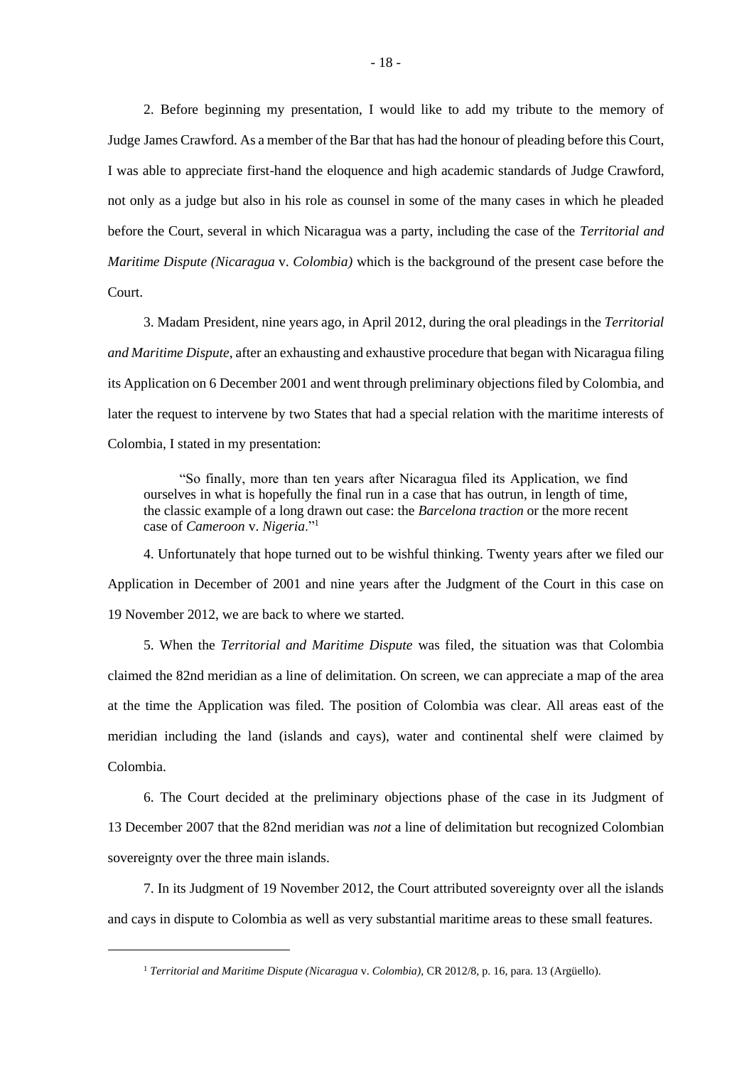2. Before beginning my presentation, I would like to add my tribute to the memory of Judge James Crawford. As a member of the Bar that has had the honour of pleading before this Court, I was able to appreciate first-hand the eloquence and high academic standards of Judge Crawford, not only as a judge but also in his role as counsel in some of the many cases in which he pleaded before the Court, several in which Nicaragua was a party, including the case of the *Territorial and Maritime Dispute (Nicaragua* v. *Colombia)* which is the background of the present case before the Court.

3. Madam President, nine years ago, in April 2012, during the oral pleadings in the *Territorial and Maritime Dispute*, after an exhausting and exhaustive procedure that began with Nicaragua filing its Application on 6 December 2001 and went through preliminary objections filed by Colombia, and later the request to intervene by two States that had a special relation with the maritime interests of Colombia, I stated in my presentation:

> "So finally, more than ten years after Nicaragua filed its Application, we find ourselves in what is hopefully the final run in a case that has outrun, in length of time, the classic example of a long drawn out case: the *Barcelona traction* or the more recent case of *Cameroon* v. *Nigeria*."[1]

4. Unfortunately that hope turned out to be wishful thinking. Twenty years after we filed our Application in December of 2001 and nine years after the Judgment of the Court in this case on 19 November 2012, we are back to where we started.

5. When the *Territorial and Maritime Dispute* was filed, the situation was that Colombia claimed the 82nd meridian as a line of delimitation. On screen, we can appreciate a map of the area at the time the Application was filed. The position of Colombia was clear. All areas east of the meridian including the land (islands and cays), water and continental shelf were claimed by Colombia.

6. The Court decided at the preliminary objections phase of the case in its Judgment of 13 December 2007 that the 82nd meridian was *not* a line of delimitation but recognized Colombian sovereignty over the three main islands.

7. In its Judgment of 19 November 2012, the Court attributed sovereignty over all the islands and cays in dispute to Colombia as well as very substantial maritime areas to these small features.

---

[1] *Territorial and Maritime Dispute (Nicaragua* v. *Colombia)*, CR 2012/8, p. 16, para. 13 (Argüello).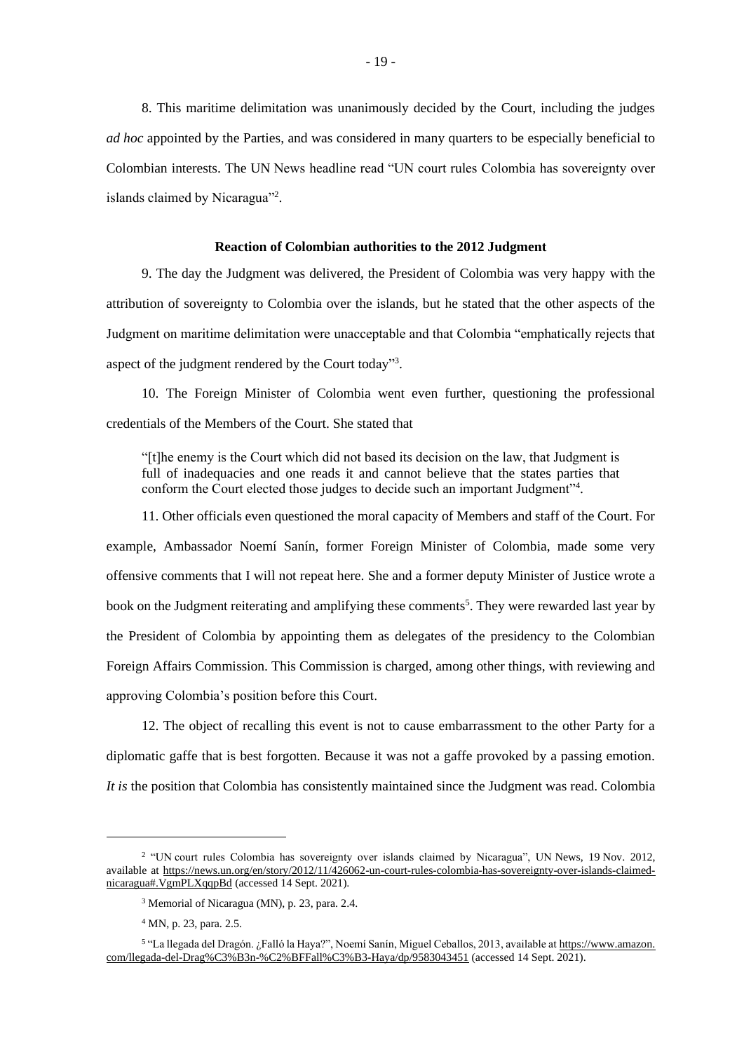8. This maritime delimitation was unanimously decided by the Court, including the judges *ad hoc* appointed by the Parties, and was considered in many quarters to be especially beneficial to Colombian interests. The UN News headline read "UN court rules Colombia has sovereignty over islands claimed by Nicaragua"[2].

**Reaction of Colombian authorities to the 2012 Judgment**

9. The day the Judgment was delivered, the President of Colombia was very happy with the attribution of sovereignty to Colombia over the islands, but he stated that the other aspects of the Judgment on maritime delimitation were unacceptable and that Colombia "emphatically rejects that aspect of the judgment rendered by the Court today"[3].

10. The Foreign Minister of Colombia went even further, questioning the professional credentials of the Members of the Court. She stated that

> "[t]he enemy is the Court which did not based its decision on the law, that Judgment is full of inadequacies and one reads it and cannot believe that the states parties that conform the Court elected those judges to decide such an important Judgment"[4].

11. Other officials even questioned the moral capacity of Members and staff of the Court. For example, Ambassador Noemí Sanín, former Foreign Minister of Colombia, made some very offensive comments that I will not repeat here. She and a former deputy Minister of Justice wrote a book on the Judgment reiterating and amplifying these comments[5]. They were rewarded last year by the President of Colombia by appointing them as delegates of the presidency to the Colombian Foreign Affairs Commission. This Commission is charged, among other things, with reviewing and approving Colombia's position before this Court.

12. The object of recalling this event is not to cause embarrassment to the other Party for a diplomatic gaffe that is best forgotten. Because it was not a gaffe provoked by a passing emotion. *It is* the position that Colombia has consistently maintained since the Judgment was read. Colombia

---

[2] "UN court rules Colombia has sovereignty over islands claimed by Nicaragua", UN News, 19 Nov. 2012, available at https://news.un.org/en/story/2012/11/426062-un-court-rules-colombia-has-sovereignty-over-islands-claimed-nicaragua#.VgmPLXqqpBd (accessed 14 Sept. 2021).

[3] Memorial of Nicaragua (MN), p. 23, para. 2.4.

[4] MN, p. 23, para. 2.5.

[5] "La llegada del Dragón. ¿Falló la Haya?", Noemí Sanín, Miguel Ceballos, 2013, available at https://www.amazon.com/llegada-del-Drag%C3%B3n-%C2%BFFall%C3%B3-Haya/dp/9583043451 (accessed 14 Sept. 2021).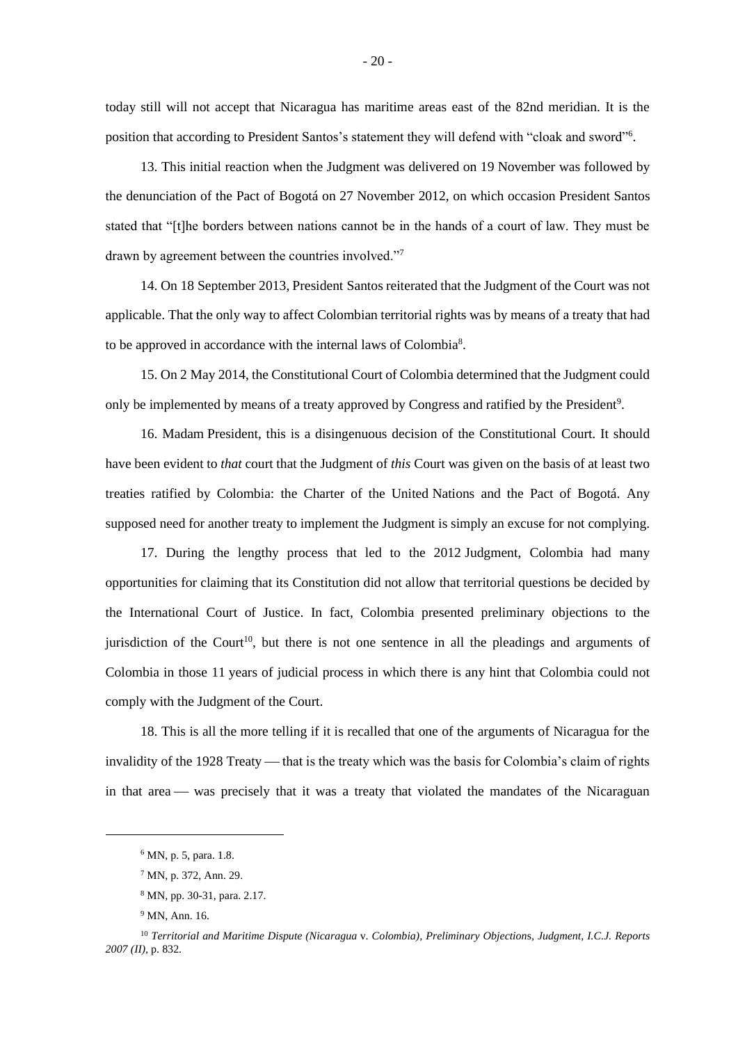today still will not accept that Nicaragua has maritime areas east of the 82nd meridian. It is the position that according to President Santos's statement they will defend with "cloak and sword"[6].

13. This initial reaction when the Judgment was delivered on 19 November was followed by the denunciation of the Pact of Bogotá on 27 November 2012, on which occasion President Santos stated that "[t]he borders between nations cannot be in the hands of a court of law. They must be drawn by agreement between the countries involved."[7]

14. On 18 September 2013, President Santos reiterated that the Judgment of the Court was not applicable. That the only way to affect Colombian territorial rights was by means of a treaty that had to be approved in accordance with the internal laws of Colombia[8].

15. On 2 May 2014, the Constitutional Court of Colombia determined that the Judgment could only be implemented by means of a treaty approved by Congress and ratified by the President[9].

16. Madam President, this is a disingenuous decision of the Constitutional Court. It should have been evident to *that* court that the Judgment of *this* Court was given on the basis of at least two treaties ratified by Colombia: the Charter of the United Nations and the Pact of Bogotá. Any supposed need for another treaty to implement the Judgment is simply an excuse for not complying.

17. During the lengthy process that led to the 2012 Judgment, Colombia had many opportunities for claiming that its Constitution did not allow that territorial questions be decided by the International Court of Justice. In fact, Colombia presented preliminary objections to the jurisdiction of the Court[10], but there is not one sentence in all the pleadings and arguments of Colombia in those 11 years of judicial process in which there is any hint that Colombia could not comply with the Judgment of the Court.

18. This is all the more telling if it is recalled that one of the arguments of Nicaragua for the invalidity of the 1928 Treaty — that is the treaty which was the basis for Colombia's claim of rights in that area — was precisely that it was a treaty that violated the mandates of the Nicaraguan

---

[6] MN, p. 5, para. 1.8.

[7] MN, p. 372, Ann. 29.

[8] MN, pp. 30-31, para. 2.17.

[9] MN, Ann. 16.

[10] *Territorial and Maritime Dispute (Nicaragua* v. *Colombia), Preliminary Objections, Judgment, I.C.J. Reports 2007 (II)*, p. 832.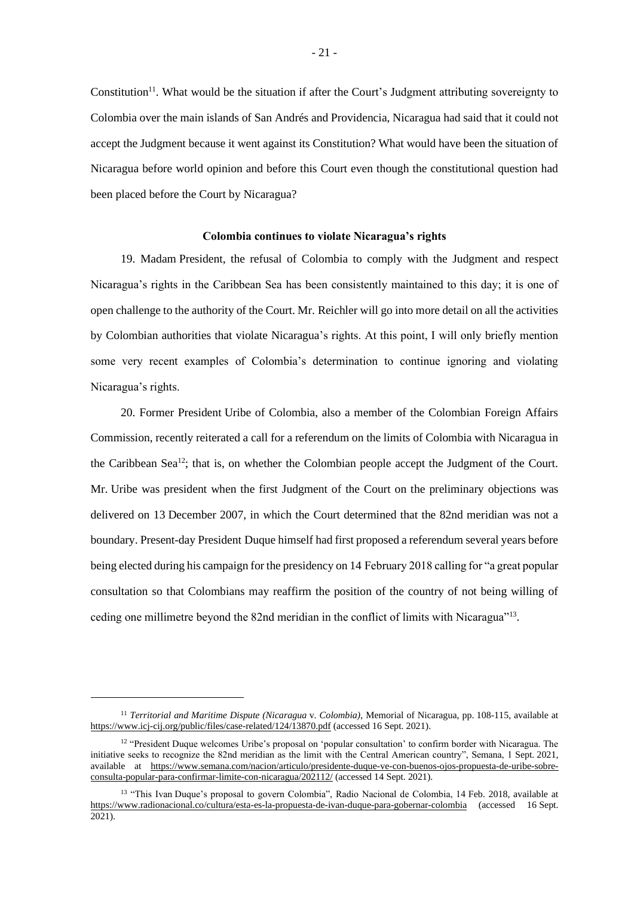Constitution[11]. What would be the situation if after the Court's Judgment attributing sovereignty to Colombia over the main islands of San Andrés and Providencia, Nicaragua had said that it could not accept the Judgment because it went against its Constitution? What would have been the situation of Nicaragua before world opinion and before this Court even though the constitutional question had been placed before the Court by Nicaragua?

**Colombia continues to violate Nicaragua's rights**

19. Madam President, the refusal of Colombia to comply with the Judgment and respect Nicaragua's rights in the Caribbean Sea has been consistently maintained to this day; it is one of open challenge to the authority of the Court. Mr. Reichler will go into more detail on all the activities by Colombian authorities that violate Nicaragua's rights. At this point, I will only briefly mention some very recent examples of Colombia's determination to continue ignoring and violating Nicaragua's rights.

20. Former President Uribe of Colombia, also a member of the Colombian Foreign Affairs Commission, recently reiterated a call for a referendum on the limits of Colombia with Nicaragua in the Caribbean Sea[12]; that is, on whether the Colombian people accept the Judgment of the Court. Mr. Uribe was president when the first Judgment of the Court on the preliminary objections was delivered on 13 December 2007, in which the Court determined that the 82nd meridian was not a boundary. Present-day President Duque himself had first proposed a referendum several years before being elected during his campaign for the presidency on 14 February 2018 calling for "a great popular consultation so that Colombians may reaffirm the position of the country of not being willing of ceding one millimetre beyond the 82nd meridian in the conflict of limits with Nicaragua"[13].

---

[11] *Territorial and Maritime Dispute (Nicaragua* v. *Colombia)*, Memorial of Nicaragua, pp. 108-115, available at https://www.icj-cij.org/public/files/case-related/124/13870.pdf (accessed 16 Sept. 2021).

[12] "President Duque welcomes Uribe's proposal on 'popular consultation' to confirm border with Nicaragua. The initiative seeks to recognize the 82nd meridian as the limit with the Central American country", Semana, 1 Sept. 2021, available at https://www.semana.com/nacion/articulo/presidente-duque-ve-con-buenos-ojos-propuesta-de-uribe-sobre-consulta-popular-para-confirmar-limite-con-nicaragua/202112/ (accessed 14 Sept. 2021).

[13] "This Ivan Duque's proposal to govern Colombia", Radio Nacional de Colombia, 14 Feb. 2018, available at https://www.radionacional.co/cultura/esta-es-la-propuesta-de-ivan-duque-para-gobernar-colombia (accessed 16 Sept. 2021).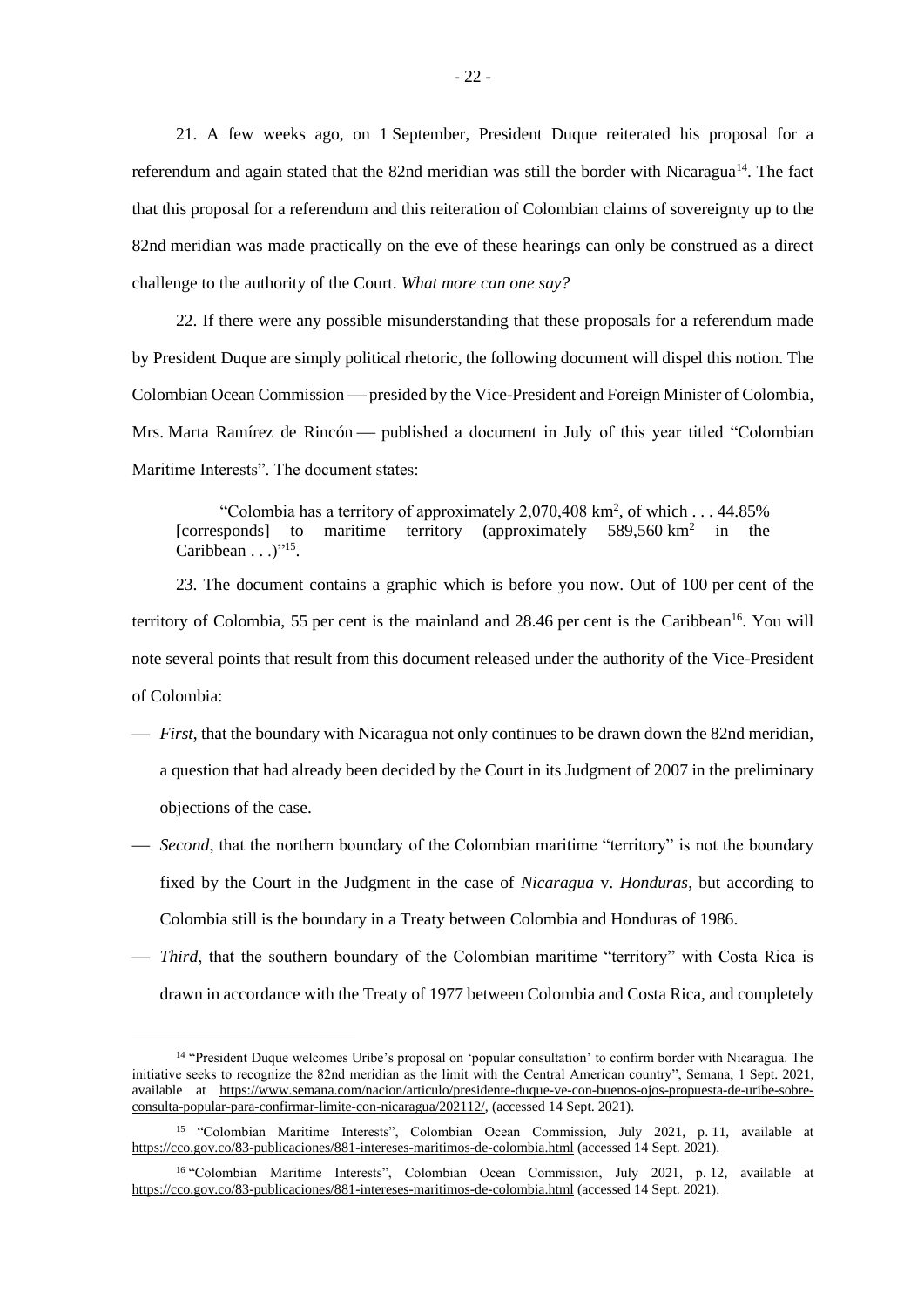21. A few weeks ago, on 1 September, President Duque reiterated his proposal for a referendum and again stated that the 82nd meridian was still the border with Nicaragua[14]. The fact that this proposal for a referendum and this reiteration of Colombian claims of sovereignty up to the 82nd meridian was made practically on the eve of these hearings can only be construed as a direct challenge to the authority of the Court. *What more can one say?*

22. If there were any possible misunderstanding that these proposals for a referendum made by President Duque are simply political rhetoric, the following document will dispel this notion. The Colombian Ocean Commission — presided by the Vice-President and Foreign Minister of Colombia, Mrs. Marta Ramírez de Rincón — published a document in July of this year titled "Colombian Maritime Interests". The document states:

> "Colombia has a territory of approximately 2,070,408 km$^2$, of which . . . 44.85% [corresponds] to maritime territory (approximately 589,560 km$^2$ in the Caribbean . . .)"[15].

23. The document contains a graphic which is before you now. Out of 100 per cent of the territory of Colombia, 55 per cent is the mainland and 28.46 per cent is the Caribbean[16]. You will note several points that result from this document released under the authority of the Vice-President of Colombia:

- *First*, that the boundary with Nicaragua not only continues to be drawn down the 82nd meridian, a question that had already been decided by the Court in its Judgment of 2007 in the preliminary objections of the case.
- *Second*, that the northern boundary of the Colombian maritime "territory" is not the boundary fixed by the Court in the Judgment in the case of *Nicaragua* v. *Honduras*, but according to Colombia still is the boundary in a Treaty between Colombia and Honduras of 1986.
- *Third*, that the southern boundary of the Colombian maritime "territory" with Costa Rica is drawn in accordance with the Treaty of 1977 between Colombia and Costa Rica, and completely

---

[14] "President Duque welcomes Uribe's proposal on 'popular consultation' to confirm border with Nicaragua. The initiative seeks to recognize the 82nd meridian as the limit with the Central American country", Semana, 1 Sept. 2021, available at https://www.semana.com/nacion/articulo/presidente-duque-ve-con-buenos-ojos-propuesta-de-uribe-sobre-consulta-popular-para-confirmar-limite-con-nicaragua/202112/, (accessed 14 Sept. 2021).

[15] "Colombian Maritime Interests", Colombian Ocean Commission, July 2021, p. 11, available at https://cco.gov.co/83-publicaciones/881-intereses-maritimos-de-colombia.html (accessed 14 Sept. 2021).

[16] "Colombian Maritime Interests", Colombian Ocean Commission, July 2021, p. 12, available at https://cco.gov.co/83-publicaciones/881-intereses-maritimos-de-colombia.html (accessed 14 Sept. 2021).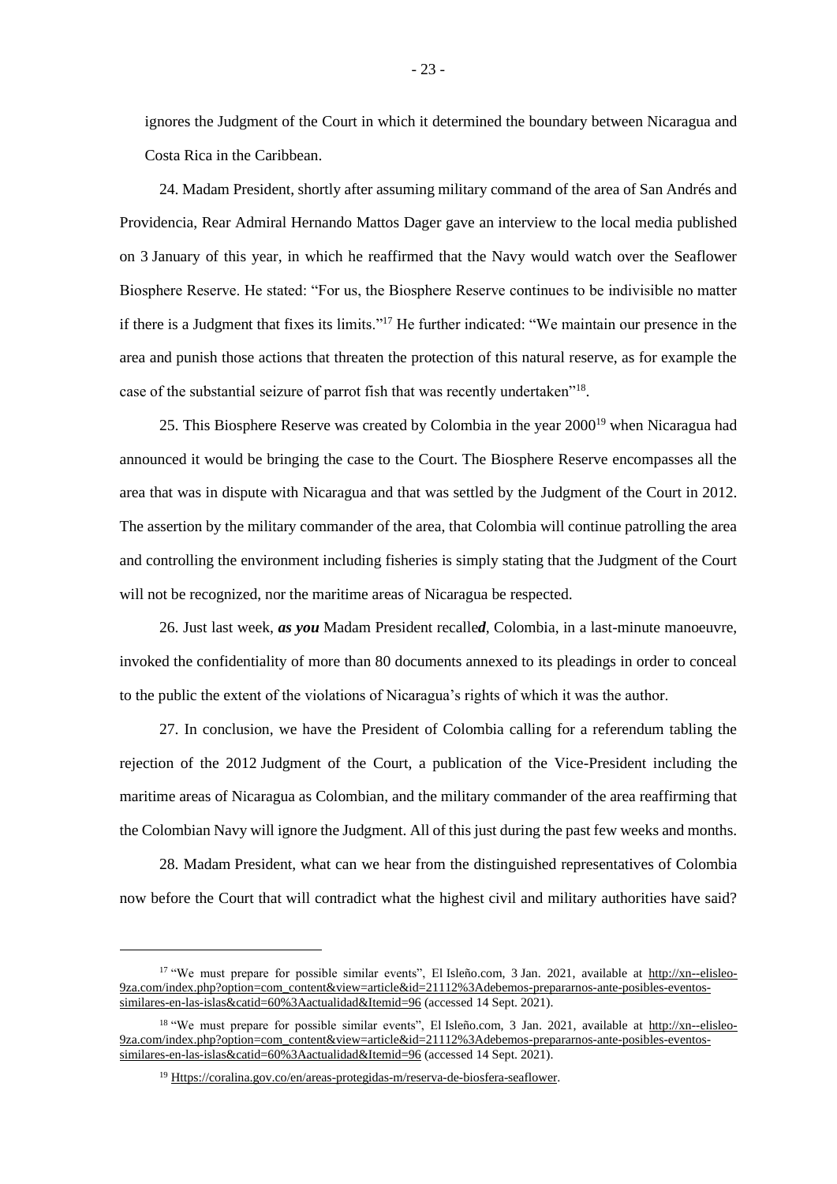ignores the Judgment of the Court in which it determined the boundary between Nicaragua and Costa Rica in the Caribbean.

24. Madam President, shortly after assuming military command of the area of San Andrés and Providencia, Rear Admiral Hernando Mattos Dager gave an interview to the local media published on 3 January of this year, in which he reaffirmed that the Navy would watch over the Seaflower Biosphere Reserve. He stated: "For us, the Biosphere Reserve continues to be indivisible no matter if there is a Judgment that fixes its limits."[17] He further indicated: "We maintain our presence in the area and punish those actions that threaten the protection of this natural reserve, as for example the case of the substantial seizure of parrot fish that was recently undertaken"[18].

25. This Biosphere Reserve was created by Colombia in the year 2000[19] when Nicaragua had announced it would be bringing the case to the Court. The Biosphere Reserve encompasses all the area that was in dispute with Nicaragua and that was settled by the Judgment of the Court in 2012. The assertion by the military commander of the area, that Colombia will continue patrolling the area and controlling the environment including fisheries is simply stating that the Judgment of the Court will not be recognized, nor the maritime areas of Nicaragua be respected.

26. Just last week, ***as you*** Madam President recalle***d***, Colombia, in a last-minute manoeuvre, invoked the confidentiality of more than 80 documents annexed to its pleadings in order to conceal to the public the extent of the violations of Nicaragua's rights of which it was the author.

27. In conclusion, we have the President of Colombia calling for a referendum tabling the rejection of the 2012 Judgment of the Court, a publication of the Vice-President including the maritime areas of Nicaragua as Colombian, and the military commander of the area reaffirming that the Colombian Navy will ignore the Judgment. All of this just during the past few weeks and months.

28. Madam President, what can we hear from the distinguished representatives of Colombia now before the Court that will contradict what the highest civil and military authorities have said?

---

[17] "We must prepare for possible similar events", El Isleño.com, 3 Jan. 2021, available at http://xn--elisleo-9za.com/index.php?option=com_content&view=article&id=21112%3Adebemos-prepararnos-ante-posibles-eventos-similares-en-las-islas&catid=60%3Aactualidad&Itemid=96 (accessed 14 Sept. 2021).

[18] "We must prepare for possible similar events", El Isleño.com, 3 Jan. 2021, available at http://xn--elisleo-9za.com/index.php?option=com_content&view=article&id=21112%3Adebemos-prepararnos-ante-posibles-eventos-similares-en-las-islas&catid=60%3Aactualidad&Itemid=96 (accessed 14 Sept. 2021).

[19] Https://coralina.gov.co/en/areas-protegidas-m/reserva-de-biosfera-seaflower.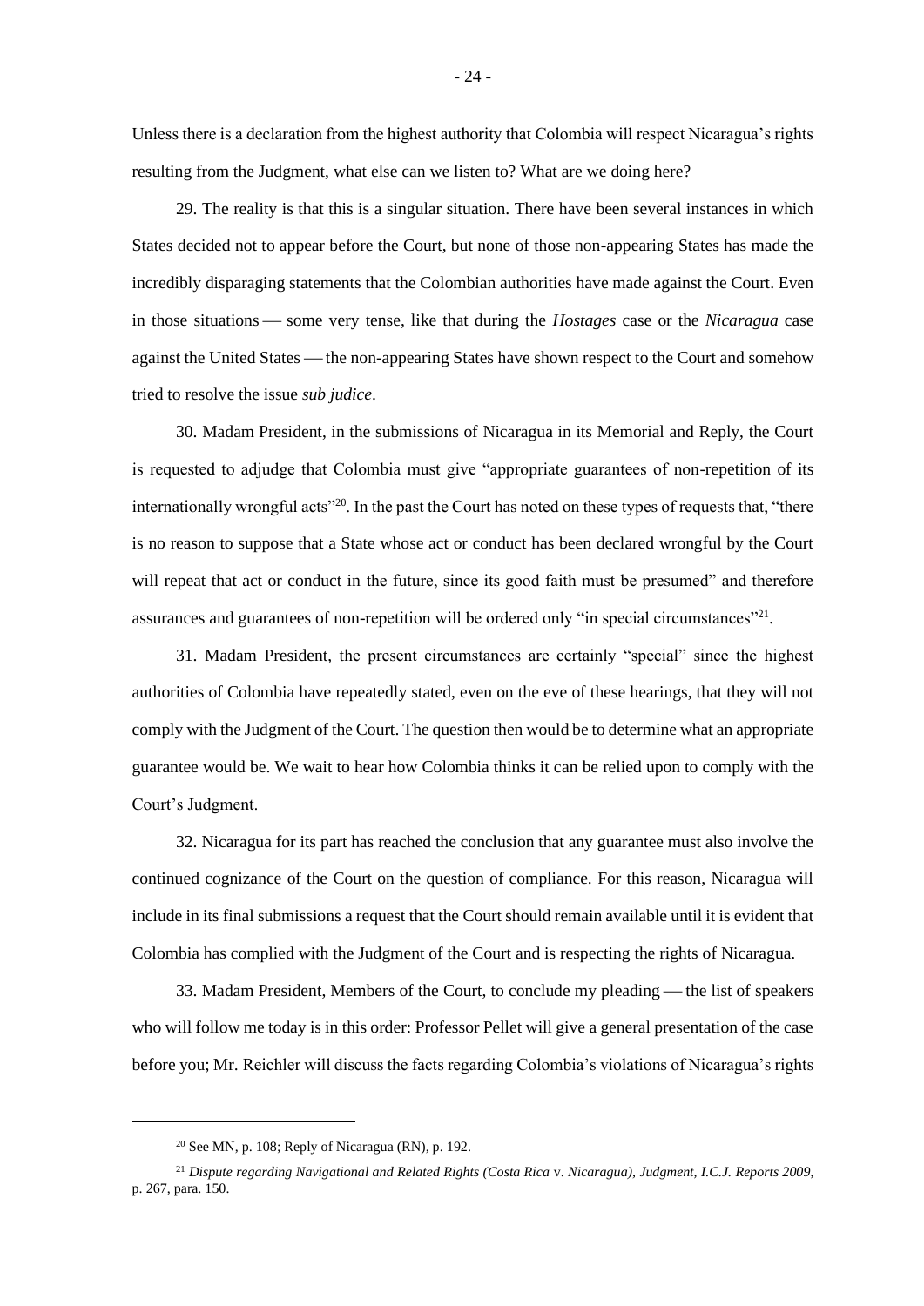Unless there is a declaration from the highest authority that Colombia will respect Nicaragua's rights resulting from the Judgment, what else can we listen to? What are we doing here?

29. The reality is that this is a singular situation. There have been several instances in which States decided not to appear before the Court, but none of those non-appearing States has made the incredibly disparaging statements that the Colombian authorities have made against the Court. Even in those situations — some very tense, like that during the *Hostages* case or the *Nicaragua* case against the United States — the non-appearing States have shown respect to the Court and somehow tried to resolve the issue *sub judice*.

30. Madam President, in the submissions of Nicaragua in its Memorial and Reply, the Court is requested to adjudge that Colombia must give "appropriate guarantees of non-repetition of its internationally wrongful acts"[20]. In the past the Court has noted on these types of requests that, "there is no reason to suppose that a State whose act or conduct has been declared wrongful by the Court will repeat that act or conduct in the future, since its good faith must be presumed" and therefore assurances and guarantees of non-repetition will be ordered only "in special circumstances"[21].

31. Madam President, the present circumstances are certainly "special" since the highest authorities of Colombia have repeatedly stated, even on the eve of these hearings, that they will not comply with the Judgment of the Court. The question then would be to determine what an appropriate guarantee would be. We wait to hear how Colombia thinks it can be relied upon to comply with the Court's Judgment.

32. Nicaragua for its part has reached the conclusion that any guarantee must also involve the continued cognizance of the Court on the question of compliance. For this reason, Nicaragua will include in its final submissions a request that the Court should remain available until it is evident that Colombia has complied with the Judgment of the Court and is respecting the rights of Nicaragua.

33. Madam President, Members of the Court, to conclude my pleading — the list of speakers who will follow me today is in this order: Professor Pellet will give a general presentation of the case before you; Mr. Reichler will discuss the facts regarding Colombia's violations of Nicaragua's rights

---

[20] See MN, p. 108; Reply of Nicaragua (RN), p. 192.

[21] *Dispute regarding Navigational and Related Rights (Costa Rica* v. *Nicaragua), Judgment, I.C.J. Reports 2009*, p. 267, para. 150.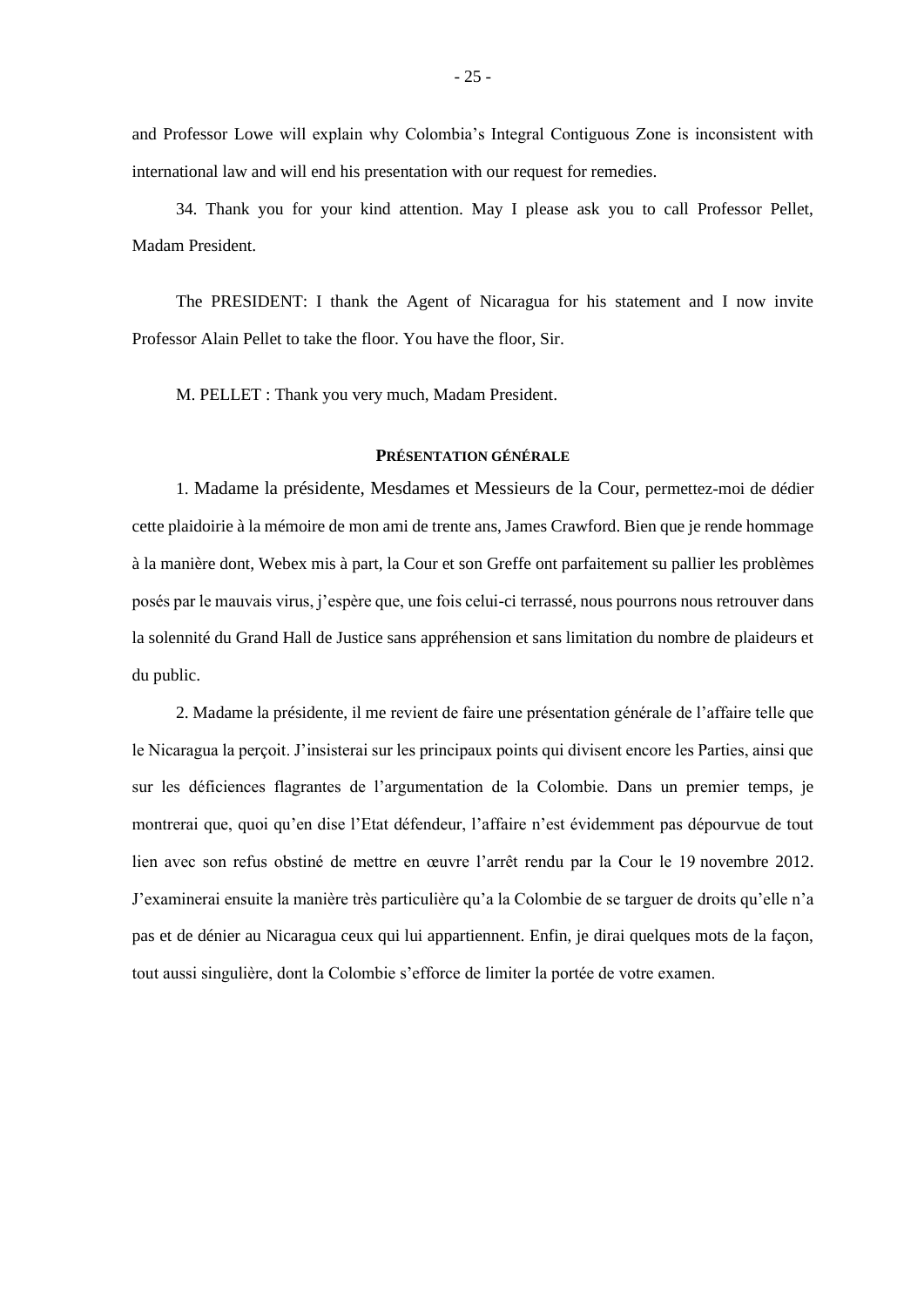and Professor Lowe will explain why Colombia's Integral Contiguous Zone is inconsistent with international law and will end his presentation with our request for remedies.

34. Thank you for your kind attention. May I please ask you to call Professor Pellet, Madam President.

The PRESIDENT: I thank the Agent of Nicaragua for his statement and I now invite Professor Alain Pellet to take the floor. You have the floor, Sir.

M. PELLET : Thank you very much, Madam President.

## PRÉSENTATION GÉNÉRALE

1. Madame la présidente, Mesdames et Messieurs de la Cour, permettez-moi de dédier cette plaidoirie à la mémoire de mon ami de trente ans, James Crawford. Bien que je rende hommage à la manière dont, Webex mis à part, la Cour et son Greffe ont parfaitement su pallier les problèmes posés par le mauvais virus, j'espère que, une fois celui-ci terrassé, nous pourrons nous retrouver dans la solennité du Grand Hall de Justice sans appréhension et sans limitation du nombre de plaideurs et du public.

2. Madame la présidente, il me revient de faire une présentation générale de l'affaire telle que le Nicaragua la perçoit. J'insisterai sur les principaux points qui divisent encore les Parties, ainsi que sur les déficiences flagrantes de l'argumentation de la Colombie. Dans un premier temps, je montrerai que, quoi qu'en dise l'Etat défendeur, l'affaire n'est évidemment pas dépourvue de tout lien avec son refus obstiné de mettre en œuvre l'arrêt rendu par la Cour le 19 novembre 2012. J'examinerai ensuite la manière très particulière qu'a la Colombie de se targuer de droits qu'elle n'a pas et de dénier au Nicaragua ceux qui lui appartiennent. Enfin, je dirai quelques mots de la façon, tout aussi singulière, dont la Colombie s'efforce de limiter la portée de votre examen.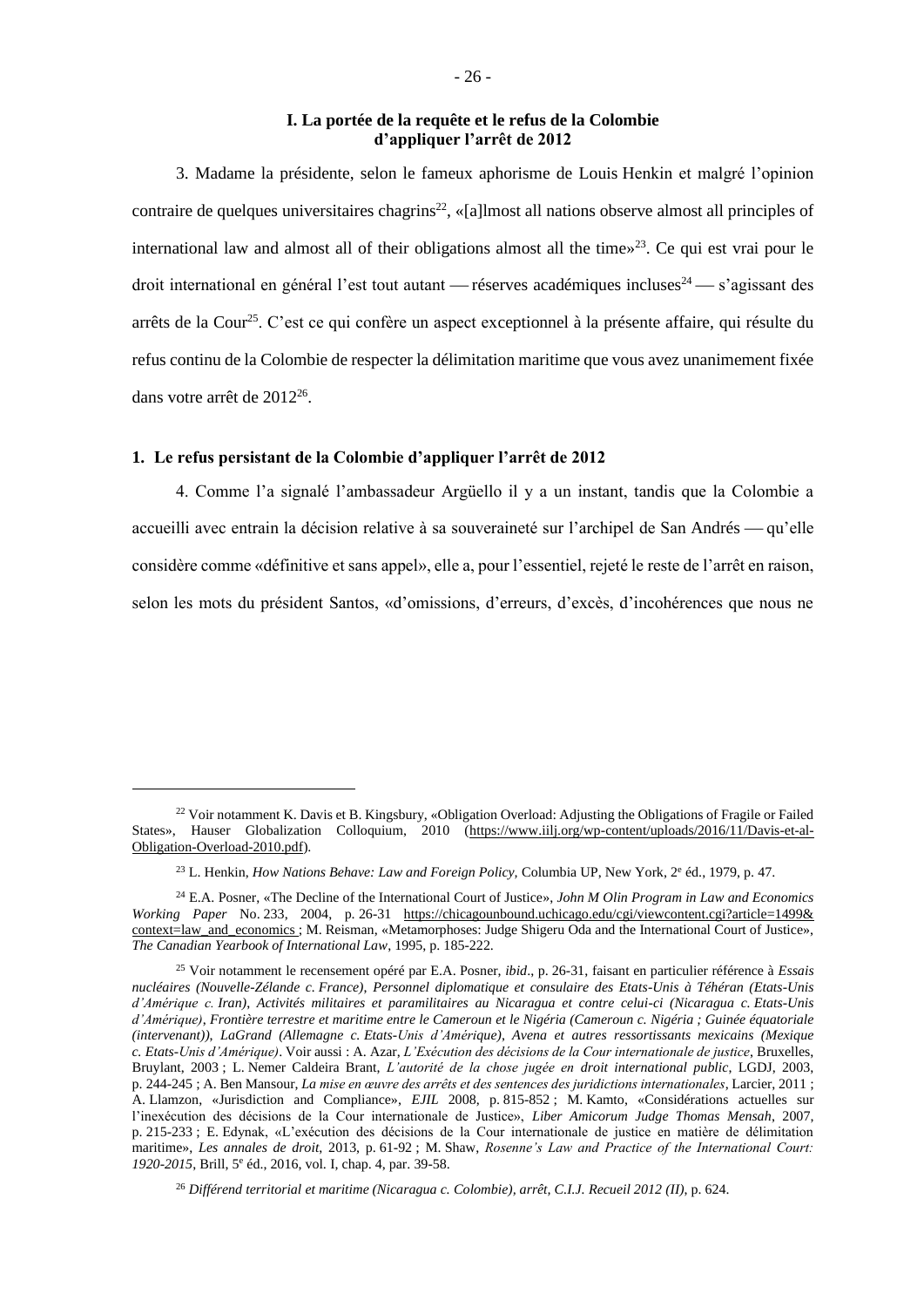### I. La portée de la requête et le refus de la Colombie d'appliquer l'arrêt de 2012

3. Madame la présidente, selon le fameux aphorisme de Louis Henkin et malgré l'opinion contraire de quelques universitaires chagrins[22], «[a]lmost all nations observe almost all principles of international law and almost all of their obligations almost all the time»[23]. Ce qui est vrai pour le droit international en général l'est tout autant — réserves académiques incluses[24] — s'agissant des arrêts de la Cour[25]. C'est ce qui confère un aspect exceptionnel à la présente affaire, qui résulte du refus continu de la Colombie de respecter la délimitation maritime que vous avez unanimement fixée dans votre arrêt de 2012[26].

#### 1. Le refus persistant de la Colombie d'appliquer l'arrêt de 2012

4. Comme l'a signalé l'ambassadeur Argüello il y a un instant, tandis que la Colombie a accueilli avec entrain la décision relative à sa souveraineté sur l'archipel de San Andrés — qu'elle considère comme «définitive et sans appel», elle a, pour l'essentiel, rejeté le reste de l'arrêt en raison, selon les mots du président Santos, «d'omissions, d'erreurs, d'excès, d'incohérences que nous ne

---

[22] Voir notamment K. Davis et B. Kingsbury, «Obligation Overload: Adjusting the Obligations of Fragile or Failed States», Hauser Globalization Colloquium, 2010 (https://www.iilj.org/wp-content/uploads/2016/11/Davis-et-al-Obligation-Overload-2010.pdf).

[23] L. Henkin, *How Nations Behave: Law and Foreign Policy*, Columbia UP, New York, 2e éd., 1979, p. 47.

[24] E.A. Posner, «The Decline of the International Court of Justice», *John M Olin Program in Law and Economics Working Paper* No. 233, 2004, p. 26-31 https://chicagounbound.uchicago.edu/cgi/viewcontent.cgi?article=1499&context=law_and_economics ; M. Reisman, «Metamorphoses: Judge Shigeru Oda and the International Court of Justice», *The Canadian Yearbook of International Law*, 1995, p. 185-222.

[25] Voir notamment le recensement opéré par E.A. Posner, *ibid*., p. 26-31, faisant en particulier référence à *Essais nucléaires (Nouvelle-Zélande c. France)*, *Personnel diplomatique et consulaire des Etats-Unis à Téhéran (Etats-Unis d'Amérique c. Iran)*, *Activités militaires et paramilitaires au Nicaragua et contre celui-ci (Nicaragua c. Etats-Unis d'Amérique)*, *Frontière terrestre et maritime entre le Cameroun et le Nigéria (Cameroun c. Nigéria ; Guinée équatoriale (intervenant))*, *LaGrand (Allemagne c. Etats-Unis d'Amérique)*, *Avena et autres ressortissants mexicains (Mexique c. Etats-Unis d'Amérique)*. Voir aussi : A. Azar, *L'Exécution des décisions de la Cour internationale de justice*, Bruxelles, Bruylant, 2003 ; L. Nemer Caldeira Brant, *L'autorité de la chose jugée en droit international public*, LGDJ, 2003, p. 244-245 ; A. Ben Mansour, *La mise en œuvre des arrêts et des sentences des juridictions internationales*, Larcier, 2011 ; A. Llamzon, «Jurisdiction and Compliance», *EJIL* 2008, p. 815-852 ; M. Kamto, «Considérations actuelles sur l'inexécution des décisions de la Cour internationale de Justice», *Liber Amicorum Judge Thomas Mensah*, 2007, p. 215-233 ; E. Edynak, «L'exécution des décisions de la Cour internationale de justice en matière de délimitation maritime», *Les annales de droit*, 2013, p. 61-92 ; M. Shaw, *Rosenne's Law and Practice of the International Court: 1920-2015*, Brill, 5e éd., 2016, vol. I, chap. 4, par. 39-58.

[26] *Différend territorial et maritime (Nicaragua c. Colombie), arrêt, C.I.J. Recueil 2012 (II)*, p. 624.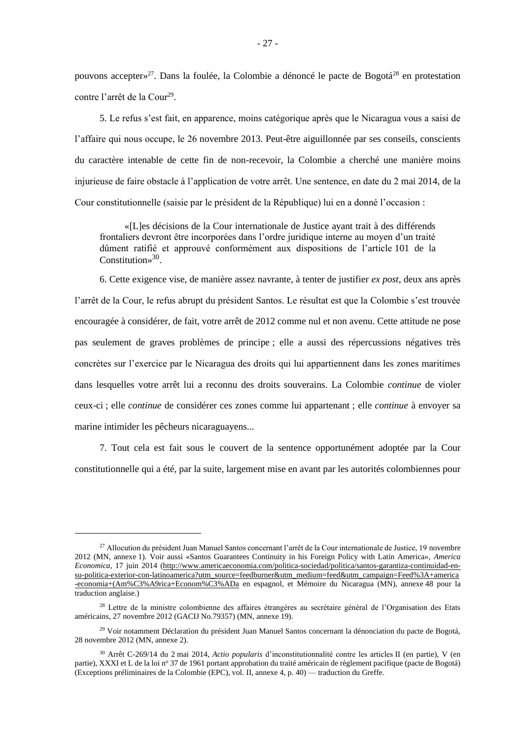pouvons accepter»[27]. Dans la foulée, la Colombie a dénoncé le pacte de Bogotá[28] en protestation contre l'arrêt de la Cour[29].

5. Le refus s'est fait, en apparence, moins catégorique après que le Nicaragua vous a saisi de l'affaire qui nous occupe, le 26 novembre 2013. Peut-être aiguillonnée par ses conseils, conscients du caractère intenable de cette fin de non-recevoir, la Colombie a cherché une manière moins injurieuse de faire obstacle à l'application de votre arrêt. Une sentence, en date du 2 mai 2014, de la Cour constitutionnelle (saisie par le président de la République) lui en a donné l'occasion :

> «[L]es décisions de la Cour internationale de Justice ayant trait à des différends frontaliers devront être incorporées dans l'ordre juridique interne au moyen d'un traité dûment ratifié et approuvé conformément aux dispositions de l'article 101 de la Constitution»[30].

6. Cette exigence vise, de manière assez navrante, à tenter de justifier *ex post*, deux ans après l'arrêt de la Cour, le refus abrupt du président Santos. Le résultat est que la Colombie s'est trouvée encouragée à considérer, de fait, votre arrêt de 2012 comme nul et non avenu. Cette attitude ne pose pas seulement de graves problèmes de principe ; elle a aussi des répercussions négatives très concrètes sur l'exercice par le Nicaragua des droits qui lui appartiennent dans les zones maritimes dans lesquelles votre arrêt lui a reconnu des droits souverains. La Colombie *continue* de violer ceux-ci ; elle *continue* de considérer ces zones comme lui appartenant ; elle *continue* à envoyer sa marine intimider les pêcheurs nicaraguayens...

7. Tout cela est fait sous le couvert de la sentence opportunément adoptée par la Cour constitutionnelle qui a été, par la suite, largement mise en avant par les autorités colombiennes pour

---

[27] Allocution du président Juan Manuel Santos concernant l'arrêt de la Cour internationale de Justice, 19 novembre 2012 (MN, annexe 1). Voir aussi «Santos Guarantees Continuity in his Foreign Policy with Latin America», *America Economica*, 17 juin 2014 (http://www.americaeconomia.com/politica-sociedad/politica/santos-garantiza-continuidad-en-su-politica-exterior-con-latinoamerica?utm_source=feedburner&utm_medium=feed&utm_campaign=Feed%3A+america-economia+(Am%C3%A9rica+Econom%C3%ADa en espagnol, et Mémoire du Nicaragua (MN), annexe 48 pour la traduction anglaise.)

[28] Lettre de la ministre colombienne des affaires étrangères au secrétaire général de l'Organisation des Etats américains, 27 novembre 2012 (GACIJ No.79357) (MN, annexe 19).

[29] Voir notamment Déclaration du président Juan Manuel Santos concernant la dénonciation du pacte de Bogotá, 28 novembre 2012 (MN, annexe 2).

[30] Arrêt C-269/14 du 2 mai 2014, *Actio popularis* d'inconstitutionnalité contre les articles II (en partie), V (en partie), XXXI et L de la loi nº 37 de 1961 portant approbation du traité américain de règlement pacifique (pacte de Bogotá) (Exceptions préliminaires de la Colombie (EPC), vol. II, annexe 4, p. 40) — traduction du Greffe.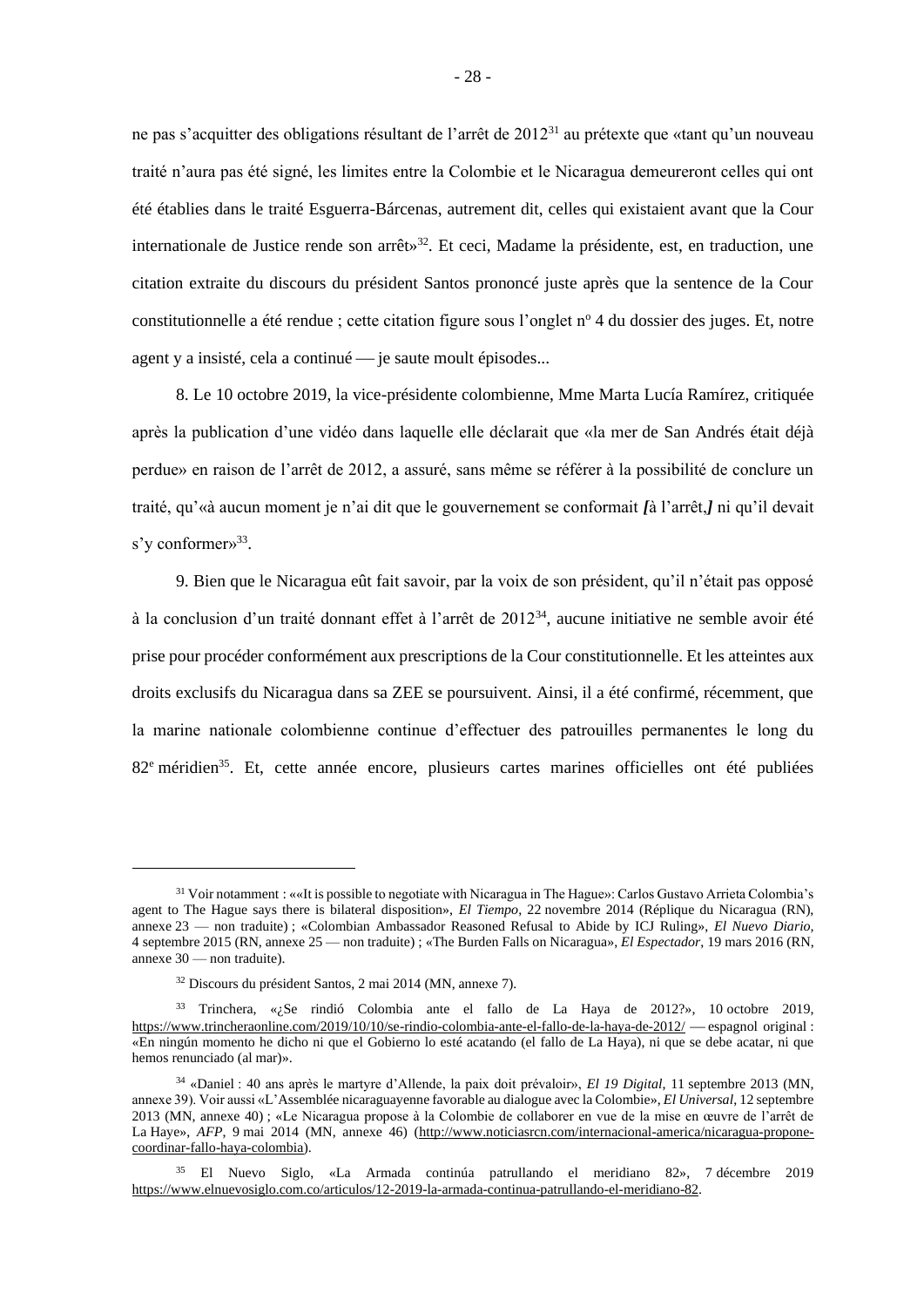ne pas s'acquitter des obligations résultant de l'arrêt de 2012[31] au prétexte que «tant qu'un nouveau traité n'aura pas été signé, les limites entre la Colombie et le Nicaragua demeureront celles qui ont été établies dans le traité Esguerra-Bárcenas, autrement dit, celles qui existaient avant que la Cour internationale de Justice rende son arrêt»[32]. Et ceci, Madame la présidente, est, en traduction, une citation extraite du discours du président Santos prononcé juste après que la sentence de la Cour constitutionnelle a été rendue ; cette citation figure sous l'onglet nº 4 du dossier des juges. Et, notre agent y a insisté, cela a continué — je saute moult épisodes...

8. Le 10 octobre 2019, la vice-présidente colombienne, Mme Marta Lucía Ramírez, critiquée après la publication d'une vidéo dans laquelle elle déclarait que «la mer de San Andrés était déjà perdue» en raison de l'arrêt de 2012, a assuré, sans même se référer à la possibilité de conclure un traité, qu'«à aucun moment je n'ai dit que le gouvernement se conformait ***[***à l'arrêt,***]*** ni qu'il devait s'y conformer»[33].

9. Bien que le Nicaragua eût fait savoir, par la voix de son président, qu'il n'était pas opposé à la conclusion d'un traité donnant effet à l'arrêt de 2012[34], aucune initiative ne semble avoir été prise pour procéder conformément aux prescriptions de la Cour constitutionnelle. Et les atteintes aux droits exclusifs du Nicaragua dans sa ZEE se poursuivent. Ainsi, il a été confirmé, récemment, que la marine nationale colombienne continue d'effectuer des patrouilles permanentes le long du 82e méridien[35]. Et, cette année encore, plusieurs cartes marines officielles ont été publiées

---

[31] Voir notamment : ««It is possible to negotiate with Nicaragua in The Hague»: Carlos Gustavo Arrieta Colombia's agent to The Hague says there is bilateral disposition», *El Tiempo*, 22 novembre 2014 (Réplique du Nicaragua (RN), annexe 23 — non traduite) ; «Colombian Ambassador Reasoned Refusal to Abide by ICJ Ruling», *El Nuevo Diario*, 4 septembre 2015 (RN, annexe 25 — non traduite) ; «The Burden Falls on Nicaragua», *El Espectador*, 19 mars 2016 (RN, annexe 30 — non traduite).

[32] Discours du président Santos, 2 mai 2014 (MN, annexe 7).

[33] Trinchera, «¿Se rindió Colombia ante el fallo de La Haya de 2012?», 10 octobre 2019, https://www.trincheraonline.com/2019/10/10/se-rindio-colombia-ante-el-fallo-de-la-haya-de-2012/ — espagnol original : «En ningún momento he dicho ni que el Gobierno lo esté acatando (el fallo de La Haya), ni que se debe acatar, ni que hemos renunciado (al mar)».

[34] «Daniel : 40 ans après le martyre d'Allende, la paix doit prévaloir», *El 19 Digital*, 11 septembre 2013 (MN, annexe 39). Voir aussi «L'Assemblée nicaraguayenne favorable au dialogue avec la Colombie», *El Universal*, 12 septembre 2013 (MN, annexe 40) ; «Le Nicaragua propose à la Colombie de collaborer en vue de la mise en œuvre de l'arrêt de La Haye», *AFP*, 9 mai 2014 (MN, annexe 46) (http://www.noticiasrcn.com/internacional-america/nicaragua-propone-coordinar-fallo-haya-colombia).

[35] El Nuevo Siglo, «La Armada continúa patrullando el meridiano 82», 7 décembre 2019 https://www.elnuevosiglo.com.co/articulos/12-2019-la-armada-continua-patrullando-el-meridiano-82.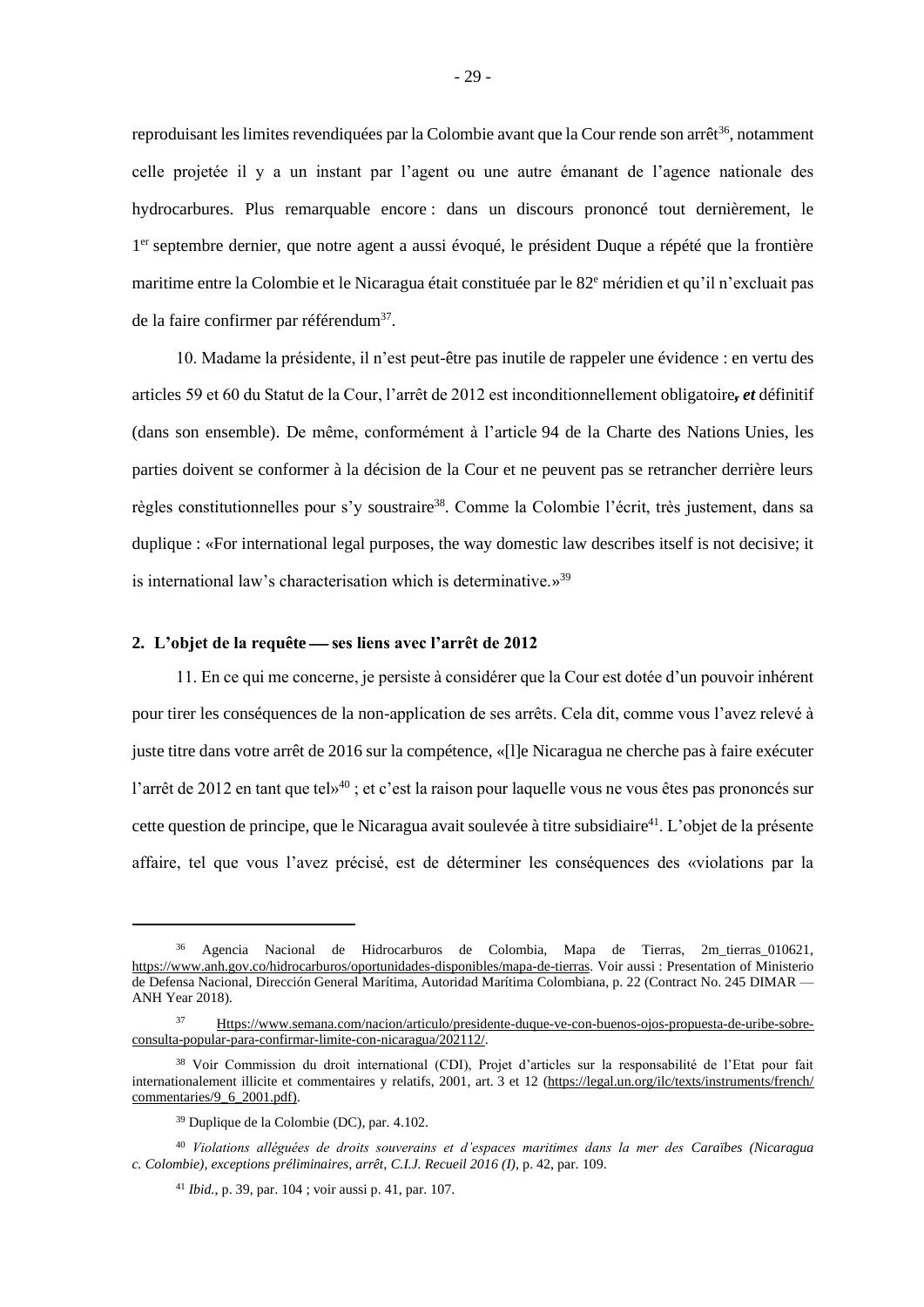reproduisant les limites revendiquées par la Colombie avant que la Cour rende son arrêt[36], notamment celle projetée il y a un instant par l'agent ou une autre émanant de l'agence nationale des hydrocarbures. Plus remarquable encore : dans un discours prononcé tout dernièrement, le 1er septembre dernier, que notre agent a aussi évoqué, le président Duque a répété que la frontière maritime entre la Colombie et le Nicaragua était constituée par le 82e méridien et qu'il n'excluait pas de la faire confirmer par référendum[37].

10. Madame la présidente, il n'est peut-être pas inutile de rappeler une évidence : en vertu des articles 59 et 60 du Statut de la Cour, l'arrêt de 2012 est inconditionnellement obligatoire~~,~~ ***et*** définitif (dans son ensemble). De même, conformément à l'article 94 de la Charte des Nations Unies, les parties doivent se conformer à la décision de la Cour et ne peuvent pas se retrancher derrière leurs règles constitutionnelles pour s'y soustraire[38]. Comme la Colombie l'écrit, très justement, dans sa duplique : «For international legal purposes, the way domestic law describes itself is not decisive; it is international law's characterisation which is determinative.»[39]

### 2. L'objet de la requête — ses liens avec l'arrêt de 2012

11. En ce qui me concerne, je persiste à considérer que la Cour est dotée d'un pouvoir inhérent pour tirer les conséquences de la non-application de ses arrêts. Cela dit, comme vous l'avez relevé à juste titre dans votre arrêt de 2016 sur la compétence, «[l]e Nicaragua ne cherche pas à faire exécuter l'arrêt de 2012 en tant que tel»[40] ; et c'est la raison pour laquelle vous ne vous êtes pas prononcés sur cette question de principe, que le Nicaragua avait soulevée à titre subsidiaire[41]. L'objet de la présente affaire, tel que vous l'avez précisé, est de déterminer les conséquences des «violations par la

---

[36] Agencia Nacional de Hidrocarburos de Colombia, Mapa de Tierras, 2m_tierras_010621, https://www.anh.gov.co/hidrocarburos/oportunidades-disponibles/mapa-de-tierras. Voir aussi : Presentation of Ministerio de Defensa Nacional, Dirección General Marítima, Autoridad Marítima Colombiana, p. 22 (Contract No. 245 DIMAR — ANH Year 2018).

[37] Https://www.semana.com/nacion/articulo/presidente-duque-ve-con-buenos-ojos-propuesta-de-uribe-sobre-consulta-popular-para-confirmar-limite-con-nicaragua/202112/.

[38] Voir Commission du droit international (CDI), Projet d'articles sur la responsabilité de l'Etat pour fait internationalement illicite et commentaires y relatifs, 2001, art. 3 et 12 (https://legal.un.org/ilc/texts/instruments/french/commentaries/9_6_2001.pdf).

[39] Duplique de la Colombie (DC), par. 4.102.

[40] *Violations alléguées de droits souverains et d'espaces maritimes dans la mer des Caraïbes (Nicaragua c. Colombie), exceptions préliminaires, arrêt, C.I.J. Recueil 2016 (I)*, p. 42, par. 109.

[41] *Ibid.*, p. 39, par. 104 ; voir aussi p. 41, par. 107.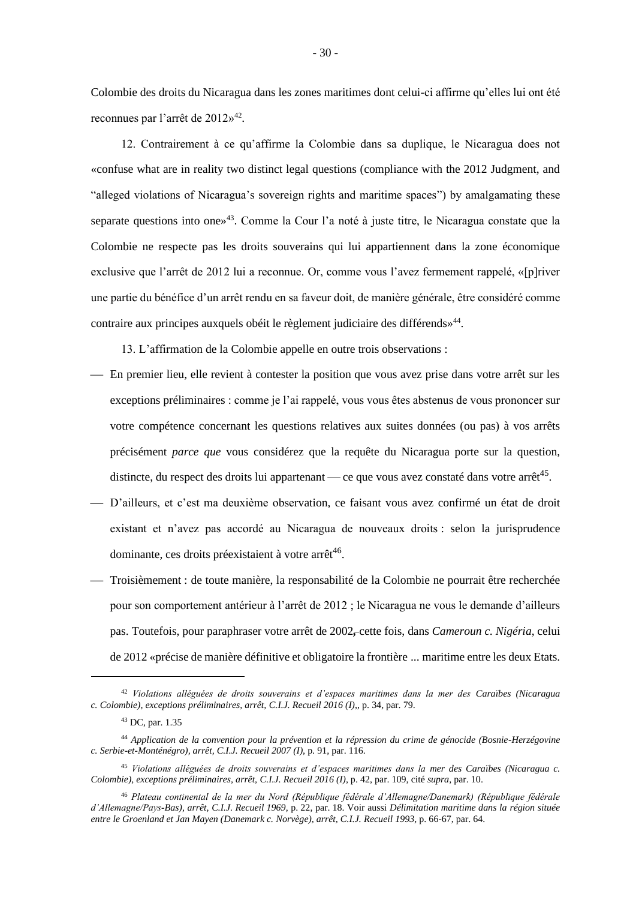Colombie des droits du Nicaragua dans les zones maritimes dont celui-ci affirme qu'elles lui ont été reconnues par l'arrêt de 2012»[42].

12. Contrairement à ce qu'affirme la Colombie dans sa duplique, le Nicaragua does not «confuse what are in reality two distinct legal questions (compliance with the 2012 Judgment, and "alleged violations of Nicaragua's sovereign rights and maritime spaces") by amalgamating these separate questions into one»[43]. Comme la Cour l'a noté à juste titre, le Nicaragua constate que la Colombie ne respecte pas les droits souverains qui lui appartiennent dans la zone économique exclusive que l'arrêt de 2012 lui a reconnue. Or, comme vous l'avez fermement rappelé, «[p]river une partie du bénéfice d'un arrêt rendu en sa faveur doit, de manière générale, être considéré comme contraire aux principes auxquels obéit le règlement judiciaire des différends»[44].

13. L'affirmation de la Colombie appelle en outre trois observations :

- En premier lieu, elle revient à contester la position que vous avez prise dans votre arrêt sur les exceptions préliminaires : comme je l'ai rappelé, vous vous êtes abstenus de vous prononcer sur votre compétence concernant les questions relatives aux suites données (ou pas) à vos arrêts précisément *parce que* vous considérez que la requête du Nicaragua porte sur la question, distincte, du respect des droits lui appartenant — ce que vous avez constaté dans votre arrêt[45].
- D'ailleurs, et c'est ma deuxième observation, ce faisant vous avez confirmé un état de droit existant et n'avez pas accordé au Nicaragua de nouveaux droits : selon la jurisprudence dominante, ces droits préexistaient à votre arrêt[46].
- Troisièmement : de toute manière, la responsabilité de la Colombie ne pourrait être recherchée pour son comportement antérieur à l'arrêt de 2012 ; le Nicaragua ne vous le demande d'ailleurs pas. Toutefois, pour paraphraser votre arrêt de 2002, cette fois, dans *Cameroun c. Nigéria*, celui de 2012 «précise de manière définitive et obligatoire la frontière ... maritime entre les deux Etats.

---

[42] *Violations alléguées de droits souverains et d'espaces maritimes dans la mer des Caraïbes (Nicaragua c. Colombie), exceptions préliminaires, arrêt, C.I.J. Recueil 2016 (I)*,, p. 34, par. 79.

[43] DC, par. 1.35

[44] *Application de la convention pour la prévention et la répression du crime de génocide (Bosnie-Herzégovine c. Serbie-et-Monténégro), arrêt, C.I.J. Recueil 2007 (I)*, p. 91, par. 116.

[45] *Violations alléguées de droits souverains et d'espaces maritimes dans la mer des Caraïbes (Nicaragua c. Colombie), exceptions préliminaires, arrêt, C.I.J. Recueil 2016 (I)*, p. 42, par. 109, cité *supra*, par. 10.

[46] *Plateau continental de la mer du Nord (République fédérale d'Allemagne/Danemark) (République fédérale d'Allemagne/Pays-Bas), arrêt, C.I.J. Recueil 1969*, p. 22, par. 18. Voir aussi *Délimitation maritime dans la région située entre le Groenland et Jan Mayen (Danemark c. Norvège), arrêt, C.I.J. Recueil 1993*, p. 66-67, par. 64.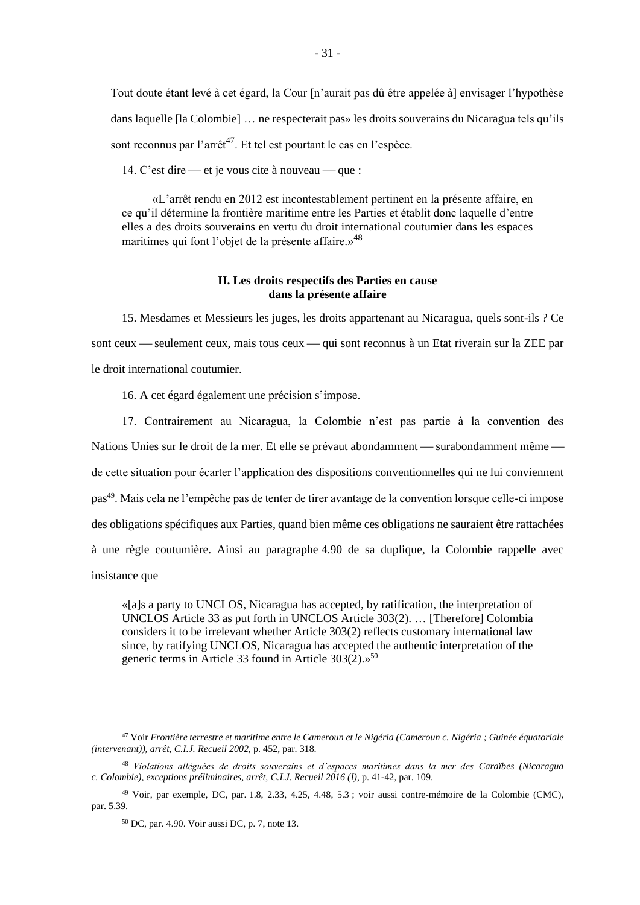Tout doute étant levé à cet égard, la Cour [n'aurait pas dû être appelée à] envisager l'hypothèse dans laquelle [la Colombie] … ne respecterait pas» les droits souverains du Nicaragua tels qu'ils sont reconnus par l'arrêt[47]. Et tel est pourtant le cas en l'espèce.

14. C'est dire — et je vous cite à nouveau — que :

> «L'arrêt rendu en 2012 est incontestablement pertinent en la présente affaire, en ce qu'il détermine la frontière maritime entre les Parties et établit donc laquelle d'entre elles a des droits souverains en vertu du droit international coutumier dans les espaces maritimes qui font l'objet de la présente affaire.»[48]

### II. Les droits respectifs des Parties en cause dans la présente affaire

15. Mesdames et Messieurs les juges, les droits appartenant au Nicaragua, quels sont-ils ? Ce sont ceux — seulement ceux, mais tous ceux — qui sont reconnus à un Etat riverain sur la ZEE par le droit international coutumier.

16. A cet égard également une précision s'impose.

17. Contrairement au Nicaragua, la Colombie n'est pas partie à la convention des Nations Unies sur le droit de la mer. Et elle se prévaut abondamment — surabondamment même — de cette situation pour écarter l'application des dispositions conventionnelles qui ne lui conviennent pas[49]. Mais cela ne l'empêche pas de tenter de tirer avantage de la convention lorsque celle-ci impose des obligations spécifiques aux Parties, quand bien même ces obligations ne sauraient être rattachées à une règle coutumière. Ainsi au paragraphe 4.90 de sa duplique, la Colombie rappelle avec insistance que

> «[a]s a party to UNCLOS, Nicaragua has accepted, by ratification, the interpretation of UNCLOS Article 33 as put forth in UNCLOS Article 303(2). … [Therefore] Colombia considers it to be irrelevant whether Article 303(2) reflects customary international law since, by ratifying UNCLOS, Nicaragua has accepted the authentic interpretation of the generic terms in Article 33 found in Article 303(2).»[50]

---

[47] Voir *Frontière terrestre et maritime entre le Cameroun et le Nigéria (Cameroun c. Nigéria ; Guinée équatoriale (intervenant)), arrêt, C.I.J. Recueil 2002*, p. 452, par. 318.

[48] *Violations alléguées de droits souverains et d'espaces maritimes dans la mer des Caraïbes (Nicaragua c. Colombie), exceptions préliminaires, arrêt, C.I.J. Recueil 2016 (I)*, p. 41-42, par. 109.

[49] Voir, par exemple, DC, par. 1.8, 2.33, 4.25, 4.48, 5.3 ; voir aussi contre-mémoire de la Colombie (CMC), par. 5.39.

[50] DC, par. 4.90. Voir aussi DC, p. 7, note 13.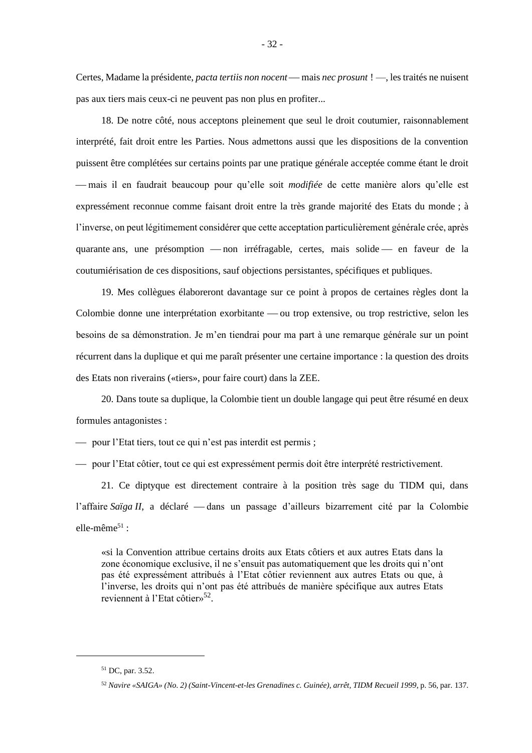Certes, Madame la présidente, *pacta tertiis non nocent* — mais *nec prosunt* ! —, les traités ne nuisent pas aux tiers mais ceux-ci ne peuvent pas non plus en profiter...

18. De notre côté, nous acceptons pleinement que seul le droit coutumier, raisonnablement interprété, fait droit entre les Parties. Nous admettons aussi que les dispositions de la convention puissent être complétées sur certains points par une pratique générale acceptée comme étant le droit — mais il en faudrait beaucoup pour qu'elle soit *modifiée* de cette manière alors qu'elle est expressément reconnue comme faisant droit entre la très grande majorité des Etats du monde ; à l'inverse, on peut légitimement considérer que cette acceptation particulièrement générale crée, après quarante ans, une présomption — non irréfragable, certes, mais solide — en faveur de la coutumiérisation de ces dispositions, sauf objections persistantes, spécifiques et publiques.

19. Mes collègues élaboreront davantage sur ce point à propos de certaines règles dont la Colombie donne une interprétation exorbitante — ou trop extensive, ou trop restrictive, selon les besoins de sa démonstration. Je m'en tiendrai pour ma part à une remarque générale sur un point récurrent dans la duplique et qui me paraît présenter une certaine importance : la question des droits des Etats non riverains («tiers», pour faire court) dans la ZEE.

20. Dans toute sa duplique, la Colombie tient un double langage qui peut être résumé en deux formules antagonistes :

— pour l'Etat tiers, tout ce qui n'est pas interdit est permis ;

— pour l'Etat côtier, tout ce qui est expressément permis doit être interprété restrictivement.

21. Ce diptyque est directement contraire à la position très sage du TIDM qui, dans l'affaire *Saïga II*, a déclaré — dans un passage d'ailleurs bizarrement cité par la Colombie elle-même[51] :

> «si la Convention attribue certains droits aux Etats côtiers et aux autres Etats dans la zone économique exclusive, il ne s'ensuit pas automatiquement que les droits qui n'ont pas été expressément attribués à l'Etat côtier reviennent aux autres Etats ou que, à l'inverse, les droits qui n'ont pas été attribués de manière spécifique aux autres Etats reviennent à l'Etat côtier»[52].

---

[51] DC, par. 3.52.

[52] *Navire «SAIGA» (No. 2) (Saint-Vincent-et-les Grenadines c. Guinée), arrêt, TIDM Recueil 1999*, p. 56, par. 137.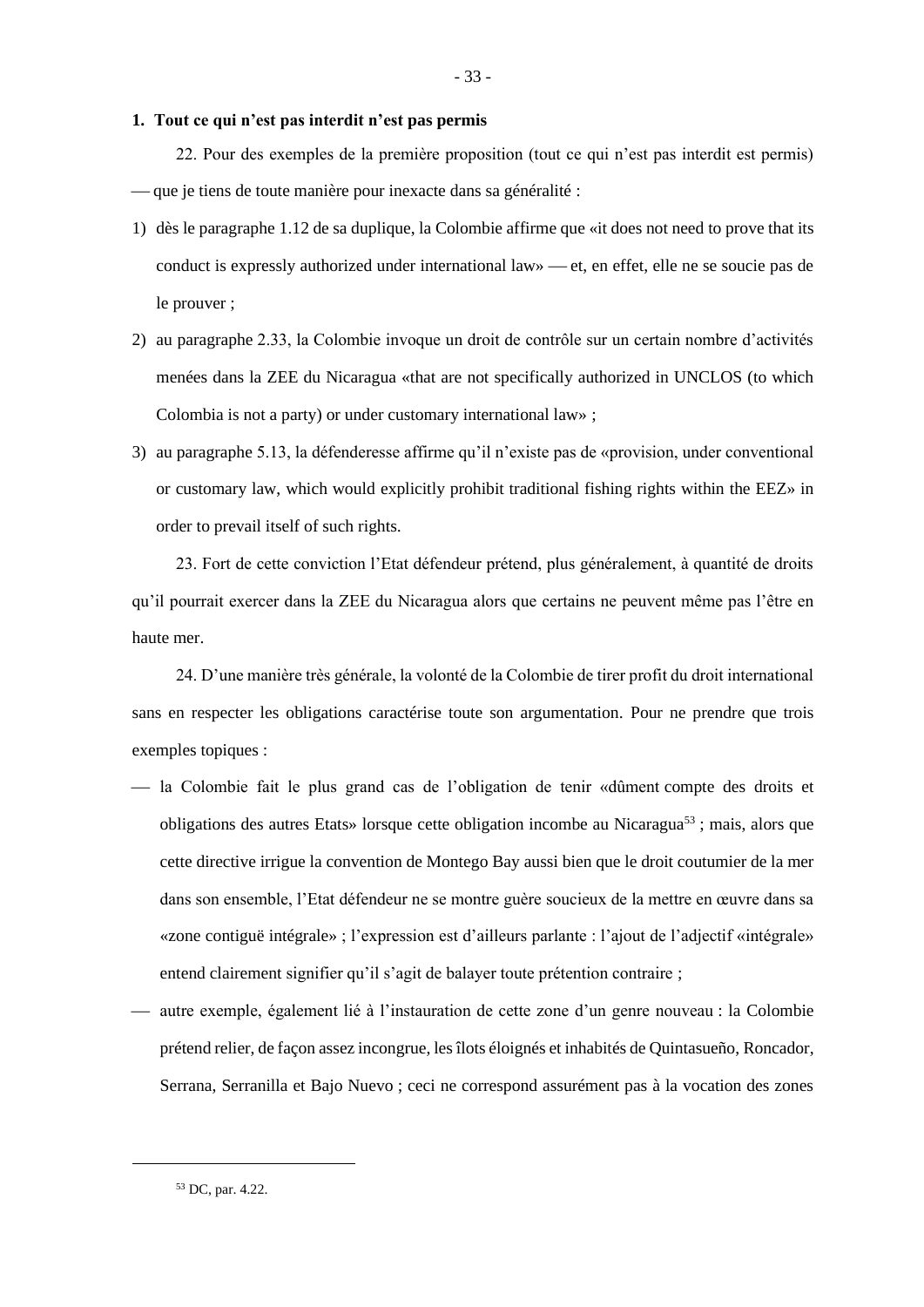### 1. Tout ce qui n'est pas interdit n'est pas permis

22. Pour des exemples de la première proposition (tout ce qui n'est pas interdit est permis) — que je tiens de toute manière pour inexacte dans sa généralité :

1) dès le paragraphe 1.12 de sa duplique, la Colombie affirme que «it does not need to prove that its conduct is expressly authorized under international law» — et, en effet, elle ne se soucie pas de le prouver ;
2) au paragraphe 2.33, la Colombie invoque un droit de contrôle sur un certain nombre d'activités menées dans la ZEE du Nicaragua «that are not specifically authorized in UNCLOS (to which Colombia is not a party) or under customary international law» ;
3) au paragraphe 5.13, la défenderesse affirme qu'il n'existe pas de «provision, under conventional or customary law, which would explicitly prohibit traditional fishing rights within the EEZ» in order to prevail itself of such rights.

23. Fort de cette conviction l'Etat défendeur prétend, plus généralement, à quantité de droits qu'il pourrait exercer dans la ZEE du Nicaragua alors que certains ne peuvent même pas l'être en haute mer.

24. D'une manière très générale, la volonté de la Colombie de tirer profit du droit international sans en respecter les obligations caractérise toute son argumentation. Pour ne prendre que trois exemples topiques :

— la Colombie fait le plus grand cas de l'obligation de tenir «dûment compte des droits et obligations des autres Etats» lorsque cette obligation incombe au Nicaragua[53] ; mais, alors que cette directive irrigue la convention de Montego Bay aussi bien que le droit coutumier de la mer dans son ensemble, l'Etat défendeur ne se montre guère soucieux de la mettre en œuvre dans sa «zone contiguë intégrale» ; l'expression est d'ailleurs parlante : l'ajout de l'adjectif «intégrale» entend clairement signifier qu'il s'agit de balayer toute prétention contraire ;
— autre exemple, également lié à l'instauration de cette zone d'un genre nouveau : la Colombie prétend relier, de façon assez incongrue, les îlots éloignés et inhabités de Quintasueño, Roncador, Serrana, Serranilla et Bajo Nuevo ; ceci ne correspond assurément pas à la vocation des zones

[53] DC, par. 4.22.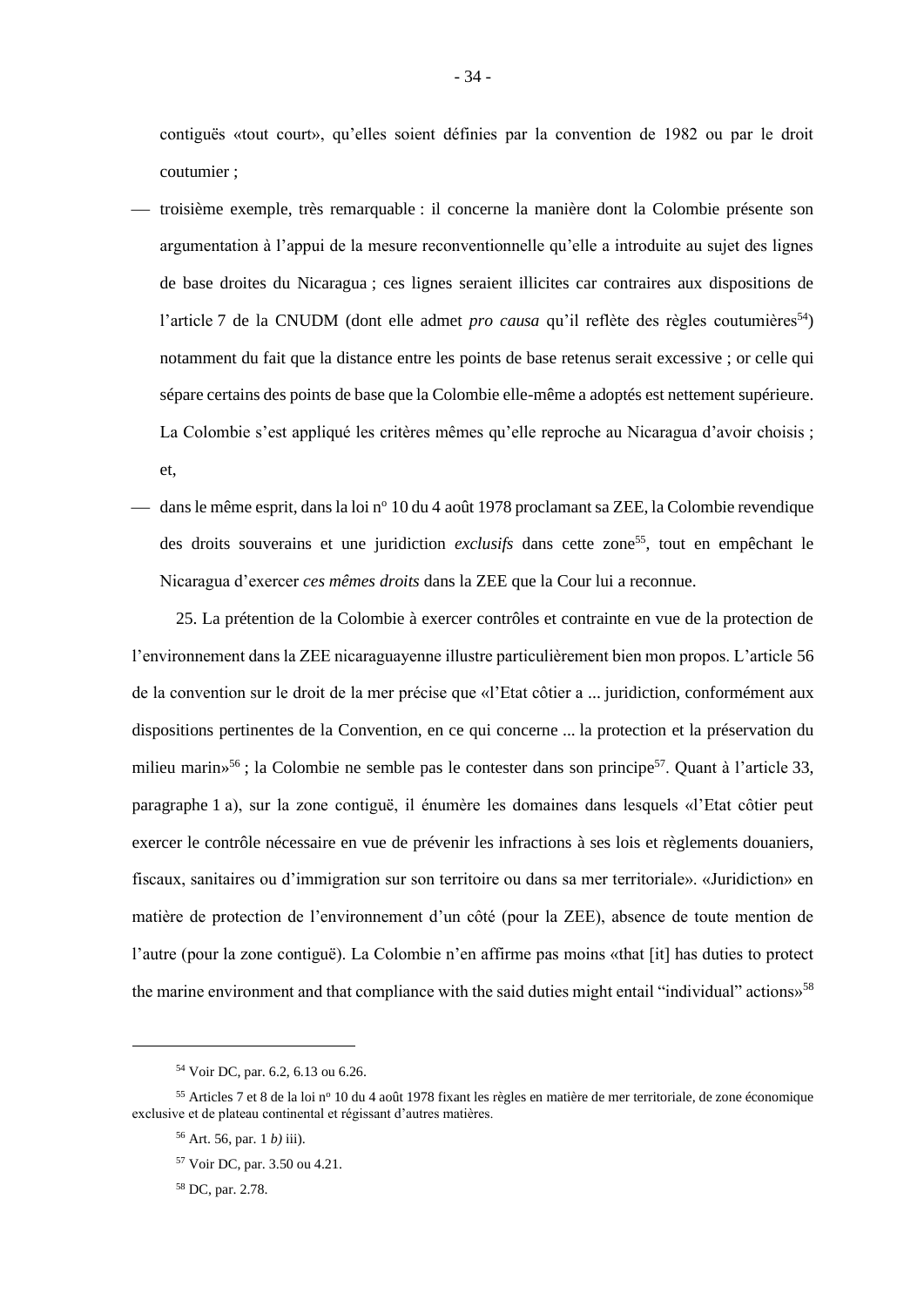contiguës «tout court», qu'elles soient définies par la convention de 1982 ou par le droit coutumier ;

— troisième exemple, très remarquable : il concerne la manière dont la Colombie présente son argumentation à l'appui de la mesure reconventionnelle qu'elle a introduite au sujet des lignes de base droites du Nicaragua ; ces lignes seraient illicites car contraires aux dispositions de l'article 7 de la CNUDM (dont elle admet *pro causa* qu'il reflète des règles coutumières[54]) notamment du fait que la distance entre les points de base retenus serait excessive ; or celle qui sépare certains des points de base que la Colombie elle-même a adoptés est nettement supérieure. La Colombie s'est appliqué les critères mêmes qu'elle reproche au Nicaragua d'avoir choisis ; et,

— dans le même esprit, dans la loi nº 10 du 4 août 1978 proclamant sa ZEE, la Colombie revendique des droits souverains et une juridiction *exclusifs* dans cette zone[55], tout en empêchant le Nicaragua d'exercer *ces mêmes droits* dans la ZEE que la Cour lui a reconnue.

25. La prétention de la Colombie à exercer contrôles et contrainte en vue de la protection de l'environnement dans la ZEE nicaraguayenne illustre particulièrement bien mon propos. L'article 56 de la convention sur le droit de la mer précise que «l'Etat côtier a ... juridiction, conformément aux dispositions pertinentes de la Convention, en ce qui concerne ... la protection et la préservation du milieu marin»[56] ; la Colombie ne semble pas le contester dans son principe[57]. Quant à l'article 33, paragraphe 1 a), sur la zone contiguë, il énumère les domaines dans lesquels «l'Etat côtier peut exercer le contrôle nécessaire en vue de prévenir les infractions à ses lois et règlements douaniers, fiscaux, sanitaires ou d'immigration sur son territoire ou dans sa mer territoriale». «Juridiction» en matière de protection de l'environnement d'un côté (pour la ZEE), absence de toute mention de l'autre (pour la zone contiguë). La Colombie n'en affirme pas moins «that [it] has duties to protect the marine environment and that compliance with the said duties might entail "individual" actions»[58]

---

[54] Voir DC, par. 6.2, 6.13 ou 6.26.

[55] Articles 7 et 8 de la loi nº 10 du 4 août 1978 fixant les règles en matière de mer territoriale, de zone économique exclusive et de plateau continental et régissant d'autres matières.

[56] Art. 56, par. 1 *b)* iii).

[57] Voir DC, par. 3.50 ou 4.21.

[58] DC, par. 2.78.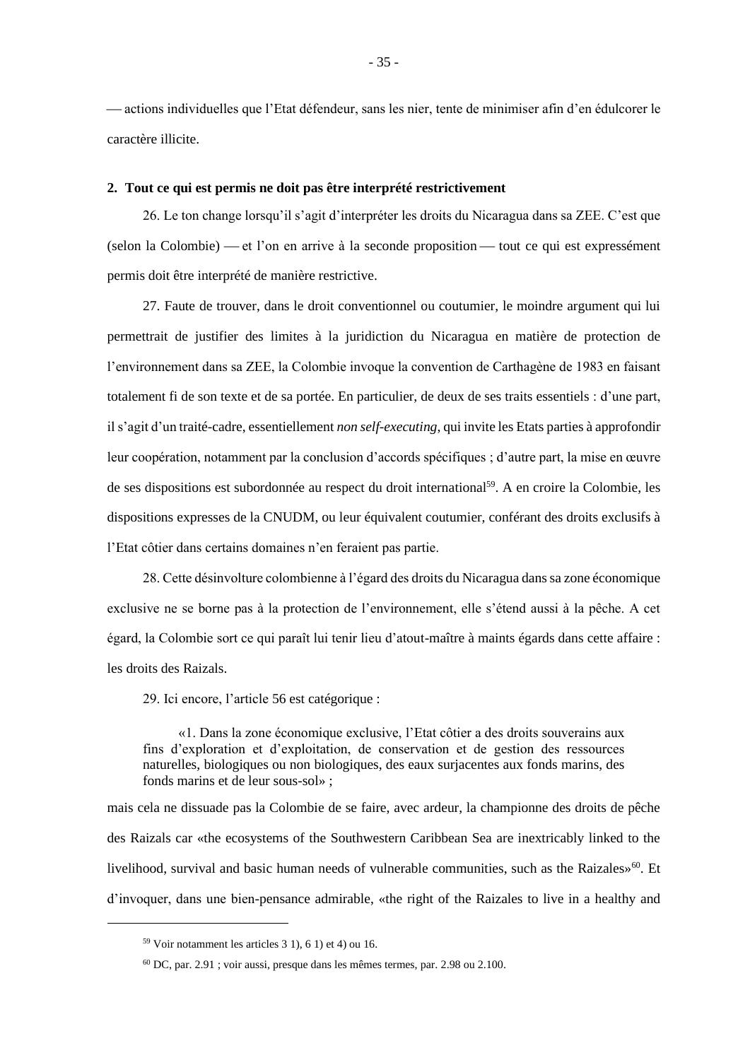— actions individuelles que l'Etat défendeur, sans les nier, tente de minimiser afin d'en édulcorer le caractère illicite.

**2. Tout ce qui est permis ne doit pas être interprété restrictivement**

26. Le ton change lorsqu'il s'agit d'interpréter les droits du Nicaragua dans sa ZEE. C'est que (selon la Colombie) — et l'on en arrive à la seconde proposition — tout ce qui est expressément permis doit être interprété de manière restrictive.

27. Faute de trouver, dans le droit conventionnel ou coutumier, le moindre argument qui lui permettrait de justifier des limites à la juridiction du Nicaragua en matière de protection de l'environnement dans sa ZEE, la Colombie invoque la convention de Carthagène de 1983 en faisant totalement fi de son texte et de sa portée. En particulier, de deux de ses traits essentiels : d'une part, il s'agit d'un traité-cadre, essentiellement *non self-executing*, qui invite les Etats parties à approfondir leur coopération, notamment par la conclusion d'accords spécifiques ; d'autre part, la mise en œuvre de ses dispositions est subordonnée au respect du droit international[59]. A en croire la Colombie, les dispositions expresses de la CNUDM, ou leur équivalent coutumier, conférant des droits exclusifs à l'Etat côtier dans certains domaines n'en feraient pas partie.

28. Cette désinvolture colombienne à l'égard des droits du Nicaragua dans sa zone économique exclusive ne se borne pas à la protection de l'environnement, elle s'étend aussi à la pêche. A cet égard, la Colombie sort ce qui paraît lui tenir lieu d'atout-maître à maints égards dans cette affaire : les droits des Raizals.

29. Ici encore, l'article 56 est catégorique :

> «1. Dans la zone économique exclusive, l'Etat côtier a des droits souverains aux fins d'exploration et d'exploitation, de conservation et de gestion des ressources naturelles, biologiques ou non biologiques, des eaux surjacentes aux fonds marins, des fonds marins et de leur sous-sol» ;

mais cela ne dissuade pas la Colombie de se faire, avec ardeur, la championne des droits de pêche des Raizals car «the ecosystems of the Southwestern Caribbean Sea are inextricably linked to the livelihood, survival and basic human needs of vulnerable communities, such as the Raizales»[60]. Et d'invoquer, dans une bien-pensance admirable, «the right of the Raizales to live in a healthy and

---

[59] Voir notamment les articles 3 1), 6 1) et 4) ou 16.

[60] DC, par. 2.91 ; voir aussi, presque dans les mêmes termes, par. 2.98 ou 2.100.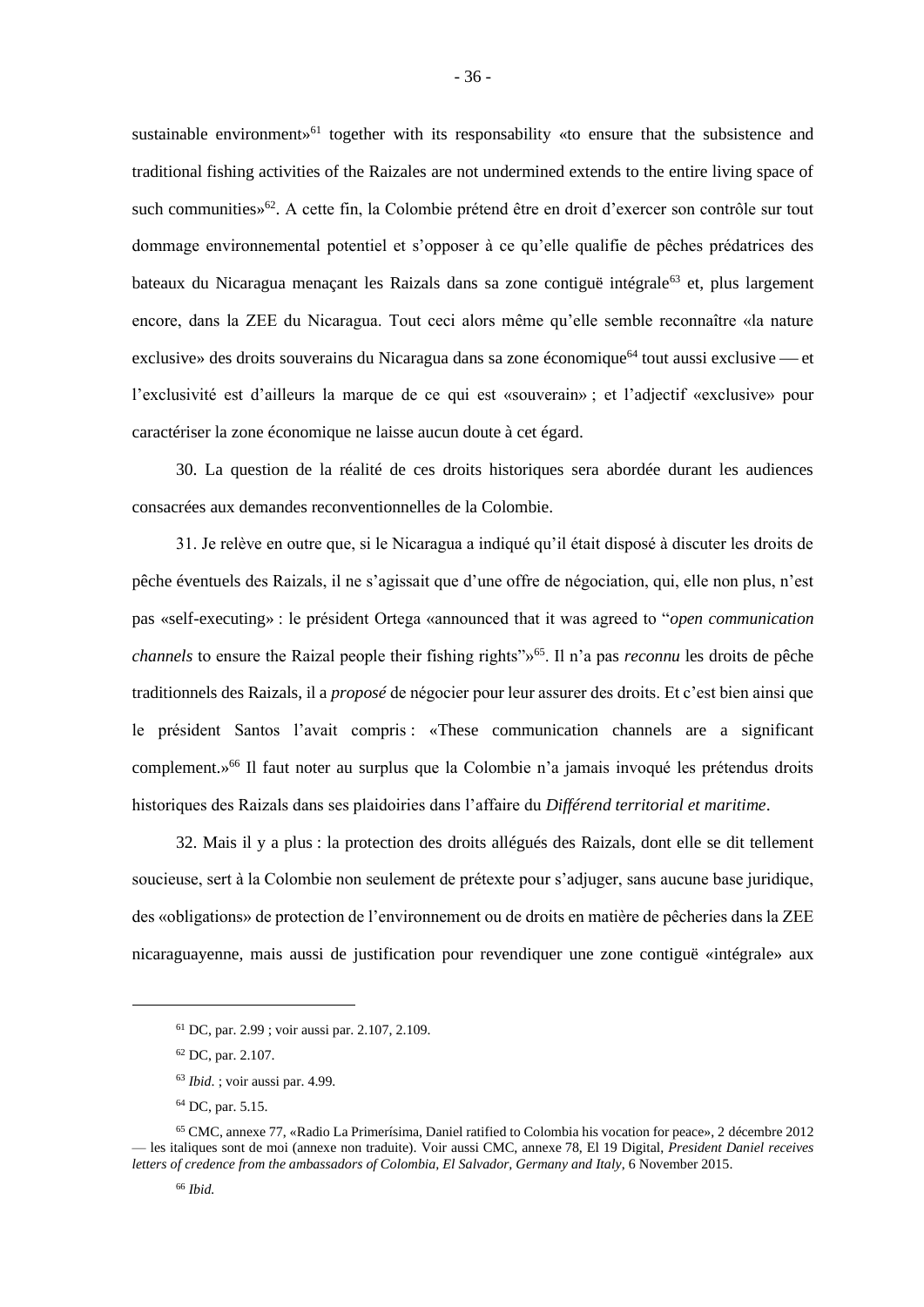sustainable environment»[61] together with its responsability «to ensure that the subsistence and traditional fishing activities of the Raizales are not undermined extends to the entire living space of such communities»[62]. A cette fin, la Colombie prétend être en droit d'exercer son contrôle sur tout dommage environnemental potentiel et s'opposer à ce qu'elle qualifie de pêches prédatrices des bateaux du Nicaragua menaçant les Raizals dans sa zone contiguë intégrale[63] et, plus largement encore, dans la ZEE du Nicaragua. Tout ceci alors même qu'elle semble reconnaître «la nature exclusive» des droits souverains du Nicaragua dans sa zone économique[64] tout aussi exclusive — et l'exclusivité est d'ailleurs la marque de ce qui est «souverain» ; et l'adjectif «exclusive» pour caractériser la zone économique ne laisse aucun doute à cet égard.

30. La question de la réalité de ces droits historiques sera abordée durant les audiences consacrées aux demandes reconventionnelles de la Colombie.

31. Je relève en outre que, si le Nicaragua a indiqué qu'il était disposé à discuter les droits de pêche éventuels des Raizals, il ne s'agissait que d'une offre de négociation, qui, elle non plus, n'est pas «self-executing» : le président Ortega «announced that it was agreed to "*open communication channels* to ensure the Raizal people their fishing rights"»[65]. Il n'a pas *reconnu* les droits de pêche traditionnels des Raizals, il a *proposé* de négocier pour leur assurer des droits. Et c'est bien ainsi que le président Santos l'avait compris : «These communication channels are a significant complement.»[66] Il faut noter au surplus que la Colombie n'a jamais invoqué les prétendus droits historiques des Raizals dans ses plaidoiries dans l'affaire du *Différend territorial et maritime*.

32. Mais il y a plus : la protection des droits allégués des Raizals, dont elle se dit tellement soucieuse, sert à la Colombie non seulement de prétexte pour s'adjuger, sans aucune base juridique, des «obligations» de protection de l'environnement ou de droits en matière de pêcheries dans la ZEE nicaraguayenne, mais aussi de justification pour revendiquer une zone contiguë «intégrale» aux

---

[61] DC, par. 2.99 ; voir aussi par. 2.107, 2.109.

[62] DC, par. 2.107.

[63] *Ibid.* ; voir aussi par. 4.99.

[64] DC, par. 5.15.

[65] CMC, annexe 77, «Radio La Primerísima, Daniel ratified to Colombia his vocation for peace», 2 décembre 2012 — les italiques sont de moi (annexe non traduite). Voir aussi CMC, annexe 78, El 19 Digital, *President Daniel receives letters of credence from the ambassadors of Colombia, El Salvador, Germany and Italy*, 6 November 2015.

[66] *Ibid.*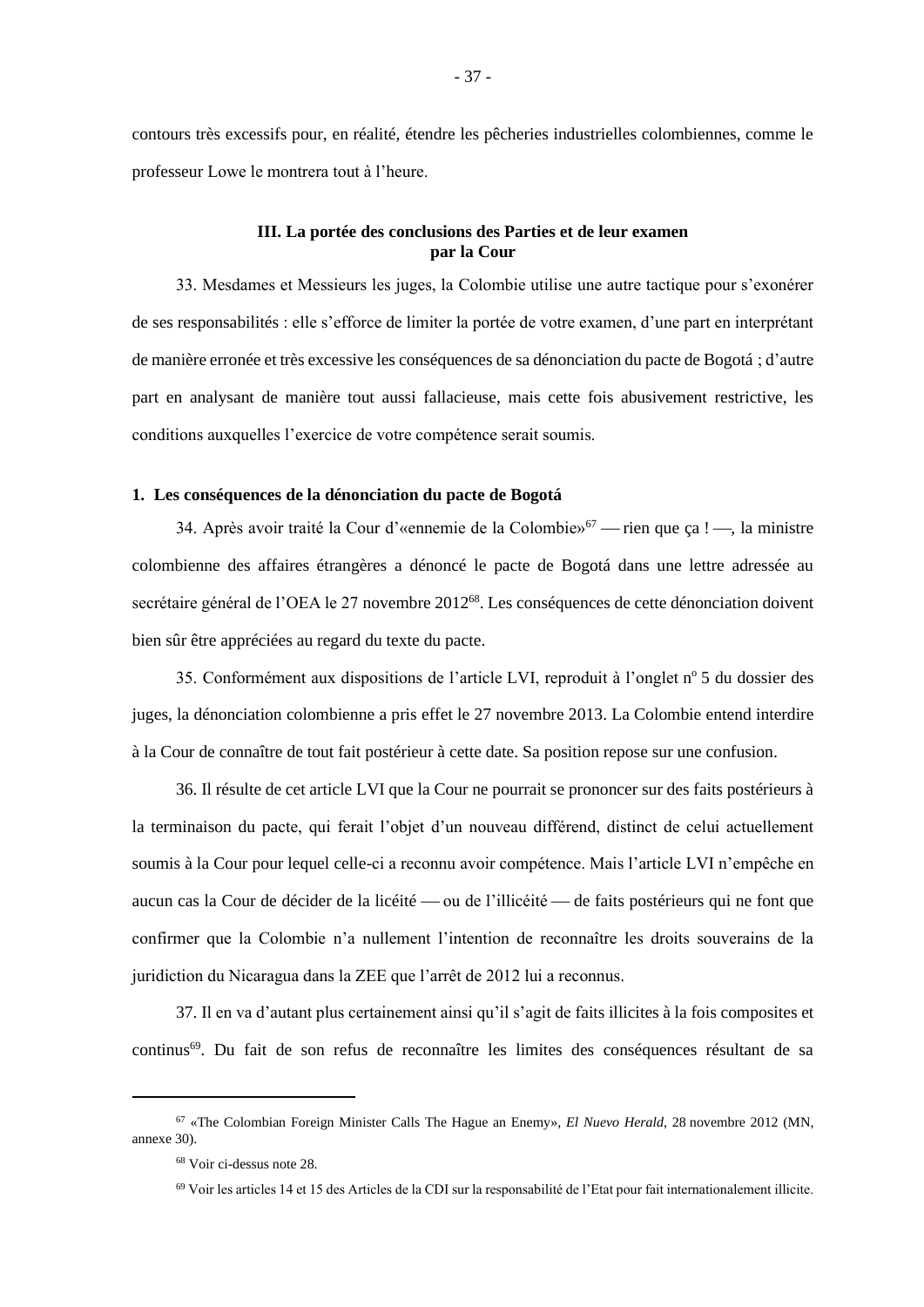contours très excessifs pour, en réalité, étendre les pêcheries industrielles colombiennes, comme le professeur Lowe le montrera tout à l'heure.

### III. La portée des conclusions des Parties et de leur examen par la Cour

33. Mesdames et Messieurs les juges, la Colombie utilise une autre tactique pour s'exonérer de ses responsabilités : elle s'efforce de limiter la portée de votre examen, d'une part en interprétant de manière erronée et très excessive les conséquences de sa dénonciation du pacte de Bogotá ; d'autre part en analysant de manière tout aussi fallacieuse, mais cette fois abusivement restrictive, les conditions auxquelles l'exercice de votre compétence serait soumis.

#### 1. Les conséquences de la dénonciation du pacte de Bogotá

34. Après avoir traité la Cour d'«ennemie de la Colombie»[67] — rien que ça ! —, la ministre colombienne des affaires étrangères a dénoncé le pacte de Bogotá dans une lettre adressée au secrétaire général de l'OEA le 27 novembre 2012[68]. Les conséquences de cette dénonciation doivent bien sûr être appréciées au regard du texte du pacte.

35. Conformément aux dispositions de l'article LVI, reproduit à l'onglet n° 5 du dossier des juges, la dénonciation colombienne a pris effet le 27 novembre 2013. La Colombie entend interdire à la Cour de connaître de tout fait postérieur à cette date. Sa position repose sur une confusion.

36. Il résulte de cet article LVI que la Cour ne pourrait se prononcer sur des faits postérieurs à la terminaison du pacte, qui ferait l'objet d'un nouveau différend, distinct de celui actuellement soumis à la Cour pour lequel celle-ci a reconnu avoir compétence. Mais l'article LVI n'empêche en aucun cas la Cour de décider de la licéité — ou de l'illicéité — de faits postérieurs qui ne font que confirmer que la Colombie n'a nullement l'intention de reconnaître les droits souverains de la juridiction du Nicaragua dans la ZEE que l'arrêt de 2012 lui a reconnus.

37. Il en va d'autant plus certainement ainsi qu'il s'agit de faits illicites à la fois composites et continus[69]. Du fait de son refus de reconnaître les limites des conséquences résultant de sa

---

[67] «The Colombian Foreign Minister Calls The Hague an Enemy», *El Nuevo Herald*, 28 novembre 2012 (MN, annexe 30).

[68] Voir ci-dessus note 28.

[69] Voir les articles 14 et 15 des Articles de la CDI sur la responsabilité de l'Etat pour fait internationalement illicite.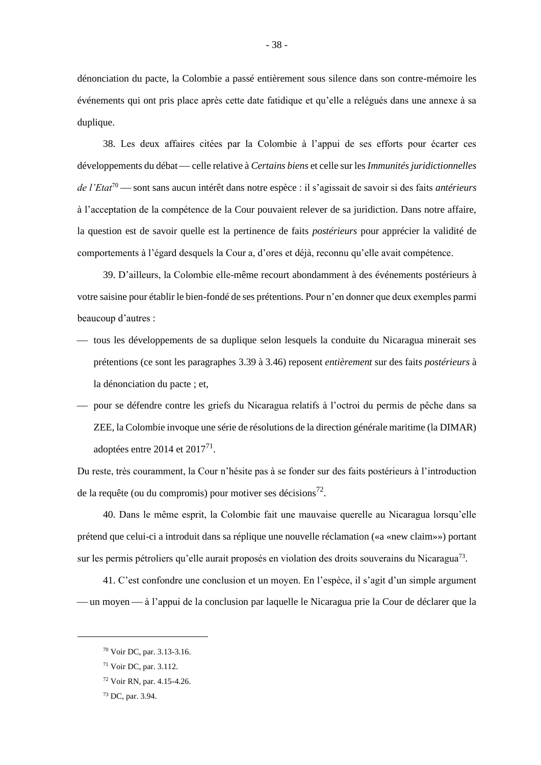dénonciation du pacte, la Colombie a passé entièrement sous silence dans son contre-mémoire les événements qui ont pris place après cette date fatidique et qu'elle a relégués dans une annexe à sa duplique.

38. Les deux affaires citées par la Colombie à l'appui de ses efforts pour écarter ces développements du débat — celle relative à *Certains biens* et celle sur les *Immunités juridictionnelles de l'Etat*[70] — sont sans aucun intérêt dans notre espèce : il s'agissait de savoir si des faits *antérieurs* à l'acceptation de la compétence de la Cour pouvaient relever de sa juridiction. Dans notre affaire, la question est de savoir quelle est la pertinence de faits *postérieurs* pour apprécier la validité de comportements à l'égard desquels la Cour a, d'ores et déjà, reconnu qu'elle avait compétence.

39. D'ailleurs, la Colombie elle-même recourt abondamment à des événements postérieurs à votre saisine pour établir le bien-fondé de ses prétentions. Pour n'en donner que deux exemples parmi beaucoup d'autres :

— tous les développements de sa duplique selon lesquels la conduite du Nicaragua minerait ses prétentions (ce sont les paragraphes 3.39 à 3.46) reposent *entièrement* sur des faits *postérieurs* à la dénonciation du pacte ; et,

— pour se défendre contre les griefs du Nicaragua relatifs à l'octroi du permis de pêche dans sa ZEE, la Colombie invoque une série de résolutions de la direction générale maritime (la DIMAR) adoptées entre 2014 et 2017[71].

Du reste, très couramment, la Cour n'hésite pas à se fonder sur des faits postérieurs à l'introduction de la requête (ou du compromis) pour motiver ses décisions[72].

40. Dans le même esprit, la Colombie fait une mauvaise querelle au Nicaragua lorsqu'elle prétend que celui-ci a introduit dans sa réplique une nouvelle réclamation («a «new claim»») portant sur les permis pétroliers qu'elle aurait proposés en violation des droits souverains du Nicaragua[73].

41. C'est confondre une conclusion et un moyen. En l'espèce, il s'agit d'un simple argument — un moyen — à l'appui de la conclusion par laquelle le Nicaragua prie la Cour de déclarer que la

---

[70] Voir DC, par. 3.13-3.16.

[71] Voir DC, par. 3.112.

[72] Voir RN, par. 4.15-4.26.

[73] DC, par. 3.94.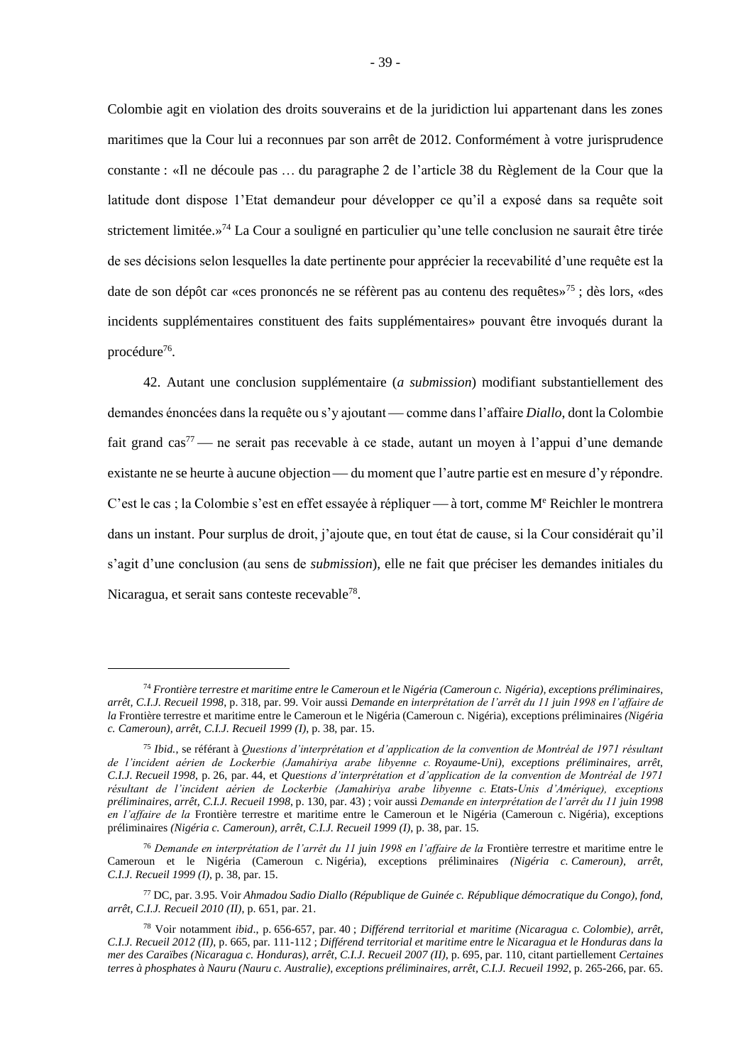Colombie agit en violation des droits souverains et de la juridiction lui appartenant dans les zones maritimes que la Cour lui a reconnues par son arrêt de 2012. Conformément à votre jurisprudence constante : «Il ne découle pas … du paragraphe 2 de l'article 38 du Règlement de la Cour que la latitude dont dispose l'Etat demandeur pour développer ce qu'il a exposé dans sa requête soit strictement limitée.»[74] La Cour a souligné en particulier qu'une telle conclusion ne saurait être tirée de ses décisions selon lesquelles la date pertinente pour apprécier la recevabilité d'une requête est la date de son dépôt car «ces prononcés ne se réfèrent pas au contenu des requêtes»[75] ; dès lors, «des incidents supplémentaires constituent des faits supplémentaires» pouvant être invoqués durant la procédure[76].

42. Autant une conclusion supplémentaire (*a submission*) modifiant substantiellement des demandes énoncées dans la requête ou s'y ajoutant — comme dans l'affaire *Diallo*, dont la Colombie fait grand cas[77] — ne serait pas recevable à ce stade, autant un moyen à l'appui d'une demande existante ne se heurte à aucune objection — du moment que l'autre partie est en mesure d'y répondre. C'est le cas ; la Colombie s'est en effet essayée à répliquer — à tort, comme M^e Reichler le montrera dans un instant. Pour surplus de droit, j'ajoute que, en tout état de cause, si la Cour considérait qu'il s'agit d'une conclusion (au sens de *submission*), elle ne fait que préciser les demandes initiales du Nicaragua, et serait sans conteste recevable[78].

---

[74] *Frontière terrestre et maritime entre le Cameroun et le Nigéria (Cameroun c. Nigéria), exceptions préliminaires, arrêt, C.I.J. Recueil 1998*, p. 318, par. 99. Voir aussi *Demande en interprétation de l'arrêt du 11 juin 1998 en l'affaire de la* Frontière terrestre et maritime entre le Cameroun et le Nigéria (Cameroun c. Nigéria), exceptions préliminaires *(Nigéria c. Cameroun), arrêt, C.I.J. Recueil 1999 (I)*, p. 38, par. 15.

[75] *Ibid.*, se référant à *Questions d'interprétation et d'application de la convention de Montréal de 1971 résultant de l'incident aérien de Lockerbie (Jamahiriya arabe libyenne c. Royaume-Uni), exceptions préliminaires, arrêt, C.I.J. Recueil 1998*, p. 26, par. 44, et *Questions d'interprétation et d'application de la convention de Montréal de 1971 résultant de l'incident aérien de Lockerbie (Jamahiriya arabe libyenne c. Etats-Unis d'Amérique), exceptions préliminaires, arrêt, C.I.J. Recueil 1998*, p. 130, par. 43) ; voir aussi *Demande en interprétation de l'arrêt du 11 juin 1998 en l'affaire de la* Frontière terrestre et maritime entre le Cameroun et le Nigéria (Cameroun c. Nigéria), exceptions préliminaires *(Nigéria c. Cameroun), arrêt, C.I.J. Recueil 1999 (I)*, p. 38, par. 15.

[76] *Demande en interprétation de l'arrêt du 11 juin 1998 en l'affaire de la* Frontière terrestre et maritime entre le Cameroun et le Nigéria (Cameroun c. Nigéria), exceptions préliminaires *(Nigéria c. Cameroun), arrêt, C.I.J. Recueil 1999 (I)*, p. 38, par. 15.

[77] DC, par. 3.95. Voir *Ahmadou Sadio Diallo (République de Guinée c. République démocratique du Congo), fond, arrêt, C.I.J. Recueil 2010 (II)*, p. 651, par. 21.

[78] Voir notamment *ibid*., p. 656-657, par. 40 ; *Différend territorial et maritime (Nicaragua c. Colombie), arrêt, C.I.J. Recueil 2012 (II)*, p. 665, par. 111-112 ; *Différend territorial et maritime entre le Nicaragua et le Honduras dans la mer des Caraïbes (Nicaragua c. Honduras), arrêt, C.I.J. Recueil 2007 (II)*, p. 695, par. 110, citant partiellement *Certaines terres à phosphates à Nauru (Nauru c. Australie), exceptions préliminaires, arrêt, C.I.J. Recueil 1992*, p. 265-266, par. 65.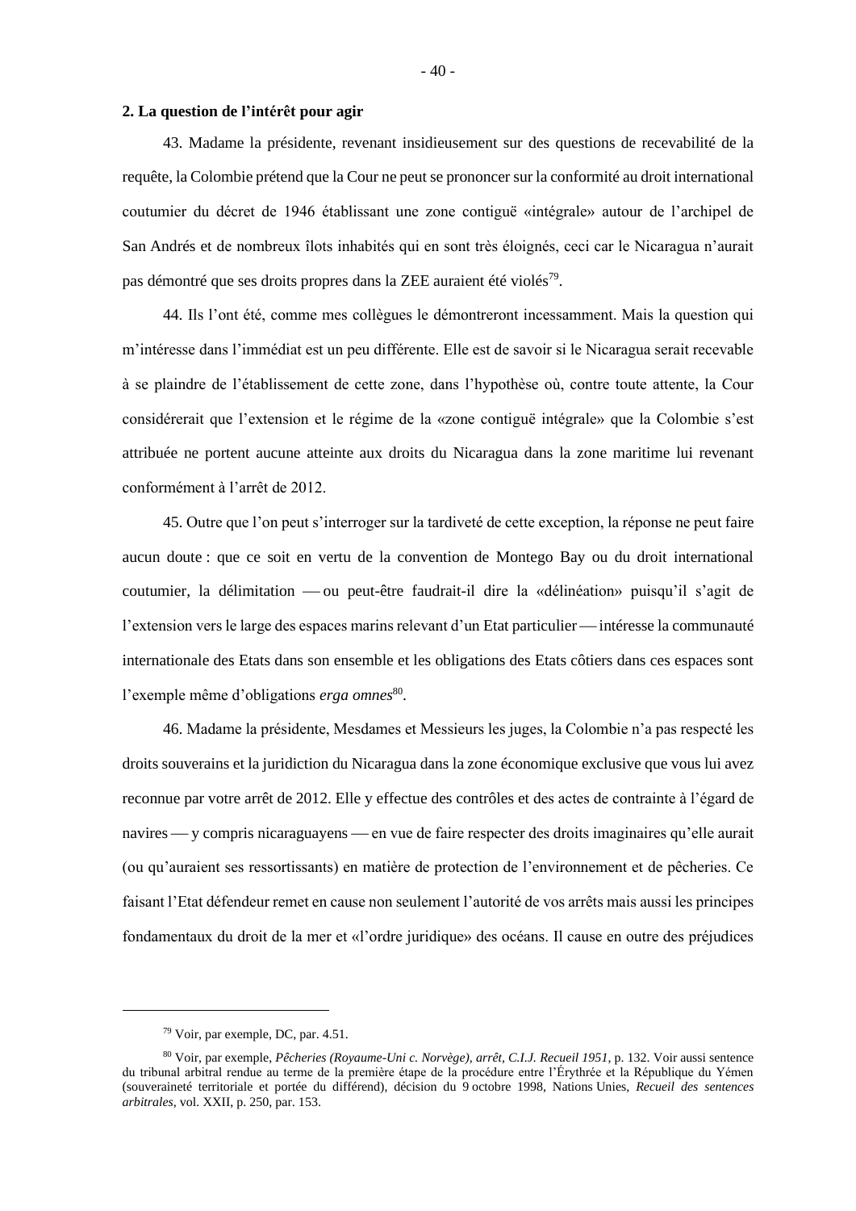**2. La question de l'intérêt pour agir**

43. Madame la présidente, revenant insidieusement sur des questions de recevabilité de la requête, la Colombie prétend que la Cour ne peut se prononcer sur la conformité au droit international coutumier du décret de 1946 établissant une zone contiguë «intégrale» autour de l'archipel de San Andrés et de nombreux îlots inhabités qui en sont très éloignés, ceci car le Nicaragua n'aurait pas démontré que ses droits propres dans la ZEE auraient été violés[79].

44. Ils l'ont été, comme mes collègues le démontreront incessamment. Mais la question qui m'intéresse dans l'immédiat est un peu différente. Elle est de savoir si le Nicaragua serait recevable à se plaindre de l'établissement de cette zone, dans l'hypothèse où, contre toute attente, la Cour considérerait que l'extension et le régime de la «zone contiguë intégrale» que la Colombie s'est attribuée ne portent aucune atteinte aux droits du Nicaragua dans la zone maritime lui revenant conformément à l'arrêt de 2012.

45. Outre que l'on peut s'interroger sur la tardiveté de cette exception, la réponse ne peut faire aucun doute : que ce soit en vertu de la convention de Montego Bay ou du droit international coutumier, la délimitation — ou peut-être faudrait-il dire la «délinéation» puisqu'il s'agit de l'extension vers le large des espaces marins relevant d'un Etat particulier — intéresse la communauté internationale des Etats dans son ensemble et les obligations des Etats côtiers dans ces espaces sont l'exemple même d'obligations *erga omnes*[80].

46. Madame la présidente, Mesdames et Messieurs les juges, la Colombie n'a pas respecté les droits souverains et la juridiction du Nicaragua dans la zone économique exclusive que vous lui avez reconnue par votre arrêt de 2012. Elle y effectue des contrôles et des actes de contrainte à l'égard de navires — y compris nicaraguayens — en vue de faire respecter des droits imaginaires qu'elle aurait (ou qu'auraient ses ressortissants) en matière de protection de l'environnement et de pêcheries. Ce faisant l'Etat défendeur remet en cause non seulement l'autorité de vos arrêts mais aussi les principes fondamentaux du droit de la mer et «l'ordre juridique» des océans. Il cause en outre des préjudices

---

[79] Voir, par exemple, DC, par. 4.51.

[80] Voir, par exemple, *Pêcheries (Royaume-Uni c. Norvège), arrêt, C.I.J. Recueil 1951*, p. 132. Voir aussi sentence du tribunal arbitral rendue au terme de la première étape de la procédure entre l'Érythrée et la République du Yémen (souveraineté territoriale et portée du différend), décision du 9 octobre 1998, Nations Unies, *Recueil des sentences arbitrales*, vol. XXII, p. 250, par. 153.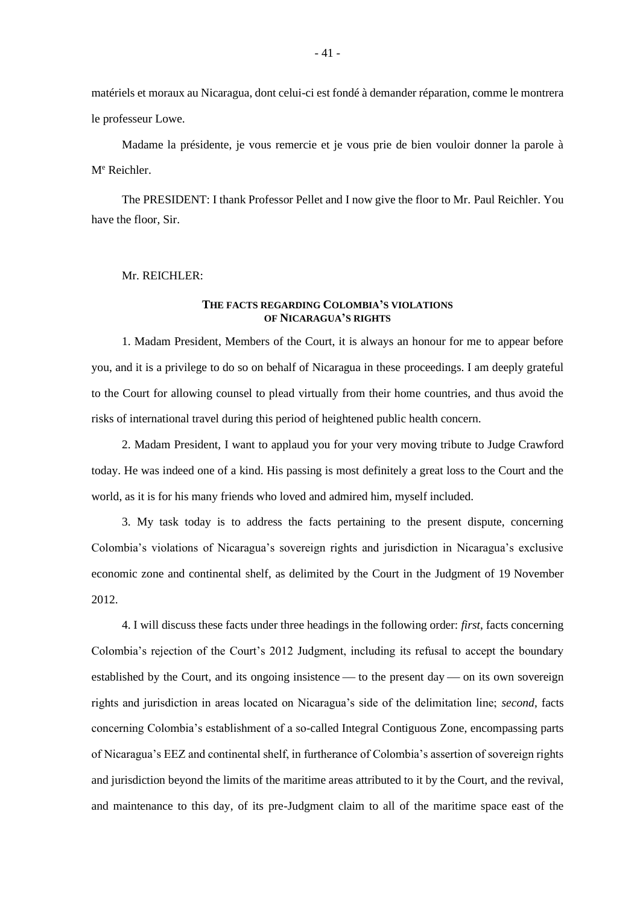matériels et moraux au Nicaragua, dont celui-ci est fondé à demander réparation, comme le montrera le professeur Lowe.

Madame la présidente, je vous remercie et je vous prie de bien vouloir donner la parole à M[e] Reichler.

The PRESIDENT: I thank Professor Pellet and I now give the floor to Mr. Paul Reichler. You have the floor, Sir.

Mr. REICHLER:

**THE FACTS REGARDING COLOMBIA'S VIOLATIONS OF NICARAGUA'S RIGHTS**

1. Madam President, Members of the Court, it is always an honour for me to appear before you, and it is a privilege to do so on behalf of Nicaragua in these proceedings. I am deeply grateful to the Court for allowing counsel to plead virtually from their home countries, and thus avoid the risks of international travel during this period of heightened public health concern.

2. Madam President, I want to applaud you for your very moving tribute to Judge Crawford today. He was indeed one of a kind. His passing is most definitely a great loss to the Court and the world, as it is for his many friends who loved and admired him, myself included.

3. My task today is to address the facts pertaining to the present dispute, concerning Colombia's violations of Nicaragua's sovereign rights and jurisdiction in Nicaragua's exclusive economic zone and continental shelf, as delimited by the Court in the Judgment of 19 November 2012.

4. I will discuss these facts under three headings in the following order: *first*, facts concerning Colombia's rejection of the Court's 2012 Judgment, including its refusal to accept the boundary established by the Court, and its ongoing insistence — to the present day — on its own sovereign rights and jurisdiction in areas located on Nicaragua's side of the delimitation line; *second*, facts concerning Colombia's establishment of a so-called Integral Contiguous Zone, encompassing parts of Nicaragua's EEZ and continental shelf, in furtherance of Colombia's assertion of sovereign rights and jurisdiction beyond the limits of the maritime areas attributed to it by the Court, and the revival, and maintenance to this day, of its pre-Judgment claim to all of the maritime space east of the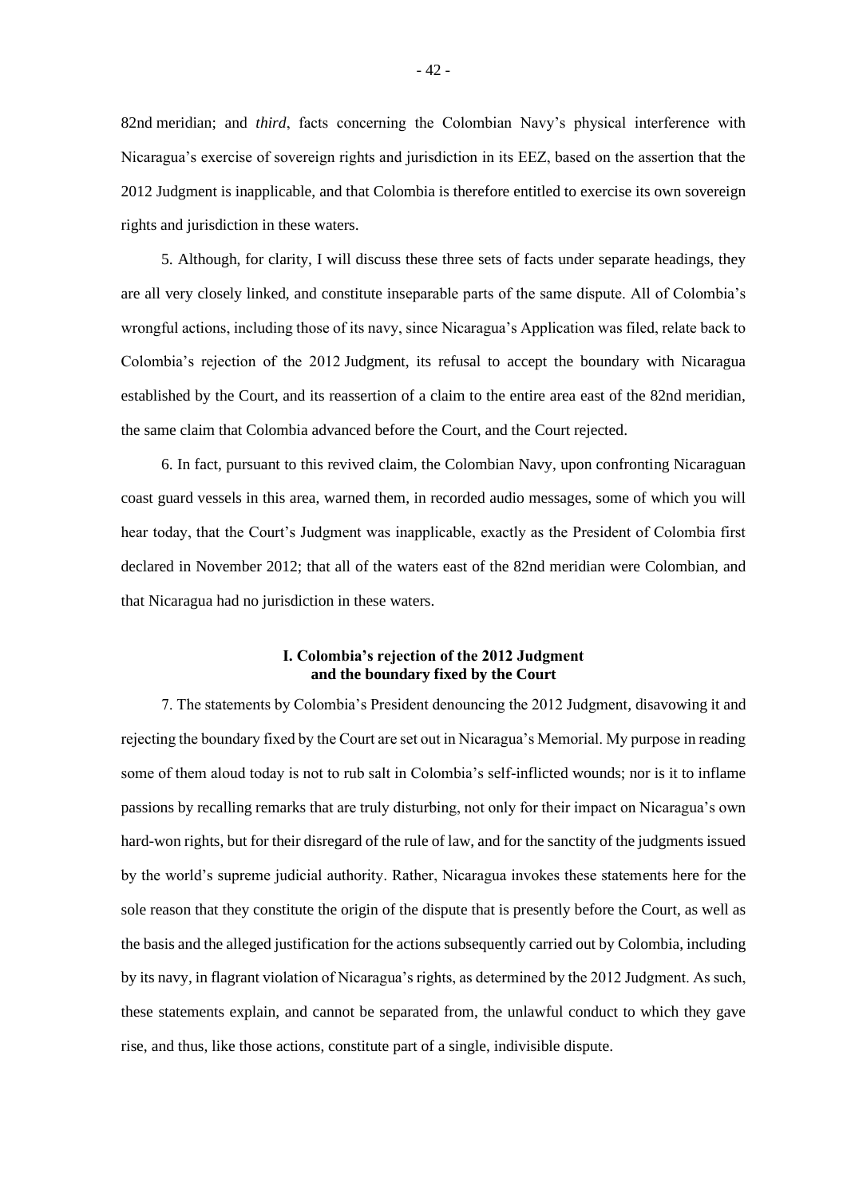82nd meridian; and *third*, facts concerning the Colombian Navy's physical interference with Nicaragua's exercise of sovereign rights and jurisdiction in its EEZ, based on the assertion that the 2012 Judgment is inapplicable, and that Colombia is therefore entitled to exercise its own sovereign rights and jurisdiction in these waters.

5. Although, for clarity, I will discuss these three sets of facts under separate headings, they are all very closely linked, and constitute inseparable parts of the same dispute. All of Colombia's wrongful actions, including those of its navy, since Nicaragua's Application was filed, relate back to Colombia's rejection of the 2012 Judgment, its refusal to accept the boundary with Nicaragua established by the Court, and its reassertion of a claim to the entire area east of the 82nd meridian, the same claim that Colombia advanced before the Court, and the Court rejected.

6. In fact, pursuant to this revived claim, the Colombian Navy, upon confronting Nicaraguan coast guard vessels in this area, warned them, in recorded audio messages, some of which you will hear today, that the Court's Judgment was inapplicable, exactly as the President of Colombia first declared in November 2012; that all of the waters east of the 82nd meridian were Colombian, and that Nicaragua had no jurisdiction in these waters.

## I. Colombia's rejection of the 2012 Judgment and the boundary fixed by the Court

7. The statements by Colombia's President denouncing the 2012 Judgment, disavowing it and rejecting the boundary fixed by the Court are set out in Nicaragua's Memorial. My purpose in reading some of them aloud today is not to rub salt in Colombia's self-inflicted wounds; nor is it to inflame passions by recalling remarks that are truly disturbing, not only for their impact on Nicaragua's own hard-won rights, but for their disregard of the rule of law, and for the sanctity of the judgments issued by the world's supreme judicial authority. Rather, Nicaragua invokes these statements here for the sole reason that they constitute the origin of the dispute that is presently before the Court, as well as the basis and the alleged justification for the actions subsequently carried out by Colombia, including by its navy, in flagrant violation of Nicaragua's rights, as determined by the 2012 Judgment. As such, these statements explain, and cannot be separated from, the unlawful conduct to which they gave rise, and thus, like those actions, constitute part of a single, indivisible dispute.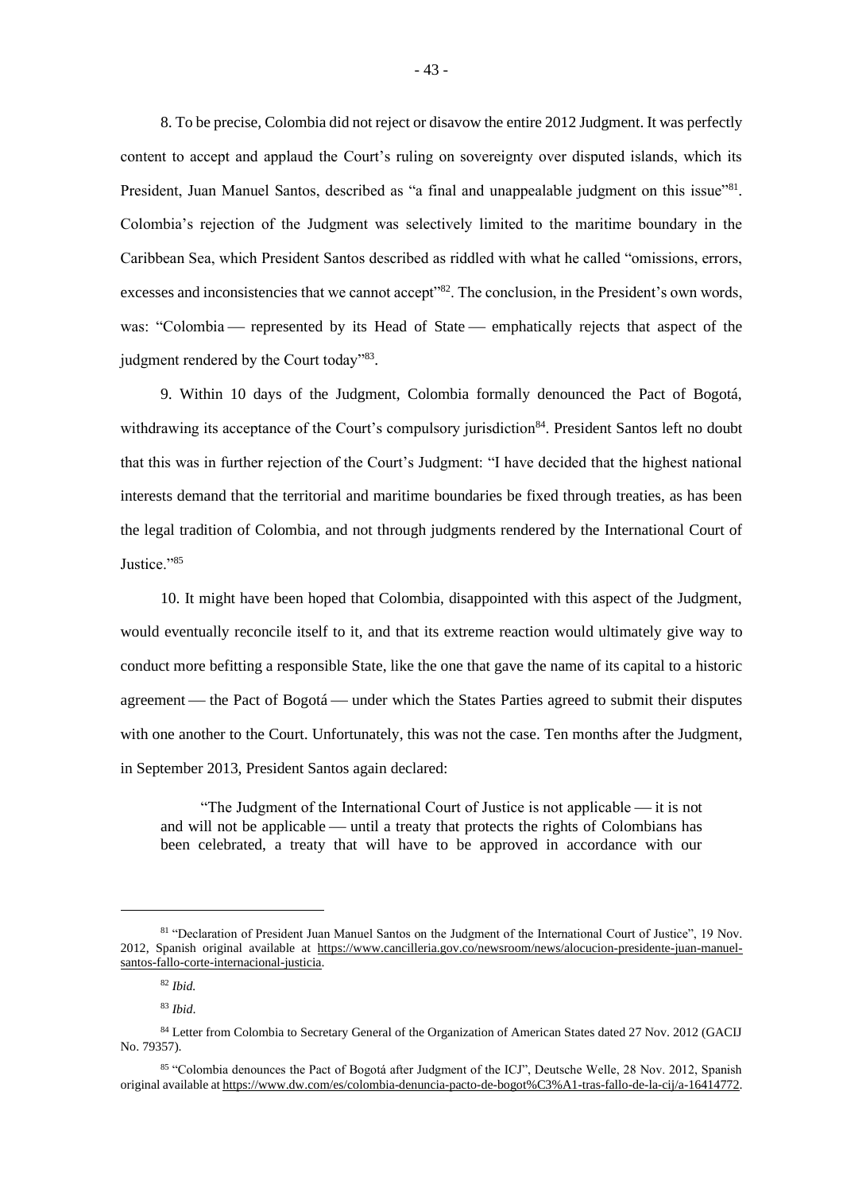8. To be precise, Colombia did not reject or disavow the entire 2012 Judgment. It was perfectly content to accept and applaud the Court's ruling on sovereignty over disputed islands, which its President, Juan Manuel Santos, described as "a final and unappealable judgment on this issue"[81]. Colombia's rejection of the Judgment was selectively limited to the maritime boundary in the Caribbean Sea, which President Santos described as riddled with what he called "omissions, errors, excesses and inconsistencies that we cannot accept"[82]. The conclusion, in the President's own words, was: "Colombia — represented by its Head of State — emphatically rejects that aspect of the judgment rendered by the Court today"[83].

9. Within 10 days of the Judgment, Colombia formally denounced the Pact of Bogotá, withdrawing its acceptance of the Court's compulsory jurisdiction[84]. President Santos left no doubt that this was in further rejection of the Court's Judgment: "I have decided that the highest national interests demand that the territorial and maritime boundaries be fixed through treaties, as has been the legal tradition of Colombia, and not through judgments rendered by the International Court of Justice."[85]

10. It might have been hoped that Colombia, disappointed with this aspect of the Judgment, would eventually reconcile itself to it, and that its extreme reaction would ultimately give way to conduct more befitting a responsible State, like the one that gave the name of its capital to a historic agreement — the Pact of Bogotá — under which the States Parties agreed to submit their disputes with one another to the Court. Unfortunately, this was not the case. Ten months after the Judgment, in September 2013, President Santos again declared:

> "The Judgment of the International Court of Justice is not applicable — it is not and will not be applicable — until a treaty that protects the rights of Colombians has been celebrated, a treaty that will have to be approved in accordance with our

---

[81] "Declaration of President Juan Manuel Santos on the Judgment of the International Court of Justice", 19 Nov. 2012, Spanish original available at https://www.cancilleria.gov.co/newsroom/news/alocucion-presidente-juan-manuel-santos-fallo-corte-internacional-justicia.

[82] *Ibid.*

[83] *Ibid.*

[84] Letter from Colombia to Secretary General of the Organization of American States dated 27 Nov. 2012 (GACIJ No. 79357).

[85] "Colombia denounces the Pact of Bogotá after Judgment of the ICJ", Deutsche Welle, 28 Nov. 2012, Spanish original available at https://www.dw.com/es/colombia-denuncia-pacto-de-bogot%C3%A1-tras-fallo-de-la-cij/a-16414772.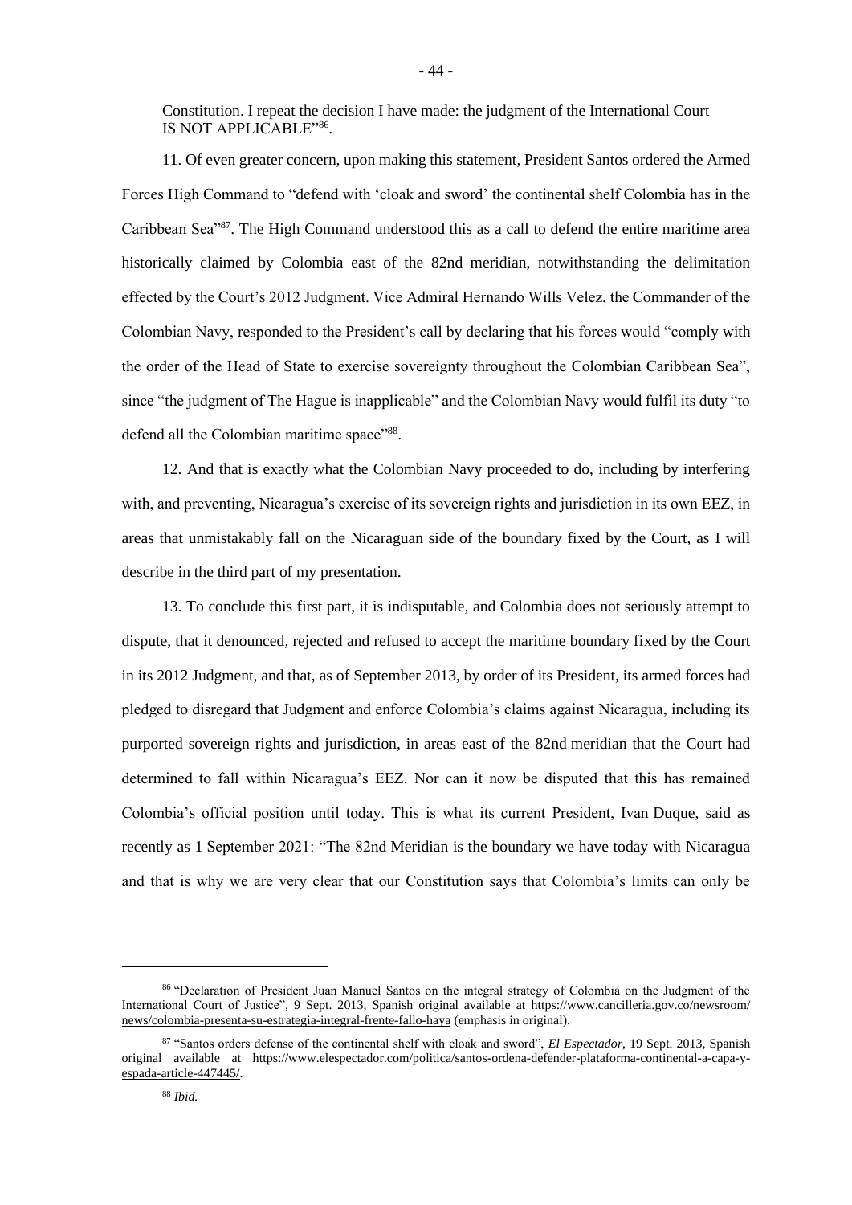Constitution. I repeat the decision I have made: the judgment of the International Court IS NOT APPLICABLE"[86].

11. Of even greater concern, upon making this statement, President Santos ordered the Armed Forces High Command to "defend with 'cloak and sword' the continental shelf Colombia has in the Caribbean Sea"[87]. The High Command understood this as a call to defend the entire maritime area historically claimed by Colombia east of the 82nd meridian, notwithstanding the delimitation effected by the Court's 2012 Judgment. Vice Admiral Hernando Wills Velez, the Commander of the Colombian Navy, responded to the President's call by declaring that his forces would "comply with the order of the Head of State to exercise sovereignty throughout the Colombian Caribbean Sea", since "the judgment of The Hague is inapplicable" and the Colombian Navy would fulfil its duty "to defend all the Colombian maritime space"[88].

12. And that is exactly what the Colombian Navy proceeded to do, including by interfering with, and preventing, Nicaragua's exercise of its sovereign rights and jurisdiction in its own EEZ, in areas that unmistakably fall on the Nicaraguan side of the boundary fixed by the Court, as I will describe in the third part of my presentation.

13. To conclude this first part, it is indisputable, and Colombia does not seriously attempt to dispute, that it denounced, rejected and refused to accept the maritime boundary fixed by the Court in its 2012 Judgment, and that, as of September 2013, by order of its President, its armed forces had pledged to disregard that Judgment and enforce Colombia's claims against Nicaragua, including its purported sovereign rights and jurisdiction, in areas east of the 82nd meridian that the Court had determined to fall within Nicaragua's EEZ. Nor can it now be disputed that this has remained Colombia's official position until today. This is what its current President, Ivan Duque, said as recently as 1 September 2021: "The 82nd Meridian is the boundary we have today with Nicaragua and that is why we are very clear that our Constitution says that Colombia's limits can only be

---

[86] "Declaration of President Juan Manuel Santos on the integral strategy of Colombia on the Judgment of the International Court of Justice", 9 Sept. 2013, Spanish original available at https://www.cancilleria.gov.co/newsroom/news/colombia-presenta-su-estrategia-integral-frente-fallo-haya (emphasis in original).

[87] "Santos orders defense of the continental shelf with cloak and sword", *El Espectador*, 19 Sept. 2013, Spanish original available at https://www.elespectador.com/politica/santos-ordena-defender-plataforma-continental-a-capa-y-espada-article-447445/.

[88] *Ibid.*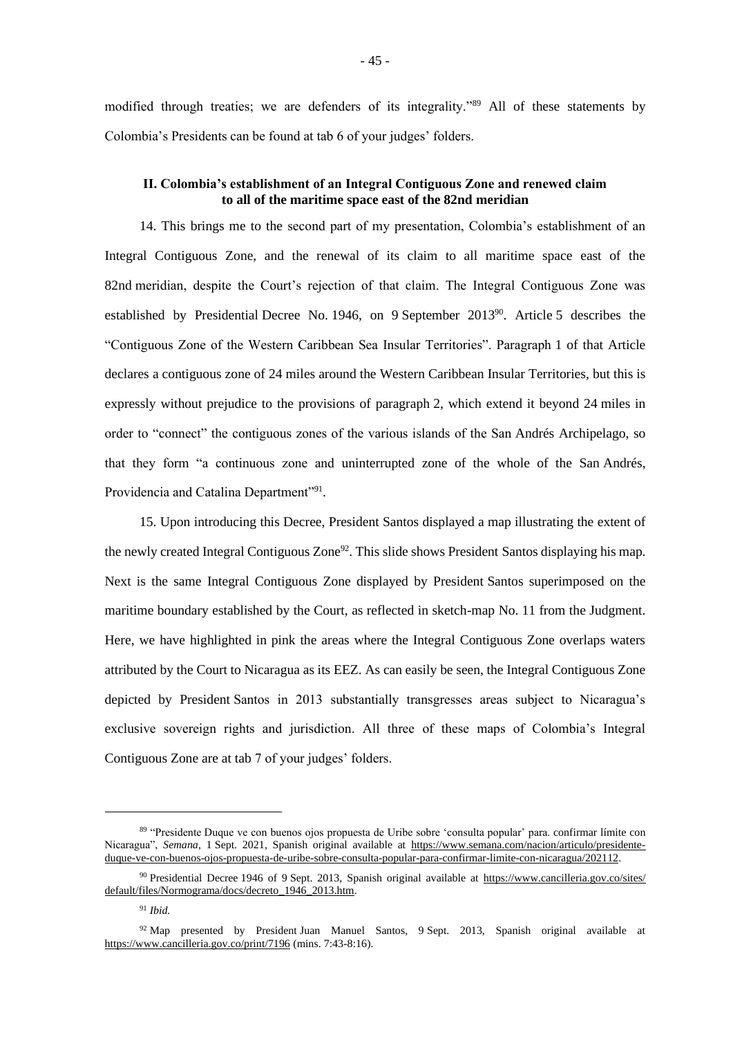modified through treaties; we are defenders of its integrality."[89] All of these statements by Colombia's Presidents can be found at tab 6 of your judges' folders.

### II. Colombia's establishment of an Integral Contiguous Zone and renewed claim to all of the maritime space east of the 82nd meridian

14. This brings me to the second part of my presentation, Colombia's establishment of an Integral Contiguous Zone, and the renewal of its claim to all maritime space east of the 82nd meridian, despite the Court's rejection of that claim. The Integral Contiguous Zone was established by Presidential Decree No. 1946, on 9 September 2013[90]. Article 5 describes the "Contiguous Zone of the Western Caribbean Sea Insular Territories". Paragraph 1 of that Article declares a contiguous zone of 24 miles around the Western Caribbean Insular Territories, but this is expressly without prejudice to the provisions of paragraph 2, which extend it beyond 24 miles in order to "connect" the contiguous zones of the various islands of the San Andrés Archipelago, so that they form "a continuous zone and uninterrupted zone of the whole of the San Andrés, Providencia and Catalina Department"[91].

15. Upon introducing this Decree, President Santos displayed a map illustrating the extent of the newly created Integral Contiguous Zone[92]. This slide shows President Santos displaying his map. Next is the same Integral Contiguous Zone displayed by President Santos superimposed on the maritime boundary established by the Court, as reflected in sketch-map No. 11 from the Judgment. Here, we have highlighted in pink the areas where the Integral Contiguous Zone overlaps waters attributed by the Court to Nicaragua as its EEZ. As can easily be seen, the Integral Contiguous Zone depicted by President Santos in 2013 substantially transgresses areas subject to Nicaragua's exclusive sovereign rights and jurisdiction. All three of these maps of Colombia's Integral Contiguous Zone are at tab 7 of your judges' folders.

---

[89] "Presidente Duque ve con buenos ojos propuesta de Uribe sobre 'consulta popular' para. confirmar límite con Nicaragua", *Semana*, 1 Sept. 2021, Spanish original available at https://www.semana.com/nacion/articulo/presidente-duque-ve-con-buenos-ojos-propuesta-de-uribe-sobre-consulta-popular-para-confirmar-limite-con-nicaragua/202112.

[90] Presidential Decree 1946 of 9 Sept. 2013, Spanish original available at https://www.cancilleria.gov.co/sites/default/files/Normograma/docs/decreto_1946_2013.htm.

[91] *Ibid.*

[92] Map presented by President Juan Manuel Santos, 9 Sept. 2013, Spanish original available at https://www.cancilleria.gov.co/print/7196 (mins. 7:43-8:16).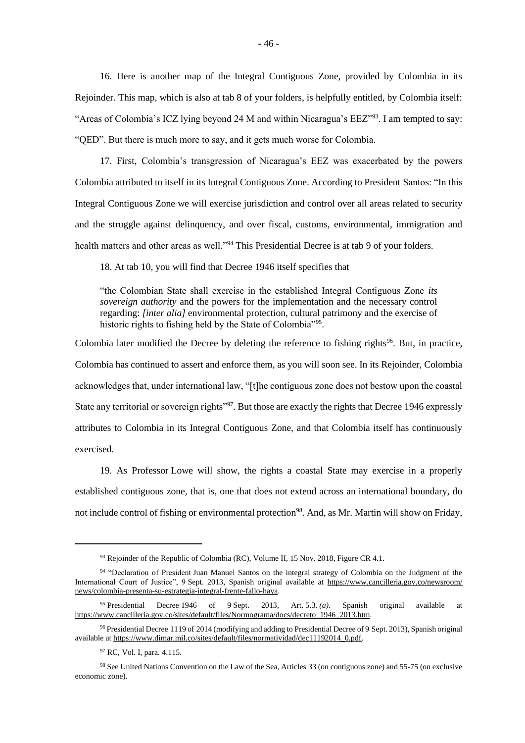16. Here is another map of the Integral Contiguous Zone, provided by Colombia in its Rejoinder. This map, which is also at tab 8 of your folders, is helpfully entitled, by Colombia itself: "Areas of Colombia's ICZ lying beyond 24 M and within Nicaragua's EEZ"[93]. I am tempted to say: "QED". But there is much more to say, and it gets much worse for Colombia.

17. First, Colombia's transgression of Nicaragua's EEZ was exacerbated by the powers Colombia attributed to itself in its Integral Contiguous Zone. According to President Santos: "In this Integral Contiguous Zone we will exercise jurisdiction and control over all areas related to security and the struggle against delinquency, and over fiscal, customs, environmental, immigration and health matters and other areas as well."[94] This Presidential Decree is at tab 9 of your folders.

18. At tab 10, you will find that Decree 1946 itself specifies that

> "the Colombian State shall exercise in the established Integral Contiguous Zone *its sovereign authority* and the powers for the implementation and the necessary control regarding: *[inter alia]* environmental protection, cultural patrimony and the exercise of historic rights to fishing held by the State of Colombia"[95].

Colombia later modified the Decree by deleting the reference to fishing rights[96]. But, in practice, Colombia has continued to assert and enforce them, as you will soon see. In its Rejoinder, Colombia acknowledges that, under international law, "[t]he contiguous zone does not bestow upon the coastal State any territorial or sovereign rights"[97]. But those are exactly the rights that Decree 1946 expressly attributes to Colombia in its Integral Contiguous Zone, and that Colombia itself has continuously exercised.

19. As Professor Lowe will show, the rights a coastal State may exercise in a properly established contiguous zone, that is, one that does not extend across an international boundary, do not include control of fishing or environmental protection[98]. And, as Mr. Martin will show on Friday,

---

[93] Rejoinder of the Republic of Colombia (RC), Volume II, 15 Nov. 2018, Figure CR 4.1.

[94] "Declaration of President Juan Manuel Santos on the integral strategy of Colombia on the Judgment of the International Court of Justice", 9 Sept. 2013, Spanish original available at https://www.cancilleria.gov.co/newsroom/news/colombia-presenta-su-estrategia-integral-frente-fallo-haya.

[95] Presidential Decree 1946 of 9 Sept. 2013, Art. 5.3. *(a)*. Spanish original available at https://www.cancilleria.gov.co/sites/default/files/Normograma/docs/decreto_1946_2013.htm.

[96] Presidential Decree 1119 of 2014 (modifying and adding to Presidential Decree of 9 Sept. 2013), Spanish original available at https://www.dimar.mil.co/sites/default/files/normatividad/dec11192014_0.pdf.

[97] RC, Vol. I, para. 4.115.

[98] See United Nations Convention on the Law of the Sea, Articles 33 (on contiguous zone) and 55-75 (on exclusive economic zone).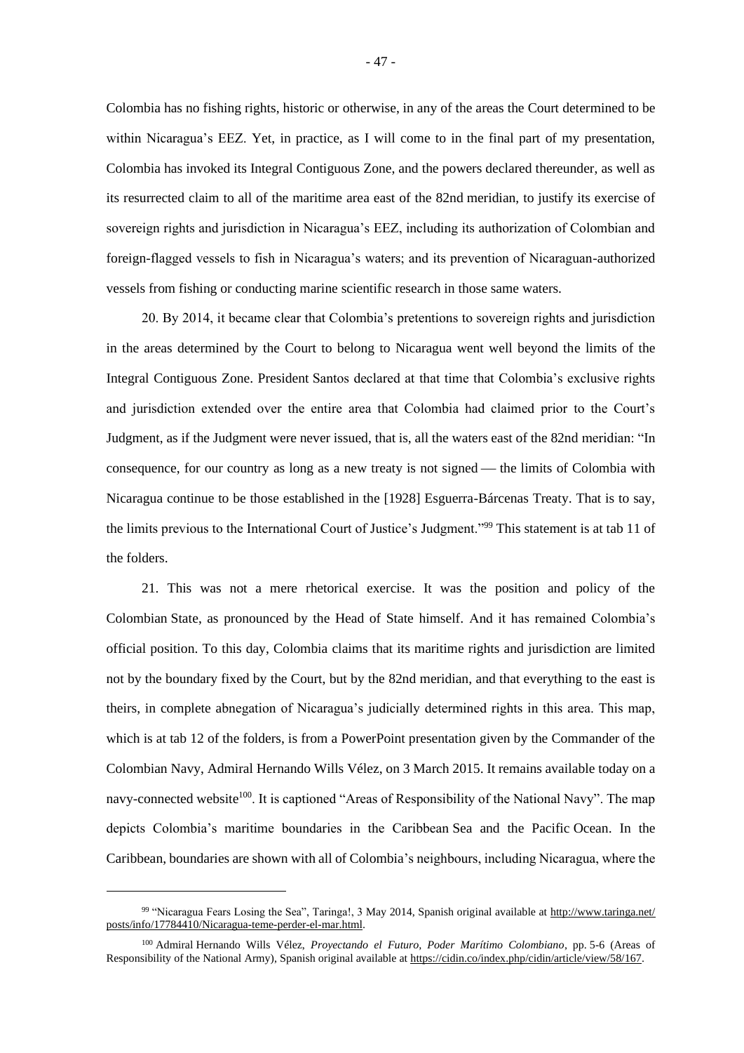Colombia has no fishing rights, historic or otherwise, in any of the areas the Court determined to be within Nicaragua's EEZ. Yet, in practice, as I will come to in the final part of my presentation, Colombia has invoked its Integral Contiguous Zone, and the powers declared thereunder, as well as its resurrected claim to all of the maritime area east of the 82nd meridian, to justify its exercise of sovereign rights and jurisdiction in Nicaragua's EEZ, including its authorization of Colombian and foreign-flagged vessels to fish in Nicaragua's waters; and its prevention of Nicaraguan-authorized vessels from fishing or conducting marine scientific research in those same waters.

20. By 2014, it became clear that Colombia's pretentions to sovereign rights and jurisdiction in the areas determined by the Court to belong to Nicaragua went well beyond the limits of the Integral Contiguous Zone. President Santos declared at that time that Colombia's exclusive rights and jurisdiction extended over the entire area that Colombia had claimed prior to the Court's Judgment, as if the Judgment were never issued, that is, all the waters east of the 82nd meridian: "In consequence, for our country as long as a new treaty is not signed — the limits of Colombia with Nicaragua continue to be those established in the [1928] Esguerra-Bárcenas Treaty. That is to say, the limits previous to the International Court of Justice's Judgment."[99] This statement is at tab 11 of the folders.

21. This was not a mere rhetorical exercise. It was the position and policy of the Colombian State, as pronounced by the Head of State himself. And it has remained Colombia's official position. To this day, Colombia claims that its maritime rights and jurisdiction are limited not by the boundary fixed by the Court, but by the 82nd meridian, and that everything to the east is theirs, in complete abnegation of Nicaragua's judicially determined rights in this area. This map, which is at tab 12 of the folders, is from a PowerPoint presentation given by the Commander of the Colombian Navy, Admiral Hernando Wills Vélez, on 3 March 2015. It remains available today on a navy-connected website[100]. It is captioned "Areas of Responsibility of the National Navy". The map depicts Colombia's maritime boundaries in the Caribbean Sea and the Pacific Ocean. In the Caribbean, boundaries are shown with all of Colombia's neighbours, including Nicaragua, where the

---

[99] "Nicaragua Fears Losing the Sea", Taringa!, 3 May 2014, Spanish original available at http://www.taringa.net/posts/info/17784410/Nicaragua-teme-perder-el-mar.html.

[100] Admiral Hernando Wills Vélez, *Proyectando el Futuro, Poder Marítimo Colombiano*, pp. 5-6 (Areas of Responsibility of the National Army), Spanish original available at https://cidin.co/index.php/cidin/article/view/58/167.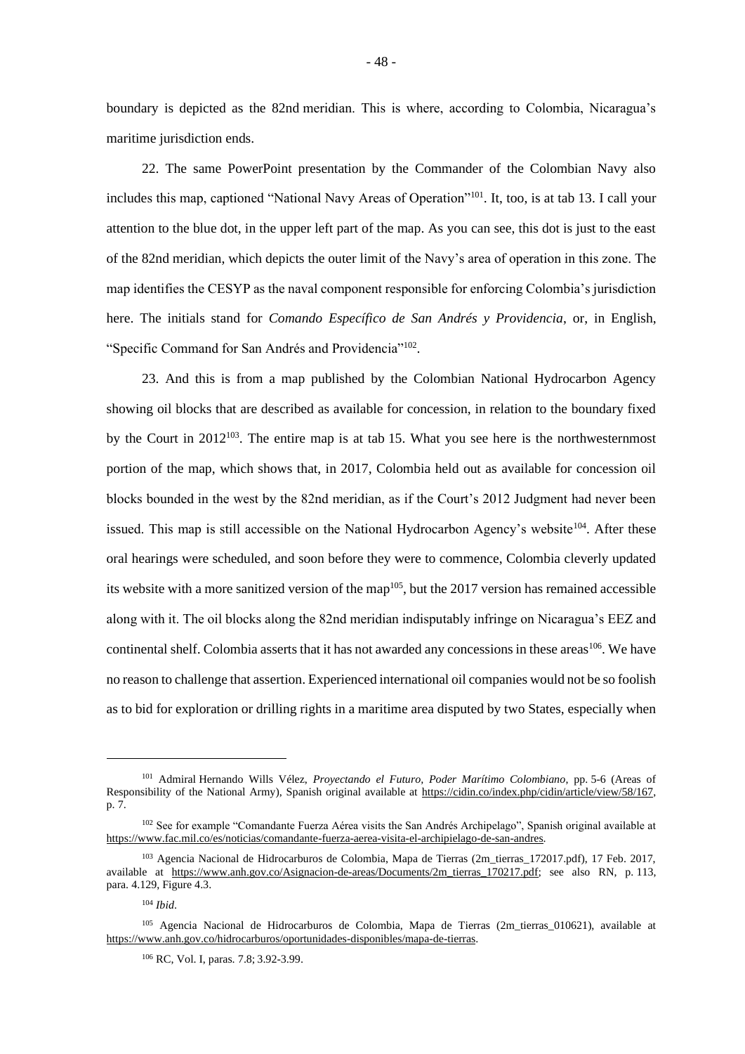boundary is depicted as the 82nd meridian. This is where, according to Colombia, Nicaragua's maritime jurisdiction ends.

22. The same PowerPoint presentation by the Commander of the Colombian Navy also includes this map, captioned "National Navy Areas of Operation"[101]. It, too, is at tab 13. I call your attention to the blue dot, in the upper left part of the map. As you can see, this dot is just to the east of the 82nd meridian, which depicts the outer limit of the Navy's area of operation in this zone. The map identifies the CESYP as the naval component responsible for enforcing Colombia's jurisdiction here. The initials stand for *Comando Específico de San Andrés y Providencia*, or, in English, "Specific Command for San Andrés and Providencia"[102].

23. And this is from a map published by the Colombian National Hydrocarbon Agency showing oil blocks that are described as available for concession, in relation to the boundary fixed by the Court in 2012[103]. The entire map is at tab 15. What you see here is the northwesternmost portion of the map, which shows that, in 2017, Colombia held out as available for concession oil blocks bounded in the west by the 82nd meridian, as if the Court's 2012 Judgment had never been issued. This map is still accessible on the National Hydrocarbon Agency's website[104]. After these oral hearings were scheduled, and soon before they were to commence, Colombia cleverly updated its website with a more sanitized version of the map[105], but the 2017 version has remained accessible along with it. The oil blocks along the 82nd meridian indisputably infringe on Nicaragua's EEZ and continental shelf. Colombia asserts that it has not awarded any concessions in these areas[106]. We have no reason to challenge that assertion. Experienced international oil companies would not be so foolish as to bid for exploration or drilling rights in a maritime area disputed by two States, especially when

---

[101] Admiral Hernando Wills Vélez, *Proyectando el Futuro, Poder Marítimo Colombiano*, pp. 5-6 (Areas of Responsibility of the National Army), Spanish original available at https://cidin.co/index.php/cidin/article/view/58/167, p. 7.

[102] See for example "Comandante Fuerza Aérea visits the San Andrés Archipelago", Spanish original available at https://www.fac.mil.co/es/noticias/comandante-fuerza-aerea-visita-el-archipielago-de-san-andres.

[103] Agencia Nacional de Hidrocarburos de Colombia, Mapa de Tierras (2m_tierras_172017.pdf), 17 Feb. 2017, available at https://www.anh.gov.co/Asignacion-de-areas/Documents/2m_tierras_170217.pdf; see also RN, p. 113, para. 4.129, Figure 4.3.

[104] *Ibid*.

[105] Agencia Nacional de Hidrocarburos de Colombia, Mapa de Tierras (2m_tierras_010621), available at https://www.anh.gov.co/hidrocarburos/oportunidades-disponibles/mapa-de-tierras.

[106] RC, Vol. I, paras. 7.8; 3.92-3.99.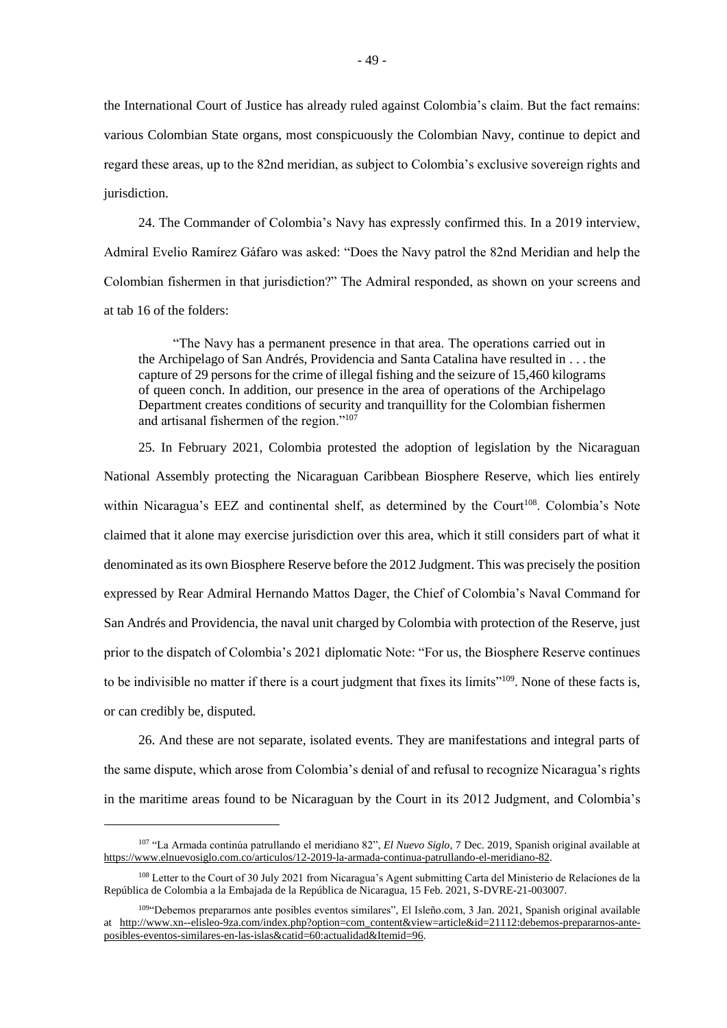the International Court of Justice has already ruled against Colombia's claim. But the fact remains: various Colombian State organs, most conspicuously the Colombian Navy, continue to depict and regard these areas, up to the 82nd meridian, as subject to Colombia's exclusive sovereign rights and jurisdiction.

24. The Commander of Colombia's Navy has expressly confirmed this. In a 2019 interview, Admiral Evelio Ramírez Gáfaro was asked: "Does the Navy patrol the 82nd Meridian and help the Colombian fishermen in that jurisdiction?" The Admiral responded, as shown on your screens and at tab 16 of the folders:

> "The Navy has a permanent presence in that area. The operations carried out in the Archipelago of San Andrés, Providencia and Santa Catalina have resulted in . . . the capture of 29 persons for the crime of illegal fishing and the seizure of 15,460 kilograms of queen conch. In addition, our presence in the area of operations of the Archipelago Department creates conditions of security and tranquillity for the Colombian fishermen and artisanal fishermen of the region."[107]

25. In February 2021, Colombia protested the adoption of legislation by the Nicaraguan National Assembly protecting the Nicaraguan Caribbean Biosphere Reserve, which lies entirely within Nicaragua's EEZ and continental shelf, as determined by the Court[108]. Colombia's Note claimed that it alone may exercise jurisdiction over this area, which it still considers part of what it denominated as its own Biosphere Reserve before the 2012 Judgment. This was precisely the position expressed by Rear Admiral Hernando Mattos Dager, the Chief of Colombia's Naval Command for San Andrés and Providencia, the naval unit charged by Colombia with protection of the Reserve, just prior to the dispatch of Colombia's 2021 diplomatic Note: "For us, the Biosphere Reserve continues to be indivisible no matter if there is a court judgment that fixes its limits"[109]. None of these facts is, or can credibly be, disputed.

26. And these are not separate, isolated events. They are manifestations and integral parts of the same dispute, which arose from Colombia's denial of and refusal to recognize Nicaragua's rights in the maritime areas found to be Nicaraguan by the Court in its 2012 Judgment, and Colombia's

---

[107] "La Armada continúa patrullando el meridiano 82", *El Nuevo Siglo*, 7 Dec. 2019, Spanish original available at https://www.elnuevosiglo.com.co/articulos/12-2019-la-armada-continua-patrullando-el-meridiano-82.

[108] Letter to the Court of 30 July 2021 from Nicaragua's Agent submitting Carta del Ministerio de Relaciones de la República de Colombia a la Embajada de la República de Nicaragua, 15 Feb. 2021, S-DVRE-21-003007.

[109] "Debemos prepararnos ante posibles eventos similares", El Isleño.com, 3 Jan. 2021, Spanish original available at http://www.xn--elisleo-9za.com/index.php?option=com_content&view=article&id=21112:debemos-prepararnos-ante-posibles-eventos-similares-en-las-islas&catid=60:actualidad&Itemid=96.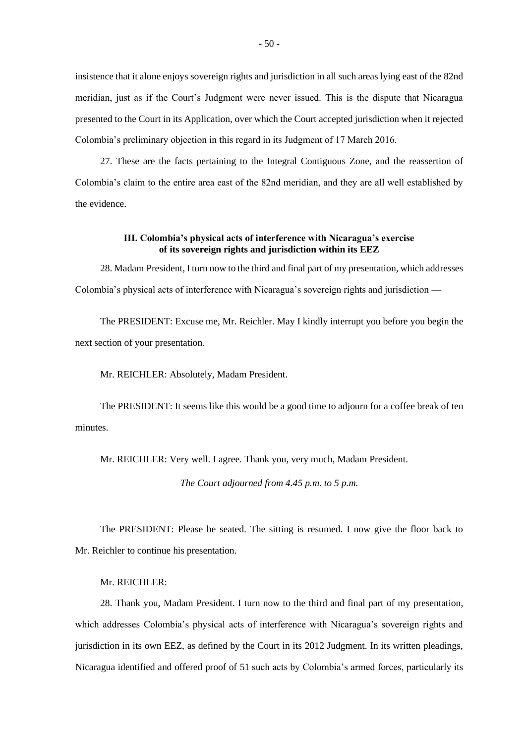insistence that it alone enjoys sovereign rights and jurisdiction in all such areas lying east of the 82nd meridian, just as if the Court's Judgment were never issued. This is the dispute that Nicaragua presented to the Court in its Application, over which the Court accepted jurisdiction when it rejected Colombia's preliminary objection in this regard in its Judgment of 17 March 2016.

27. These are the facts pertaining to the Integral Contiguous Zone, and the reassertion of Colombia's claim to the entire area east of the 82nd meridian, and they are all well established by the evidence.

### III. Colombia's physical acts of interference with Nicaragua's exercise of its sovereign rights and jurisdiction within its EEZ

28. Madam President, I turn now to the third and final part of my presentation, which addresses Colombia's physical acts of interference with Nicaragua's sovereign rights and jurisdiction —

The PRESIDENT: Excuse me, Mr. Reichler. May I kindly interrupt you before you begin the next section of your presentation.

Mr. REICHLER: Absolutely, Madam President.

The PRESIDENT: It seems like this would be a good time to adjourn for a coffee break of ten minutes.

Mr. REICHLER: Very well. I agree. Thank you, very much, Madam President.

*The Court adjourned from 4.45 p.m. to 5 p.m.*

The PRESIDENT: Please be seated. The sitting is resumed. I now give the floor back to Mr. Reichler to continue his presentation.

Mr. REICHLER:

28. Thank you, Madam President. I turn now to the third and final part of my presentation, which addresses Colombia's physical acts of interference with Nicaragua's sovereign rights and jurisdiction in its own EEZ, as defined by the Court in its 2012 Judgment. In its written pleadings, Nicaragua identified and offered proof of 51 such acts by Colombia's armed forces, particularly its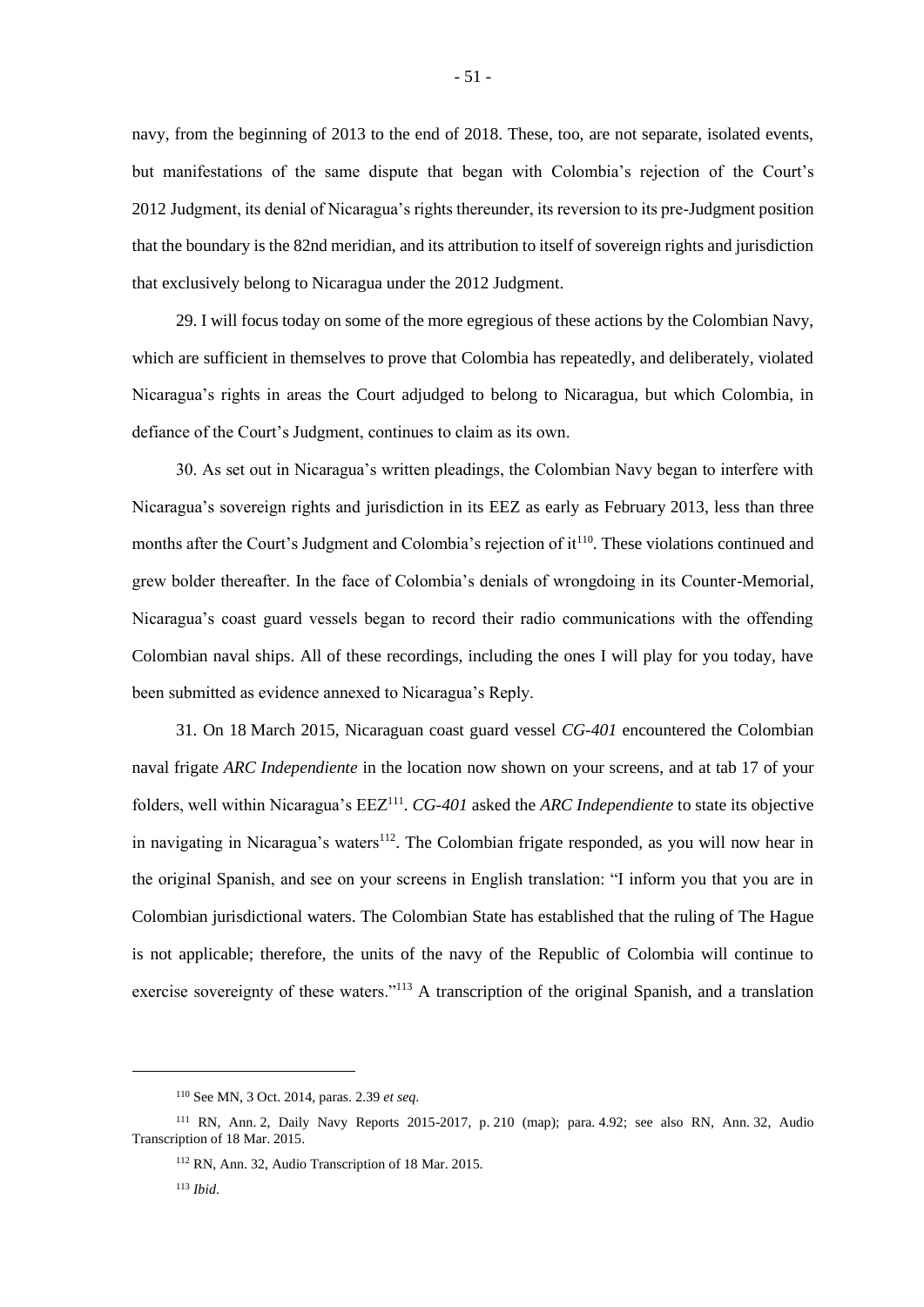navy, from the beginning of 2013 to the end of 2018. These, too, are not separate, isolated events, but manifestations of the same dispute that began with Colombia's rejection of the Court's 2012 Judgment, its denial of Nicaragua's rights thereunder, its reversion to its pre-Judgment position that the boundary is the 82nd meridian, and its attribution to itself of sovereign rights and jurisdiction that exclusively belong to Nicaragua under the 2012 Judgment.

29. I will focus today on some of the more egregious of these actions by the Colombian Navy, which are sufficient in themselves to prove that Colombia has repeatedly, and deliberately, violated Nicaragua's rights in areas the Court adjudged to belong to Nicaragua, but which Colombia, in defiance of the Court's Judgment, continues to claim as its own.

30. As set out in Nicaragua's written pleadings, the Colombian Navy began to interfere with Nicaragua's sovereign rights and jurisdiction in its EEZ as early as February 2013, less than three months after the Court's Judgment and Colombia's rejection of it[110]. These violations continued and grew bolder thereafter. In the face of Colombia's denials of wrongdoing in its Counter-Memorial, Nicaragua's coast guard vessels began to record their radio communications with the offending Colombian naval ships. All of these recordings, including the ones I will play for you today, have been submitted as evidence annexed to Nicaragua's Reply.

31. On 18 March 2015, Nicaraguan coast guard vessel *CG-401* encountered the Colombian naval frigate *ARC Independiente* in the location now shown on your screens, and at tab 17 of your folders, well within Nicaragua's EEZ[111]. *CG-401* asked the *ARC Independiente* to state its objective in navigating in Nicaragua's waters[112]. The Colombian frigate responded, as you will now hear in the original Spanish, and see on your screens in English translation: "I inform you that you are in Colombian jurisdictional waters. The Colombian State has established that the ruling of The Hague is not applicable; therefore, the units of the navy of the Republic of Colombia will continue to exercise sovereignty of these waters."[113] A transcription of the original Spanish, and a translation

---

[110] See MN, 3 Oct. 2014, paras. 2.39 *et seq*.

[111] RN, Ann. 2, Daily Navy Reports 2015-2017, p. 210 (map); para. 4.92; see also RN, Ann. 32, Audio Transcription of 18 Mar. 2015.

[112] RN, Ann. 32, Audio Transcription of 18 Mar. 2015.

[113] *Ibid.*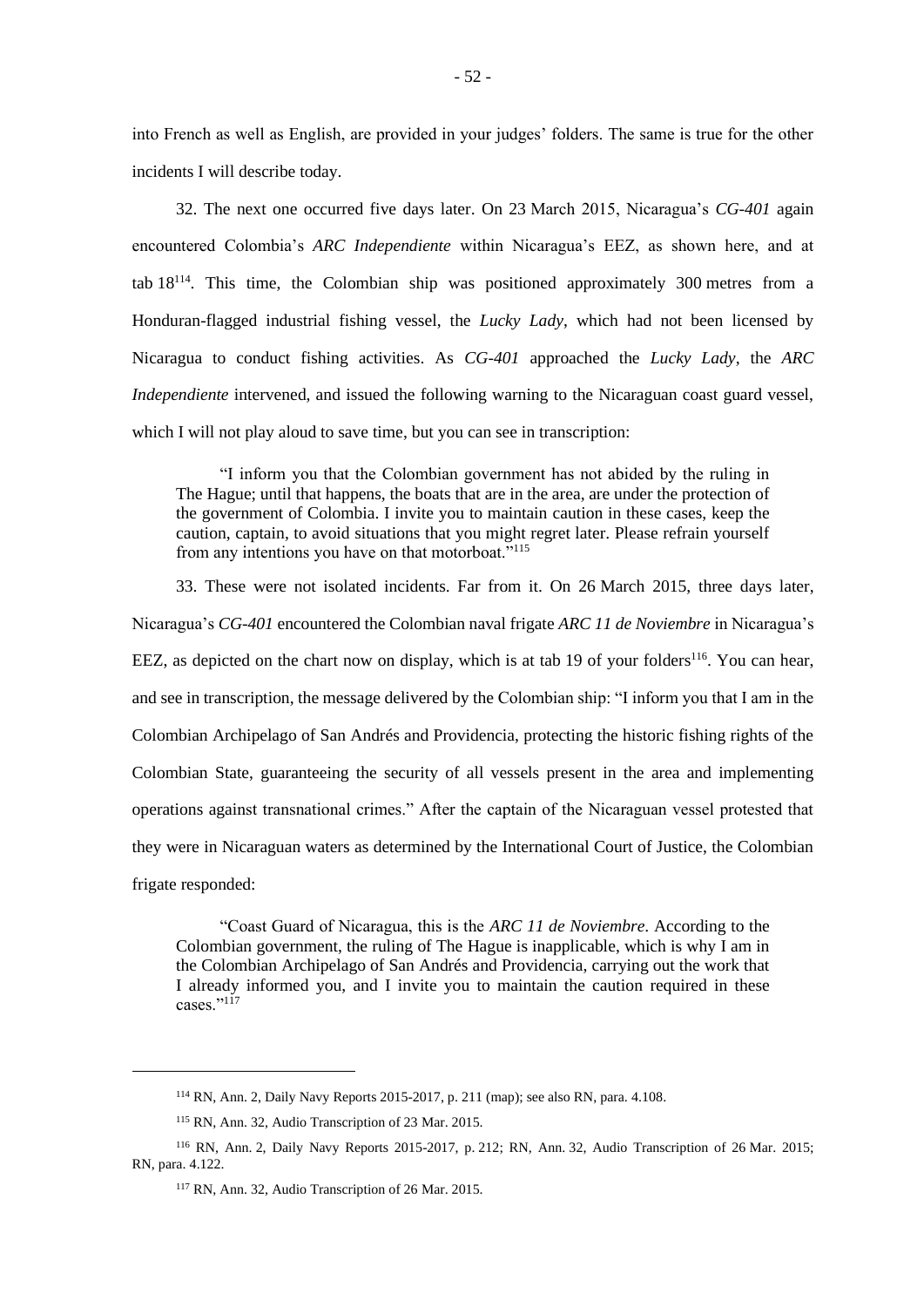into French as well as English, are provided in your judges' folders. The same is true for the other incidents I will describe today.

32. The next one occurred five days later. On 23 March 2015, Nicaragua's *CG-401* again encountered Colombia's *ARC Independiente* within Nicaragua's EEZ, as shown here, and at tab 18[114]. This time, the Colombian ship was positioned approximately 300 metres from a Honduran-flagged industrial fishing vessel, the *Lucky Lady*, which had not been licensed by Nicaragua to conduct fishing activities. As *CG-401* approached the *Lucky Lady*, the *ARC Independiente* intervened, and issued the following warning to the Nicaraguan coast guard vessel, which I will not play aloud to save time, but you can see in transcription:

> "I inform you that the Colombian government has not abided by the ruling in The Hague; until that happens, the boats that are in the area, are under the protection of the government of Colombia. I invite you to maintain caution in these cases, keep the caution, captain, to avoid situations that you might regret later. Please refrain yourself from any intentions you have on that motorboat."[115]

33. These were not isolated incidents. Far from it. On 26 March 2015, three days later, Nicaragua's *CG-401* encountered the Colombian naval frigate *ARC 11 de Noviembre* in Nicaragua's EEZ, as depicted on the chart now on display, which is at tab 19 of your folders[116]. You can hear, and see in transcription, the message delivered by the Colombian ship: "I inform you that I am in the Colombian Archipelago of San Andrés and Providencia, protecting the historic fishing rights of the Colombian State, guaranteeing the security of all vessels present in the area and implementing operations against transnational crimes." After the captain of the Nicaraguan vessel protested that they were in Nicaraguan waters as determined by the International Court of Justice, the Colombian frigate responded:

> "Coast Guard of Nicaragua, this is the *ARC 11 de Noviembre*. According to the Colombian government, the ruling of The Hague is inapplicable, which is why I am in the Colombian Archipelago of San Andrés and Providencia, carrying out the work that I already informed you, and I invite you to maintain the caution required in these cases."[117]

---

[114] RN, Ann. 2, Daily Navy Reports 2015-2017, p. 211 (map); see also RN, para. 4.108.

[115] RN, Ann. 32, Audio Transcription of 23 Mar. 2015.

[116] RN, Ann. 2, Daily Navy Reports 2015-2017, p. 212; RN, Ann. 32, Audio Transcription of 26 Mar. 2015; RN, para. 4.122.

[117] RN, Ann. 32, Audio Transcription of 26 Mar. 2015.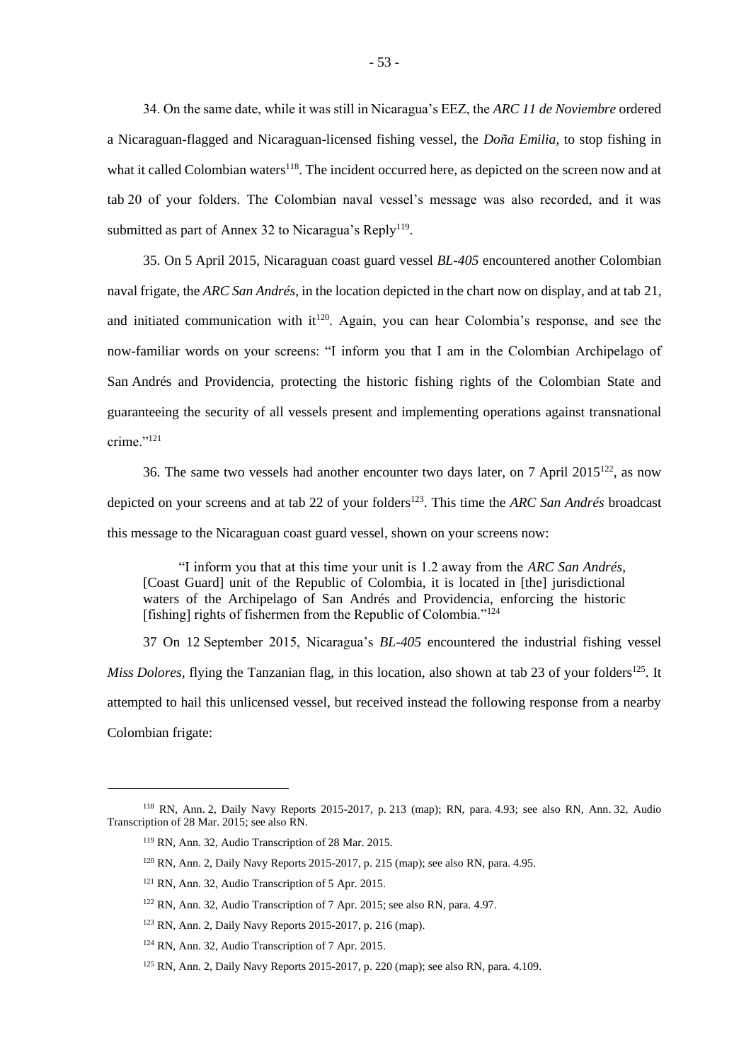34. On the same date, while it was still in Nicaragua's EEZ, the *ARC 11 de Noviembre* ordered a Nicaraguan-flagged and Nicaraguan-licensed fishing vessel, the *Doña Emilia*, to stop fishing in what it called Colombian waters[118]. The incident occurred here, as depicted on the screen now and at tab 20 of your folders. The Colombian naval vessel's message was also recorded, and it was submitted as part of Annex 32 to Nicaragua's Reply[119].

35. On 5 April 2015, Nicaraguan coast guard vessel *BL-405* encountered another Colombian naval frigate, the *ARC San Andrés*, in the location depicted in the chart now on display, and at tab 21, and initiated communication with it[120]. Again, you can hear Colombia's response, and see the now-familiar words on your screens: "I inform you that I am in the Colombian Archipelago of San Andrés and Providencia, protecting the historic fishing rights of the Colombian State and guaranteeing the security of all vessels present and implementing operations against transnational crime."[121]

36. The same two vessels had another encounter two days later, on 7 April 2015[122], as now depicted on your screens and at tab 22 of your folders[123]. This time the *ARC San Andrés* broadcast this message to the Nicaraguan coast guard vessel, shown on your screens now:

> "I inform you that at this time your unit is 1.2 away from the *ARC San Andrés*, [Coast Guard] unit of the Republic of Colombia, it is located in [the] jurisdictional waters of the Archipelago of San Andrés and Providencia, enforcing the historic [fishing] rights of fishermen from the Republic of Colombia."[124]

37 On 12 September 2015, Nicaragua's *BL-405* encountered the industrial fishing vessel *Miss Dolores*, flying the Tanzanian flag, in this location, also shown at tab 23 of your folders[125]. It attempted to hail this unlicensed vessel, but received instead the following response from a nearby Colombian frigate:

---

[118] RN, Ann. 2, Daily Navy Reports 2015-2017, p. 213 (map); RN, para. 4.93; see also RN, Ann. 32, Audio Transcription of 28 Mar. 2015; see also RN.

[119] RN, Ann. 32, Audio Transcription of 28 Mar. 2015.

[120] RN, Ann. 2, Daily Navy Reports 2015-2017, p. 215 (map); see also RN, para. 4.95.

[121] RN, Ann. 32, Audio Transcription of 5 Apr. 2015.

[122] RN, Ann. 32, Audio Transcription of 7 Apr. 2015; see also RN, para. 4.97.

[123] RN, Ann. 2, Daily Navy Reports 2015-2017, p. 216 (map).

[124] RN, Ann. 32, Audio Transcription of 7 Apr. 2015.

[125] RN, Ann. 2, Daily Navy Reports 2015-2017, p. 220 (map); see also RN, para. 4.109.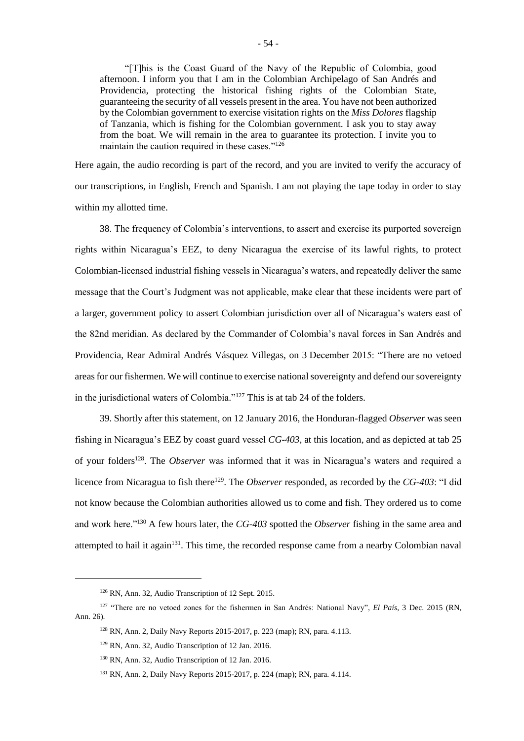"[T]his is the Coast Guard of the Navy of the Republic of Colombia, good afternoon. I inform you that I am in the Colombian Archipelago of San Andrés and Providencia, protecting the historical fishing rights of the Colombian State, guaranteeing the security of all vessels present in the area. You have not been authorized by the Colombian government to exercise visitation rights on the *Miss Dolores* flagship of Tanzania, which is fishing for the Colombian government. I ask you to stay away from the boat. We will remain in the area to guarantee its protection. I invite you to maintain the caution required in these cases."[126]

Here again, the audio recording is part of the record, and you are invited to verify the accuracy of our transcriptions, in English, French and Spanish. I am not playing the tape today in order to stay within my allotted time.

38. The frequency of Colombia's interventions, to assert and exercise its purported sovereign rights within Nicaragua's EEZ, to deny Nicaragua the exercise of its lawful rights, to protect Colombian-licensed industrial fishing vessels in Nicaragua's waters, and repeatedly deliver the same message that the Court's Judgment was not applicable, make clear that these incidents were part of a larger, government policy to assert Colombian jurisdiction over all of Nicaragua's waters east of the 82nd meridian. As declared by the Commander of Colombia's naval forces in San Andrés and Providencia, Rear Admiral Andrés Vásquez Villegas, on 3 December 2015: "There are no vetoed areas for our fishermen. We will continue to exercise national sovereignty and defend our sovereignty in the jurisdictional waters of Colombia."[127] This is at tab 24 of the folders.

39. Shortly after this statement, on 12 January 2016, the Honduran-flagged *Observer* was seen fishing in Nicaragua's EEZ by coast guard vessel *CG-403*, at this location, and as depicted at tab 25 of your folders[128]. The *Observer* was informed that it was in Nicaragua's waters and required a licence from Nicaragua to fish there[129]. The *Observer* responded, as recorded by the *CG-403*: "I did not know because the Colombian authorities allowed us to come and fish. They ordered us to come and work here."[130] A few hours later, the *CG-403* spotted the *Observer* fishing in the same area and attempted to hail it again[131]. This time, the recorded response came from a nearby Colombian naval

---

[126] RN, Ann. 32, Audio Transcription of 12 Sept. 2015.

[127] "There are no vetoed zones for the fishermen in San Andrés: National Navy", *El País*, 3 Dec. 2015 (RN, Ann. 26).

[128] RN, Ann. 2, Daily Navy Reports 2015-2017, p. 223 (map); RN, para. 4.113.

[129] RN, Ann. 32, Audio Transcription of 12 Jan. 2016.

[130] RN, Ann. 32, Audio Transcription of 12 Jan. 2016.

[131] RN, Ann. 2, Daily Navy Reports 2015-2017, p. 224 (map); RN, para. 4.114.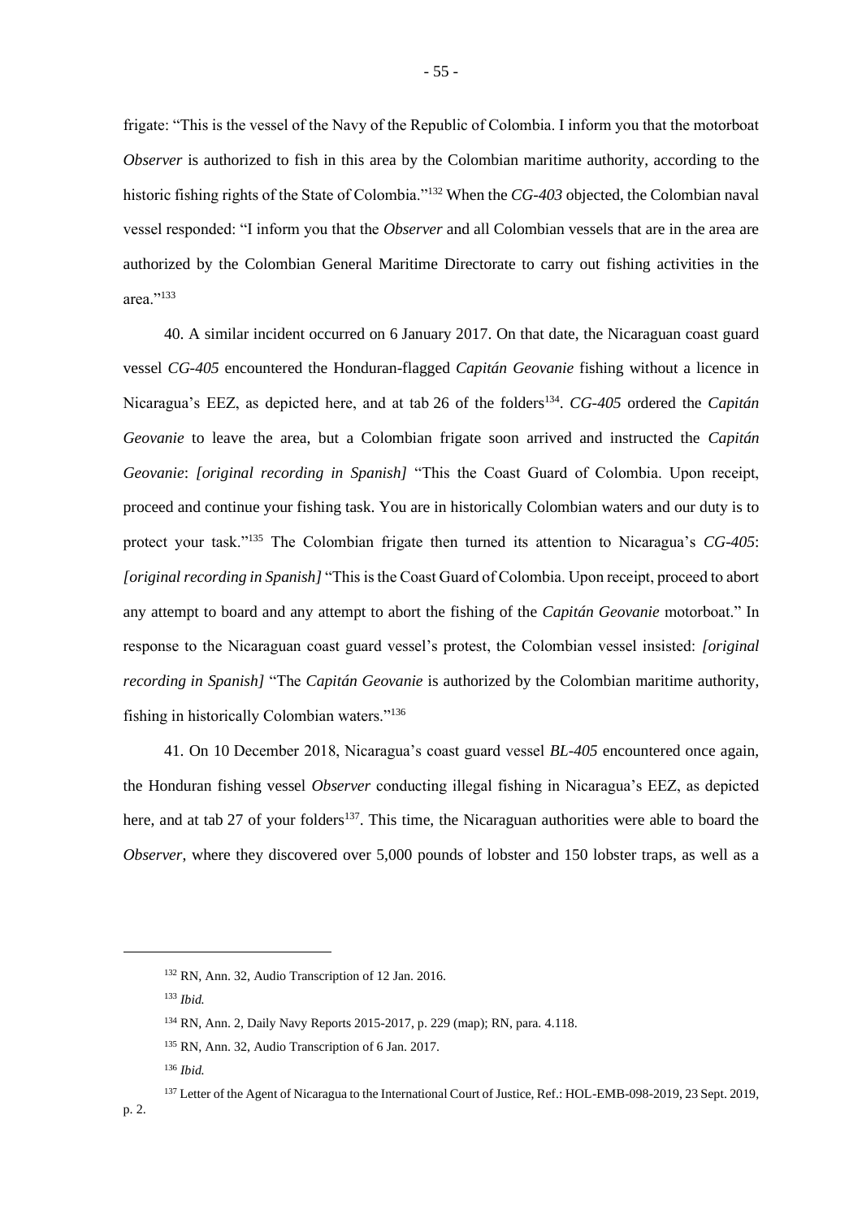frigate: "This is the vessel of the Navy of the Republic of Colombia. I inform you that the motorboat *Observer* is authorized to fish in this area by the Colombian maritime authority, according to the historic fishing rights of the State of Colombia."[132] When the *CG-403* objected, the Colombian naval vessel responded: "I inform you that the *Observer* and all Colombian vessels that are in the area are authorized by the Colombian General Maritime Directorate to carry out fishing activities in the area."[133]

40. A similar incident occurred on 6 January 2017. On that date, the Nicaraguan coast guard vessel *CG-405* encountered the Honduran-flagged *Capitán Geovanie* fishing without a licence in Nicaragua's EEZ, as depicted here, and at tab 26 of the folders[134]. *CG-405* ordered the *Capitán Geovanie* to leave the area, but a Colombian frigate soon arrived and instructed the *Capitán Geovanie*: *[original recording in Spanish]* "This the Coast Guard of Colombia. Upon receipt, proceed and continue your fishing task. You are in historically Colombian waters and our duty is to protect your task."[135] The Colombian frigate then turned its attention to Nicaragua's *CG-405*: *[original recording in Spanish]* "This is the Coast Guard of Colombia. Upon receipt, proceed to abort any attempt to board and any attempt to abort the fishing of the *Capitán Geovanie* motorboat." In response to the Nicaraguan coast guard vessel's protest, the Colombian vessel insisted: *[original recording in Spanish]* "The *Capitán Geovanie* is authorized by the Colombian maritime authority, fishing in historically Colombian waters."[136]

41. On 10 December 2018, Nicaragua's coast guard vessel *BL-405* encountered once again, the Honduran fishing vessel *Observer* conducting illegal fishing in Nicaragua's EEZ, as depicted here, and at tab 27 of your folders[137]. This time, the Nicaraguan authorities were able to board the *Observer*, where they discovered over 5,000 pounds of lobster and 150 lobster traps, as well as a

---

[132] RN, Ann. 32, Audio Transcription of 12 Jan. 2016.

[133] *Ibid.*

[134] RN, Ann. 2, Daily Navy Reports 2015-2017, p. 229 (map); RN, para. 4.118.

[135] RN, Ann. 32, Audio Transcription of 6 Jan. 2017.

[136] *Ibid.*

[137] Letter of the Agent of Nicaragua to the International Court of Justice, Ref.: HOL-EMB-098-2019, 23 Sept. 2019, p. 2.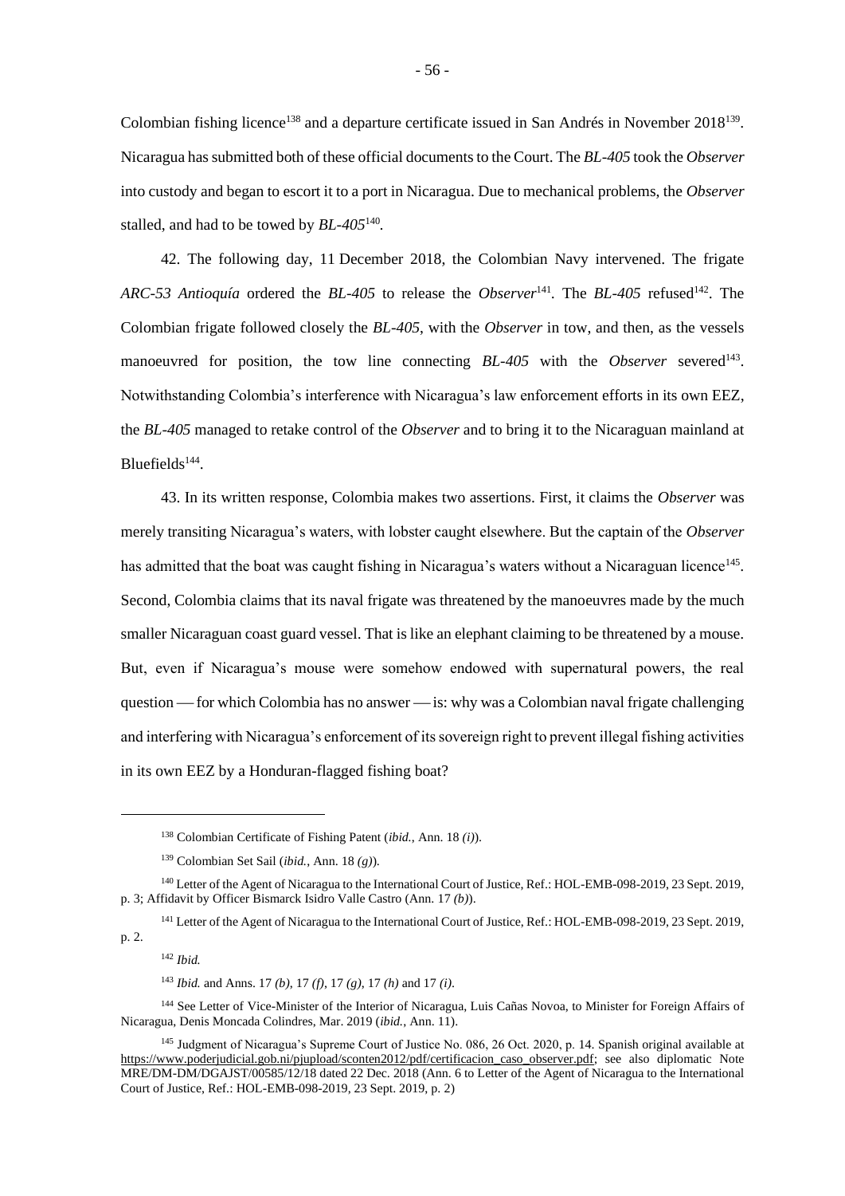Colombian fishing licence[138] and a departure certificate issued in San Andrés in November 2018[139]. Nicaragua has submitted both of these official documents to the Court. The *BL-405* took the *Observer* into custody and began to escort it to a port in Nicaragua. Due to mechanical problems, the *Observer* stalled, and had to be towed by *BL-405*[140].

42. The following day, 11 December 2018, the Colombian Navy intervened. The frigate *ARC-53 Antioquía* ordered the *BL-405* to release the *Observer*[141]. The *BL-405* refused[142]. The Colombian frigate followed closely the *BL-405*, with the *Observer* in tow, and then, as the vessels manoeuvred for position, the tow line connecting *BL-405* with the *Observer* severed[143]. Notwithstanding Colombia's interference with Nicaragua's law enforcement efforts in its own EEZ, the *BL-405* managed to retake control of the *Observer* and to bring it to the Nicaraguan mainland at Bluefields[144].

43. In its written response, Colombia makes two assertions. First, it claims the *Observer* was merely transiting Nicaragua's waters, with lobster caught elsewhere. But the captain of the *Observer* has admitted that the boat was caught fishing in Nicaragua's waters without a Nicaraguan licence[145]. Second, Colombia claims that its naval frigate was threatened by the manoeuvres made by the much smaller Nicaraguan coast guard vessel. That is like an elephant claiming to be threatened by a mouse. But, even if Nicaragua's mouse were somehow endowed with supernatural powers, the real question — for which Colombia has no answer — is: why was a Colombian naval frigate challenging and interfering with Nicaragua's enforcement of its sovereign right to prevent illegal fishing activities in its own EEZ by a Honduran-flagged fishing boat?

---

[138] Colombian Certificate of Fishing Patent (*ibid.*, Ann. 18 *(i)*).

[139] Colombian Set Sail (*ibid.*, Ann. 18 *(g)*).

[140] Letter of the Agent of Nicaragua to the International Court of Justice, Ref.: HOL-EMB-098-2019, 23 Sept. 2019, p. 3; Affidavit by Officer Bismarck Isidro Valle Castro (Ann. 17 *(b)*).

[141] Letter of the Agent of Nicaragua to the International Court of Justice, Ref.: HOL-EMB-098-2019, 23 Sept. 2019, p. 2.

[142] *Ibid.*

[143] *Ibid.* and Anns. 17 *(b)*, 17 *(f)*, 17 *(g)*, 17 *(h)* and 17 *(i)*.

[144] See Letter of Vice-Minister of the Interior of Nicaragua, Luis Cañas Novoa, to Minister for Foreign Affairs of Nicaragua, Denis Moncada Colindres, Mar. 2019 (*ibid.*, Ann. 11).

[145] Judgment of Nicaragua's Supreme Court of Justice No. 086, 26 Oct. 2020, p. 14. Spanish original available at https://www.poderjudicial.gob.ni/pjupload/sconten2012/pdf/certificacion_caso_observer.pdf; see also diplomatic Note MRE/DM-DM/DGAJST/00585/12/18 dated 22 Dec. 2018 (Ann. 6 to Letter of the Agent of Nicaragua to the International Court of Justice, Ref.: HOL-EMB-098-2019, 23 Sept. 2019, p. 2)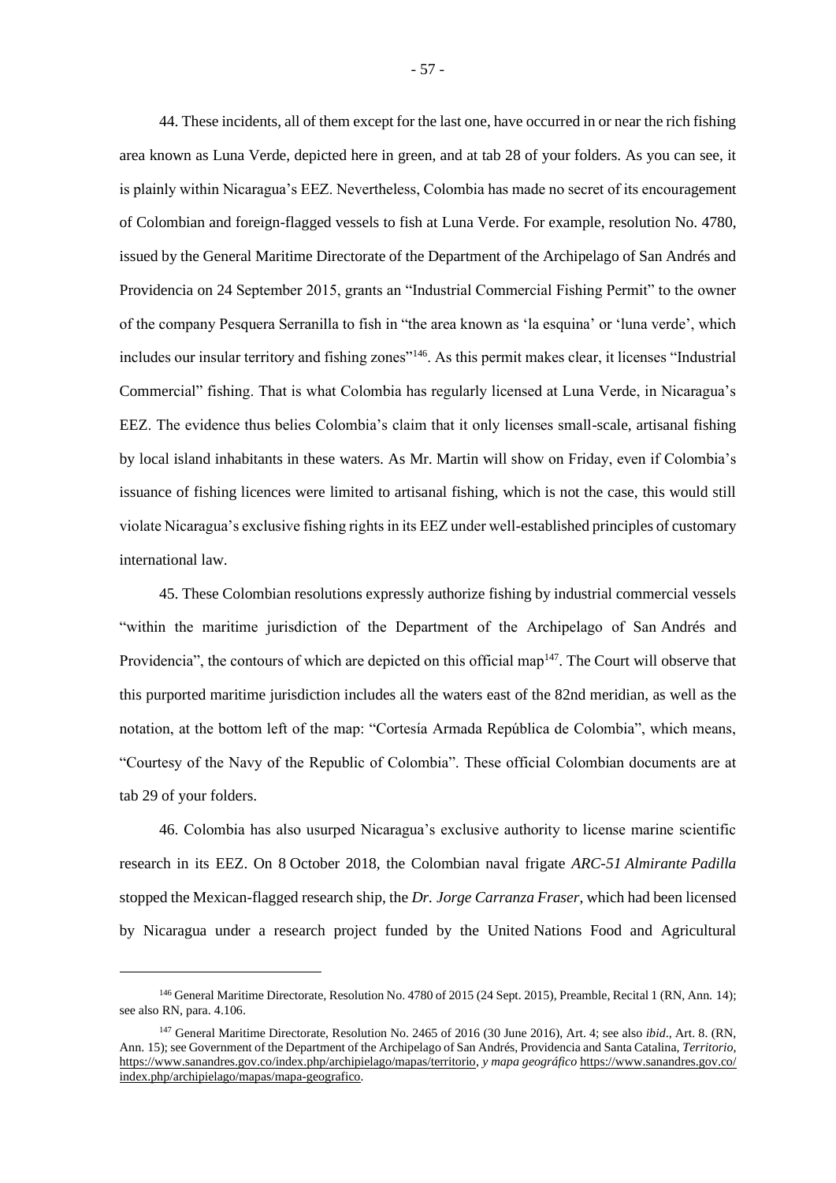44. These incidents, all of them except for the last one, have occurred in or near the rich fishing area known as Luna Verde, depicted here in green, and at tab 28 of your folders. As you can see, it is plainly within Nicaragua's EEZ. Nevertheless, Colombia has made no secret of its encouragement of Colombian and foreign-flagged vessels to fish at Luna Verde. For example, resolution No. 4780, issued by the General Maritime Directorate of the Department of the Archipelago of San Andrés and Providencia on 24 September 2015, grants an "Industrial Commercial Fishing Permit" to the owner of the company Pesquera Serranilla to fish in "the area known as 'la esquina' or 'luna verde', which includes our insular territory and fishing zones"[146]. As this permit makes clear, it licenses "Industrial Commercial" fishing. That is what Colombia has regularly licensed at Luna Verde, in Nicaragua's EEZ. The evidence thus belies Colombia's claim that it only licenses small-scale, artisanal fishing by local island inhabitants in these waters. As Mr. Martin will show on Friday, even if Colombia's issuance of fishing licences were limited to artisanal fishing, which is not the case, this would still violate Nicaragua's exclusive fishing rights in its EEZ under well-established principles of customary international law.

45. These Colombian resolutions expressly authorize fishing by industrial commercial vessels "within the maritime jurisdiction of the Department of the Archipelago of San Andrés and Providencia", the contours of which are depicted on this official map[147]. The Court will observe that this purported maritime jurisdiction includes all the waters east of the 82nd meridian, as well as the notation, at the bottom left of the map: "Cortesía Armada República de Colombia", which means, "Courtesy of the Navy of the Republic of Colombia". These official Colombian documents are at tab 29 of your folders.

46. Colombia has also usurped Nicaragua's exclusive authority to license marine scientific research in its EEZ. On 8 October 2018, the Colombian naval frigate *ARC-51 Almirante Padilla* stopped the Mexican-flagged research ship, the *Dr. Jorge Carranza Fraser*, which had been licensed by Nicaragua under a research project funded by the United Nations Food and Agricultural

---

[146] General Maritime Directorate, Resolution No. 4780 of 2015 (24 Sept. 2015), Preamble, Recital 1 (RN, Ann. 14); see also RN, para. 4.106.

[147] General Maritime Directorate, Resolution No. 2465 of 2016 (30 June 2016), Art. 4; see also *ibid*., Art. 8. (RN, Ann. 15); see Government of the Department of the Archipelago of San Andrés, Providencia and Santa Catalina, *Territorio*, https://www.sanandres.gov.co/index.php/archipielago/mapas/territorio, *y mapa geográfico* https://www.sanandres.gov.co/index.php/archipielago/mapas/mapa-geografico.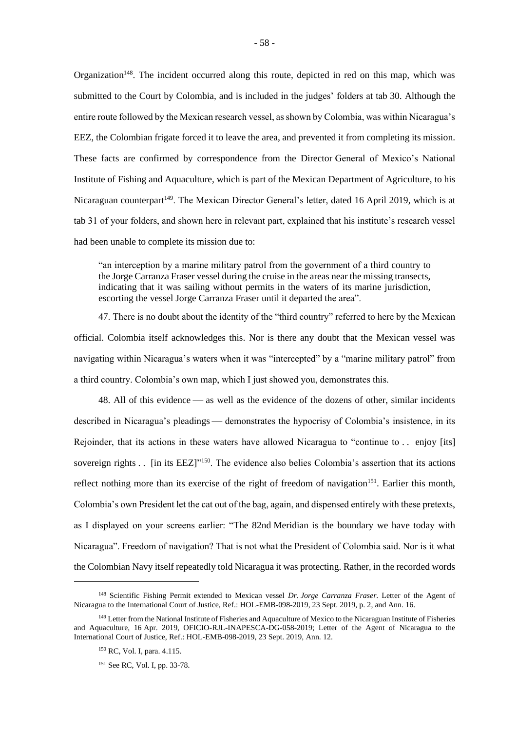Organization[148]. The incident occurred along this route, depicted in red on this map, which was submitted to the Court by Colombia, and is included in the judges' folders at tab 30. Although the entire route followed by the Mexican research vessel, as shown by Colombia, was within Nicaragua's EEZ, the Colombian frigate forced it to leave the area, and prevented it from completing its mission. These facts are confirmed by correspondence from the Director General of Mexico's National Institute of Fishing and Aquaculture, which is part of the Mexican Department of Agriculture, to his Nicaraguan counterpart[149]. The Mexican Director General's letter, dated 16 April 2019, which is at tab 31 of your folders, and shown here in relevant part, explained that his institute's research vessel had been unable to complete its mission due to:

> "an interception by a marine military patrol from the government of a third country to the Jorge Carranza Fraser vessel during the cruise in the areas near the missing transects, indicating that it was sailing without permits in the waters of its marine jurisdiction, escorting the vessel Jorge Carranza Fraser until it departed the area".

47. There is no doubt about the identity of the "third country" referred to here by the Mexican official. Colombia itself acknowledges this. Nor is there any doubt that the Mexican vessel was navigating within Nicaragua's waters when it was "intercepted" by a "marine military patrol" from a third country. Colombia's own map, which I just showed you, demonstrates this.

48. All of this evidence — as well as the evidence of the dozens of other, similar incidents described in Nicaragua's pleadings — demonstrates the hypocrisy of Colombia's insistence, in its Rejoinder, that its actions in these waters have allowed Nicaragua to "continue to . . enjoy [its] sovereign rights . . [in its EEZ]"[150]. The evidence also belies Colombia's assertion that its actions reflect nothing more than its exercise of the right of freedom of navigation[151]. Earlier this month, Colombia's own President let the cat out of the bag, again, and dispensed entirely with these pretexts, as I displayed on your screens earlier: "The 82nd Meridian is the boundary we have today with Nicaragua". Freedom of navigation? That is not what the President of Colombia said. Nor is it what the Colombian Navy itself repeatedly told Nicaragua it was protecting. Rather, in the recorded words

---

[148] Scientific Fishing Permit extended to Mexican vessel *Dr. Jorge Carranza Fraser*. Letter of the Agent of Nicaragua to the International Court of Justice, Ref.: HOL-EMB-098-2019, 23 Sept. 2019, p. 2, and Ann. 16.

[149] Letter from the National Institute of Fisheries and Aquaculture of Mexico to the Nicaraguan Institute of Fisheries and Aquaculture, 16 Apr. 2019, OFICIO-RJL-INAPESCA-DG-058-2019; Letter of the Agent of Nicaragua to the International Court of Justice, Ref.: HOL-EMB-098-2019, 23 Sept. 2019, Ann. 12.

[150] RC, Vol. I, para. 4.115.

[151] See RC, Vol. I, pp. 33-78.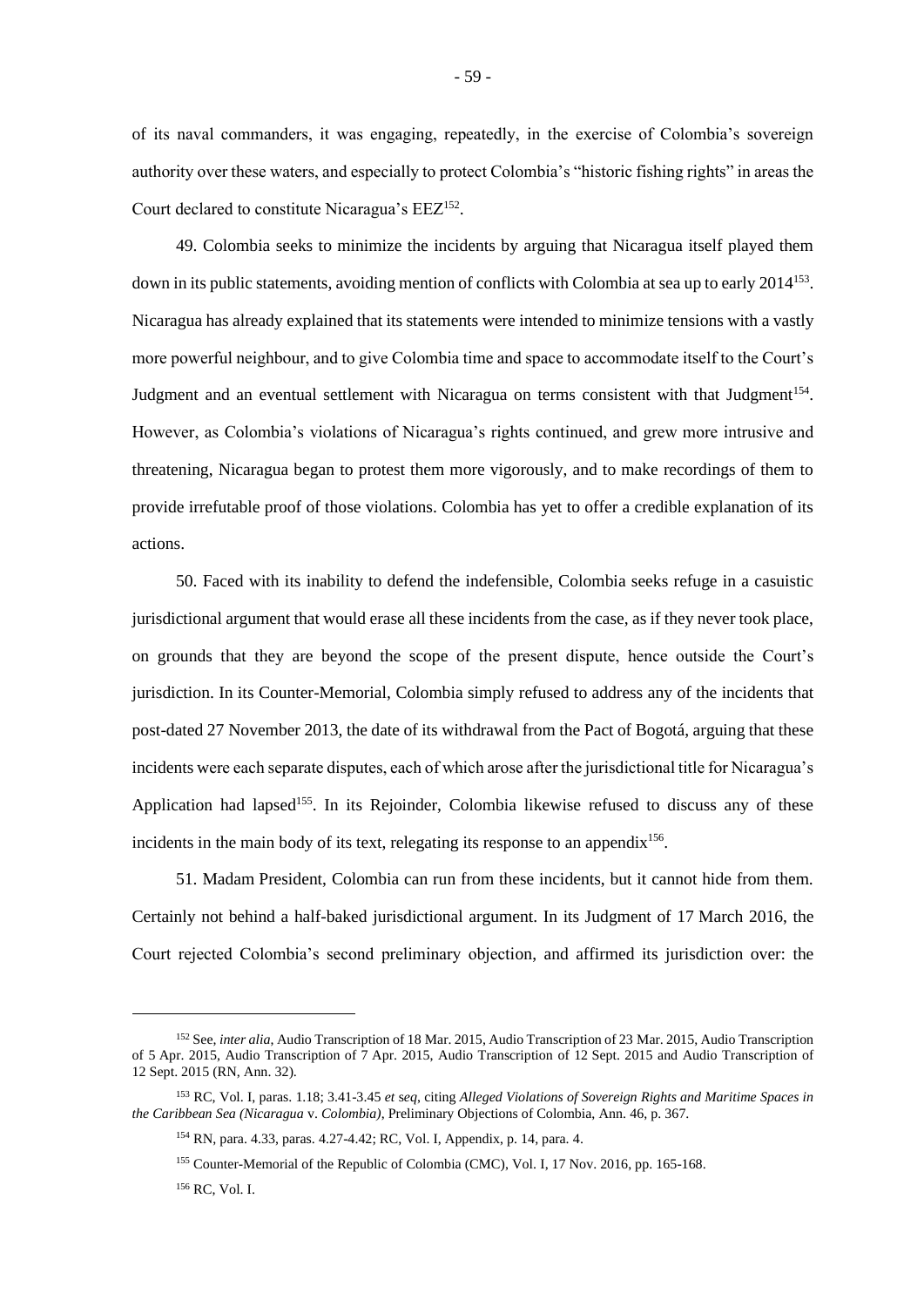of its naval commanders, it was engaging, repeatedly, in the exercise of Colombia's sovereign authority over these waters, and especially to protect Colombia's "historic fishing rights" in areas the Court declared to constitute Nicaragua's EEZ[152].

49. Colombia seeks to minimize the incidents by arguing that Nicaragua itself played them down in its public statements, avoiding mention of conflicts with Colombia at sea up to early 2014[153]. Nicaragua has already explained that its statements were intended to minimize tensions with a vastly more powerful neighbour, and to give Colombia time and space to accommodate itself to the Court's Judgment and an eventual settlement with Nicaragua on terms consistent with that Judgment[154]. However, as Colombia's violations of Nicaragua's rights continued, and grew more intrusive and threatening, Nicaragua began to protest them more vigorously, and to make recordings of them to provide irrefutable proof of those violations. Colombia has yet to offer a credible explanation of its actions.

50. Faced with its inability to defend the indefensible, Colombia seeks refuge in a casuistic jurisdictional argument that would erase all these incidents from the case, as if they never took place, on grounds that they are beyond the scope of the present dispute, hence outside the Court's jurisdiction. In its Counter-Memorial, Colombia simply refused to address any of the incidents that post-dated 27 November 2013, the date of its withdrawal from the Pact of Bogotá, arguing that these incidents were each separate disputes, each of which arose after the jurisdictional title for Nicaragua's Application had lapsed[155]. In its Rejoinder, Colombia likewise refused to discuss any of these incidents in the main body of its text, relegating its response to an appendix[156].

51. Madam President, Colombia can run from these incidents, but it cannot hide from them. Certainly not behind a half-baked jurisdictional argument. In its Judgment of 17 March 2016, the Court rejected Colombia's second preliminary objection, and affirmed its jurisdiction over: the

---

[152] See, *inter alia*, Audio Transcription of 18 Mar. 2015, Audio Transcription of 23 Mar. 2015, Audio Transcription of 5 Apr. 2015, Audio Transcription of 7 Apr. 2015, Audio Transcription of 12 Sept. 2015 and Audio Transcription of 12 Sept. 2015 (RN, Ann. 32).

[153] RC, Vol. I, paras. 1.18; 3.41-3.45 *et seq*, citing *Alleged Violations of Sovereign Rights and Maritime Spaces in the Caribbean Sea (Nicaragua* v. *Colombia)*, Preliminary Objections of Colombia, Ann. 46, p. 367.

[154] RN, para. 4.33, paras. 4.27-4.42; RC, Vol. I, Appendix, p. 14, para. 4.

[155] Counter-Memorial of the Republic of Colombia (CMC), Vol. I, 17 Nov. 2016, pp. 165-168.

[156] RC, Vol. I.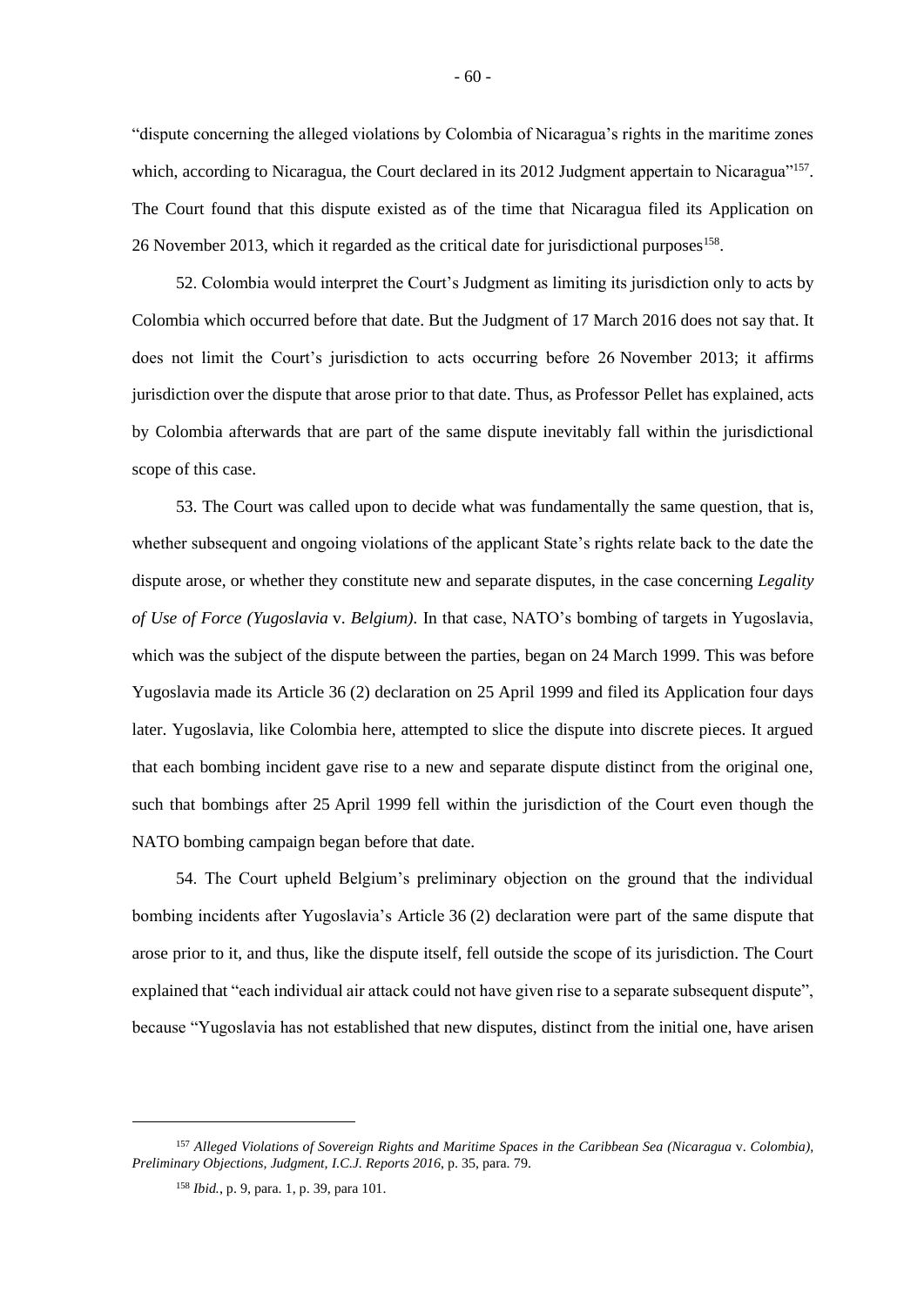"dispute concerning the alleged violations by Colombia of Nicaragua's rights in the maritime zones which, according to Nicaragua, the Court declared in its 2012 Judgment appertain to Nicaragua"[157]. The Court found that this dispute existed as of the time that Nicaragua filed its Application on 26 November 2013, which it regarded as the critical date for jurisdictional purposes[158].

52. Colombia would interpret the Court's Judgment as limiting its jurisdiction only to acts by Colombia which occurred before that date. But the Judgment of 17 March 2016 does not say that. It does not limit the Court's jurisdiction to acts occurring before 26 November 2013; it affirms jurisdiction over the dispute that arose prior to that date. Thus, as Professor Pellet has explained, acts by Colombia afterwards that are part of the same dispute inevitably fall within the jurisdictional scope of this case.

53. The Court was called upon to decide what was fundamentally the same question, that is, whether subsequent and ongoing violations of the applicant State's rights relate back to the date the dispute arose, or whether they constitute new and separate disputes, in the case concerning *Legality of Use of Force (Yugoslavia* v. *Belgium)*. In that case, NATO's bombing of targets in Yugoslavia, which was the subject of the dispute between the parties, began on 24 March 1999. This was before Yugoslavia made its Article 36 (2) declaration on 25 April 1999 and filed its Application four days later. Yugoslavia, like Colombia here, attempted to slice the dispute into discrete pieces. It argued that each bombing incident gave rise to a new and separate dispute distinct from the original one, such that bombings after 25 April 1999 fell within the jurisdiction of the Court even though the NATO bombing campaign began before that date.

54. The Court upheld Belgium's preliminary objection on the ground that the individual bombing incidents after Yugoslavia's Article 36 (2) declaration were part of the same dispute that arose prior to it, and thus, like the dispute itself, fell outside the scope of its jurisdiction. The Court explained that "each individual air attack could not have given rise to a separate subsequent dispute", because "Yugoslavia has not established that new disputes, distinct from the initial one, have arisen

---

[157] *Alleged Violations of Sovereign Rights and Maritime Spaces in the Caribbean Sea (Nicaragua* v. *Colombia), Preliminary Objections, Judgment, I.C.J. Reports 2016*, p. 35, para. 79.

[158] *Ibid.*, p. 9, para. 1, p. 39, para 101.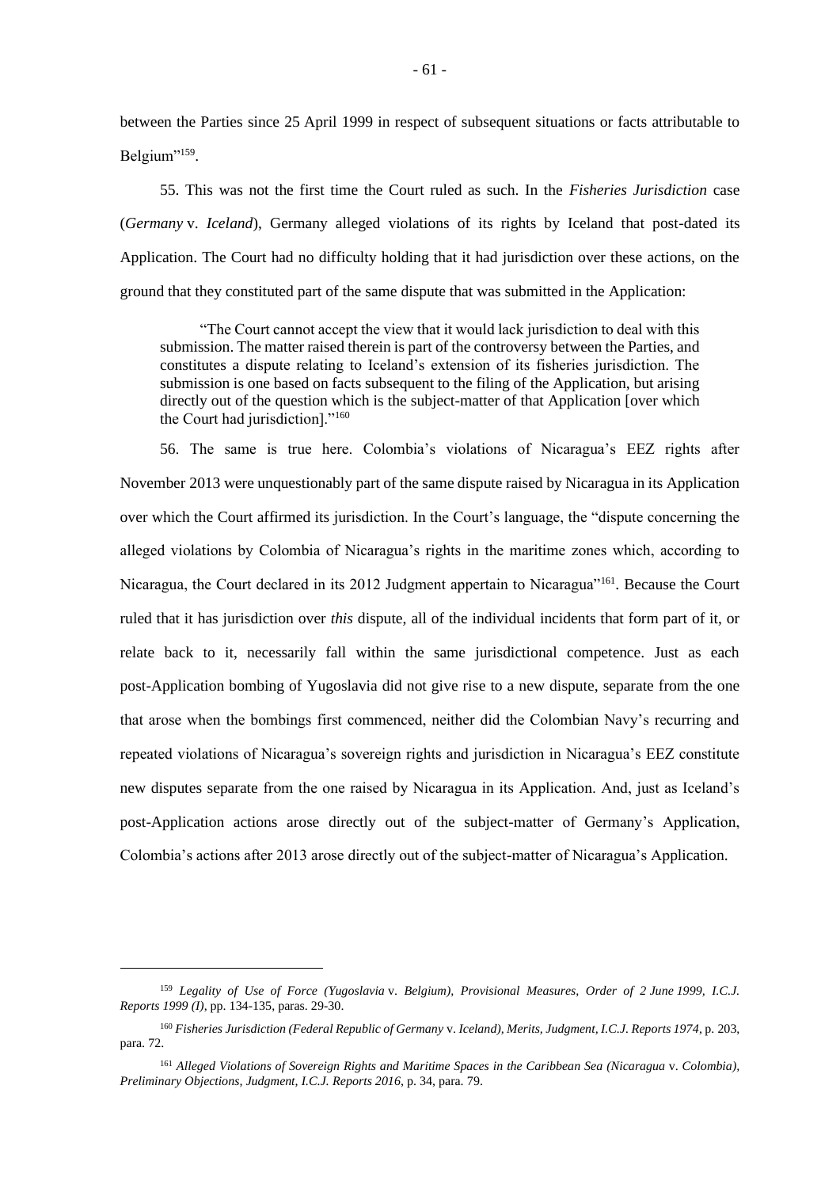between the Parties since 25 April 1999 in respect of subsequent situations or facts attributable to Belgium"[159].

55. This was not the first time the Court ruled as such. In the *Fisheries Jurisdiction* case (*Germany* v. *Iceland*), Germany alleged violations of its rights by Iceland that post-dated its Application. The Court had no difficulty holding that it had jurisdiction over these actions, on the ground that they constituted part of the same dispute that was submitted in the Application:

> "The Court cannot accept the view that it would lack jurisdiction to deal with this submission. The matter raised therein is part of the controversy between the Parties, and constitutes a dispute relating to Iceland's extension of its fisheries jurisdiction. The submission is one based on facts subsequent to the filing of the Application, but arising directly out of the question which is the subject-matter of that Application [over which the Court had jurisdiction]."[160]

56. The same is true here. Colombia's violations of Nicaragua's EEZ rights after November 2013 were unquestionably part of the same dispute raised by Nicaragua in its Application over which the Court affirmed its jurisdiction. In the Court's language, the "dispute concerning the alleged violations by Colombia of Nicaragua's rights in the maritime zones which, according to Nicaragua, the Court declared in its 2012 Judgment appertain to Nicaragua"[161]. Because the Court ruled that it has jurisdiction over *this* dispute, all of the individual incidents that form part of it, or relate back to it, necessarily fall within the same jurisdictional competence. Just as each post-Application bombing of Yugoslavia did not give rise to a new dispute, separate from the one that arose when the bombings first commenced, neither did the Colombian Navy's recurring and repeated violations of Nicaragua's sovereign rights and jurisdiction in Nicaragua's EEZ constitute new disputes separate from the one raised by Nicaragua in its Application. And, just as Iceland's post-Application actions arose directly out of the subject-matter of Germany's Application, Colombia's actions after 2013 arose directly out of the subject-matter of Nicaragua's Application.

---

[159] *Legality of Use of Force (Yugoslavia* v. *Belgium), Provisional Measures, Order of 2 June 1999, I.C.J. Reports 1999 (I)*, pp. 134-135, paras. 29-30.

[160] *Fisheries Jurisdiction (Federal Republic of Germany* v. *Iceland), Merits, Judgment, I.C.J. Reports 1974*, p. 203, para. 72.

[161] *Alleged Violations of Sovereign Rights and Maritime Spaces in the Caribbean Sea (Nicaragua* v. *Colombia), Preliminary Objections, Judgment, I.C.J. Reports 2016*, p. 34, para. 79.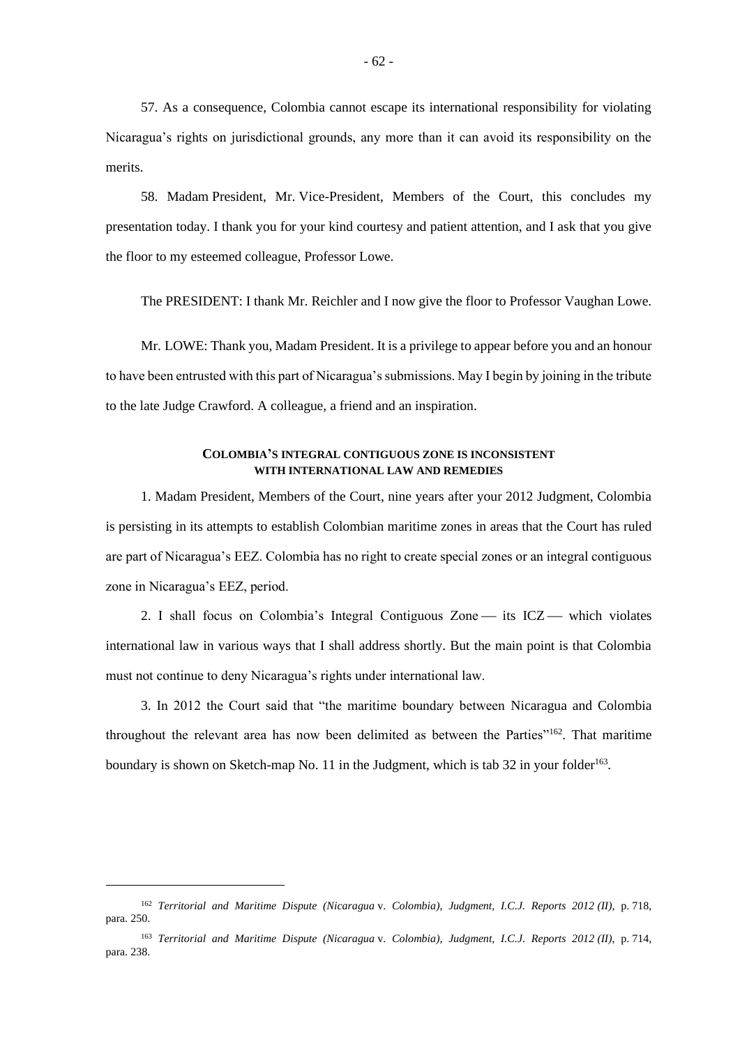57. As a consequence, Colombia cannot escape its international responsibility for violating Nicaragua's rights on jurisdictional grounds, any more than it can avoid its responsibility on the merits.

58. Madam President, Mr. Vice-President, Members of the Court, this concludes my presentation today. I thank you for your kind courtesy and patient attention, and I ask that you give the floor to my esteemed colleague, Professor Lowe.

The PRESIDENT: I thank Mr. Reichler and I now give the floor to Professor Vaughan Lowe.

Mr. LOWE: Thank you, Madam President. It is a privilege to appear before you and an honour to have been entrusted with this part of Nicaragua's submissions. May I begin by joining in the tribute to the late Judge Crawford. A colleague, a friend and an inspiration.

**COLOMBIA'S INTEGRAL CONTIGUOUS ZONE IS INCONSISTENT WITH INTERNATIONAL LAW AND REMEDIES**

1. Madam President, Members of the Court, nine years after your 2012 Judgment, Colombia is persisting in its attempts to establish Colombian maritime zones in areas that the Court has ruled are part of Nicaragua's EEZ. Colombia has no right to create special zones or an integral contiguous zone in Nicaragua's EEZ, period.

2. I shall focus on Colombia's Integral Contiguous Zone — its ICZ — which violates international law in various ways that I shall address shortly. But the main point is that Colombia must not continue to deny Nicaragua's rights under international law.

3. In 2012 the Court said that "the maritime boundary between Nicaragua and Colombia throughout the relevant area has now been delimited as between the Parties"[162]. That maritime boundary is shown on Sketch-map No. 11 in the Judgment, which is tab 32 in your folder[163].

---

[162] *Territorial and Maritime Dispute (Nicaragua* v. *Colombia), Judgment, I.C.J. Reports 2012 (II)*, p. 718, para. 250.

[163] *Territorial and Maritime Dispute (Nicaragua* v. *Colombia), Judgment, I.C.J. Reports 2012 (II)*, p. 714, para. 238.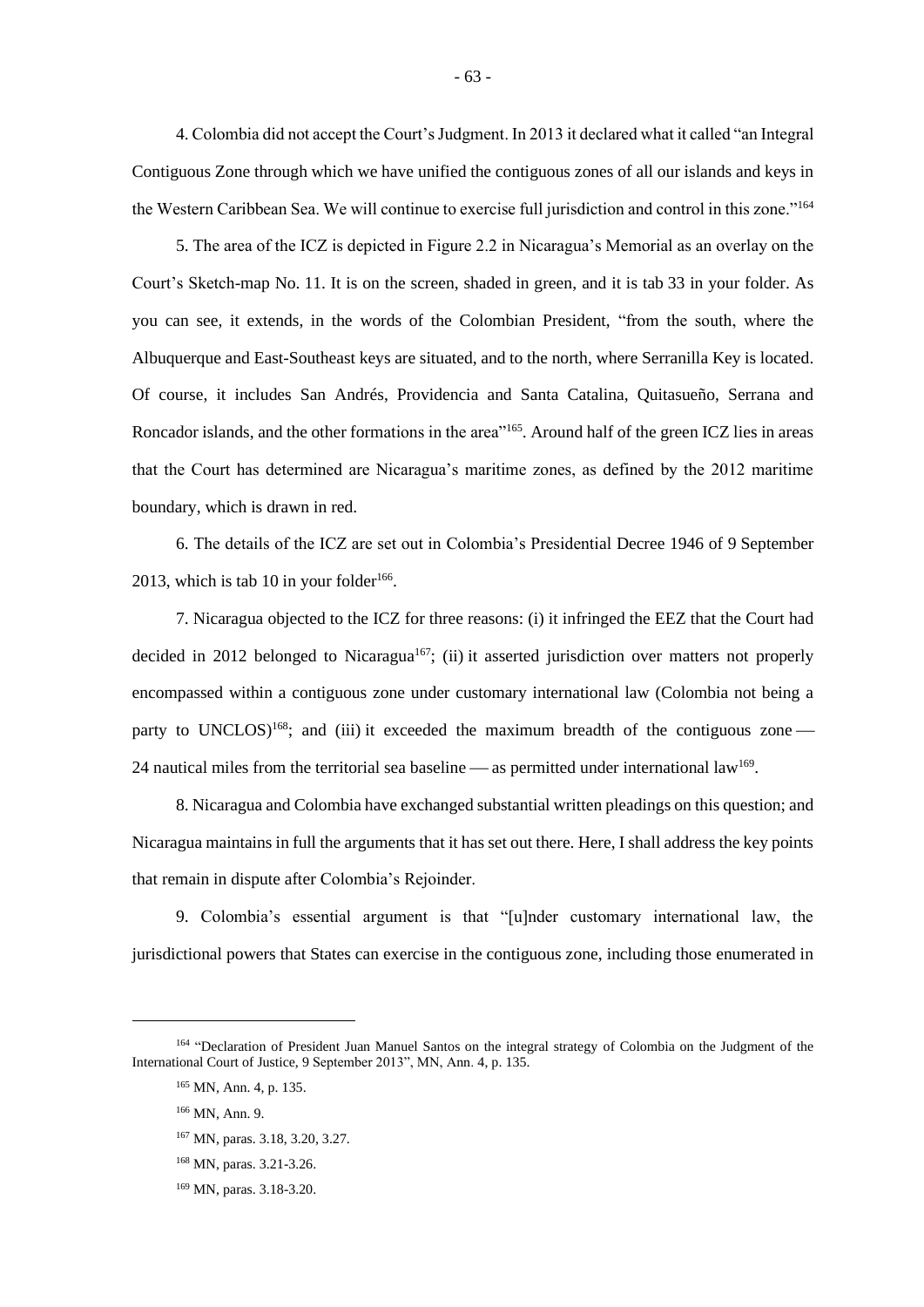4. Colombia did not accept the Court's Judgment. In 2013 it declared what it called "an Integral Contiguous Zone through which we have unified the contiguous zones of all our islands and keys in the Western Caribbean Sea. We will continue to exercise full jurisdiction and control in this zone."[164]

5. The area of the ICZ is depicted in Figure 2.2 in Nicaragua's Memorial as an overlay on the Court's Sketch-map No. 11. It is on the screen, shaded in green, and it is tab 33 in your folder. As you can see, it extends, in the words of the Colombian President, "from the south, where the Albuquerque and East-Southeast keys are situated, and to the north, where Serranilla Key is located. Of course, it includes San Andrés, Providencia and Santa Catalina, Quitasueño, Serrana and Roncador islands, and the other formations in the area"[165]. Around half of the green ICZ lies in areas that the Court has determined are Nicaragua's maritime zones, as defined by the 2012 maritime boundary, which is drawn in red.

6. The details of the ICZ are set out in Colombia's Presidential Decree 1946 of 9 September 2013, which is tab 10 in your folder[166].

7. Nicaragua objected to the ICZ for three reasons: (i) it infringed the EEZ that the Court had decided in 2012 belonged to Nicaragua[167]; (ii) it asserted jurisdiction over matters not properly encompassed within a contiguous zone under customary international law (Colombia not being a party to UNCLOS)[168]; and (iii) it exceeded the maximum breadth of the contiguous zone — 24 nautical miles from the territorial sea baseline — as permitted under international law[169].

8. Nicaragua and Colombia have exchanged substantial written pleadings on this question; and Nicaragua maintains in full the arguments that it has set out there. Here, I shall address the key points that remain in dispute after Colombia's Rejoinder.

9. Colombia's essential argument is that "[u]nder customary international law, the jurisdictional powers that States can exercise in the contiguous zone, including those enumerated in

---

[164] "Declaration of President Juan Manuel Santos on the integral strategy of Colombia on the Judgment of the International Court of Justice, 9 September 2013", MN, Ann. 4, p. 135.

[165] MN, Ann. 4, p. 135.

[166] MN, Ann. 9.

[167] MN, paras. 3.18, 3.20, 3.27.

[168] MN, paras. 3.21-3.26.

[169] MN, paras. 3.18-3.20.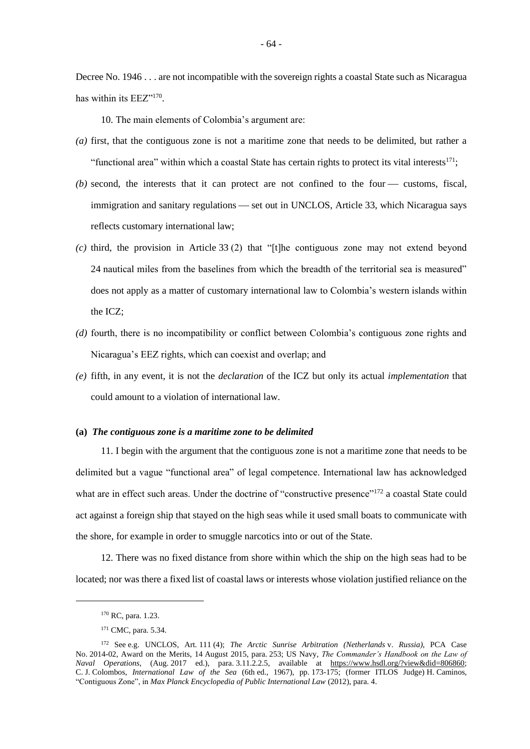Decree No. 1946 . . . are not incompatible with the sovereign rights a coastal State such as Nicaragua has within its EEZ"[170].

10. The main elements of Colombia's argument are:

*(a)* first, that the contiguous zone is not a maritime zone that needs to be delimited, but rather a "functional area" within which a coastal State has certain rights to protect its vital interests[171];

*(b)* second, the interests that it can protect are not confined to the four — customs, fiscal, immigration and sanitary regulations — set out in UNCLOS, Article 33, which Nicaragua says reflects customary international law;

*(c)* third, the provision in Article 33 (2) that "[t]he contiguous zone may not extend beyond 24 nautical miles from the baselines from which the breadth of the territorial sea is measured" does not apply as a matter of customary international law to Colombia's western islands within the ICZ;

*(d)* fourth, there is no incompatibility or conflict between Colombia's contiguous zone rights and Nicaragua's EEZ rights, which can coexist and overlap; and

*(e)* fifth, in any event, it is not the *declaration* of the ICZ but only its actual *implementation* that could amount to a violation of international law.

### (a) *The contiguous zone is a maritime zone to be delimited*

11. I begin with the argument that the contiguous zone is not a maritime zone that needs to be delimited but a vague "functional area" of legal competence. International law has acknowledged what are in effect such areas. Under the doctrine of "constructive presence"[172] a coastal State could act against a foreign ship that stayed on the high seas while it used small boats to communicate with the shore, for example in order to smuggle narcotics into or out of the State.

12. There was no fixed distance from shore within which the ship on the high seas had to be located; nor was there a fixed list of coastal laws or interests whose violation justified reliance on the

---

[170] RC, para. 1.23.

[171] CMC, para. 5.34.

[172] See e.g. UNCLOS, Art. 111 (4); *The Arctic Sunrise Arbitration (Netherlands* v. *Russia)*, PCA Case No. 2014-02, Award on the Merits, 14 August 2015, para. 253; US Navy, *The Commander's Handbook on the Law of Naval Operations*, (Aug. 2017 ed.), para. 3.11.2.2.5, available at https://www.hsdl.org/?view&did=806860; C. J. Colombos, *International Law of the Sea* (6th ed., 1967), pp. 173-175; (former ITLOS Judge) H. Caminos, "Contiguous Zone", in *Max Planck Encyclopedia of Public International Law* (2012), para. 4.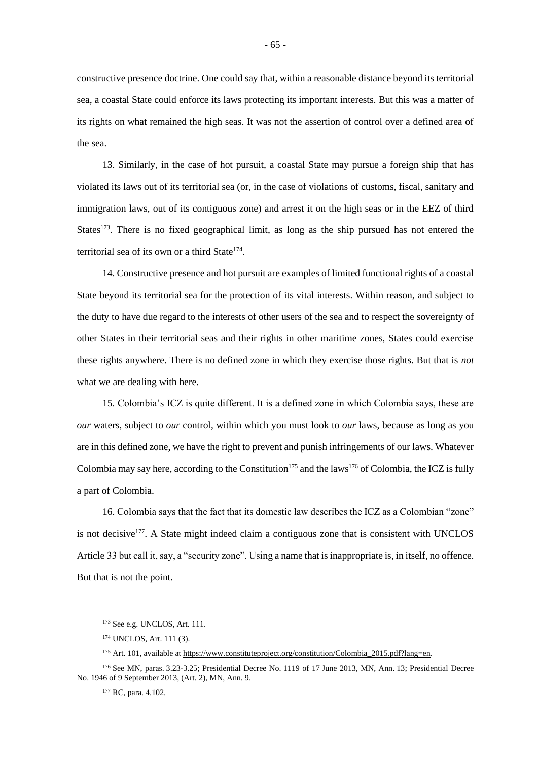constructive presence doctrine. One could say that, within a reasonable distance beyond its territorial sea, a coastal State could enforce its laws protecting its important interests. But this was a matter of its rights on what remained the high seas. It was not the assertion of control over a defined area of the sea.

13. Similarly, in the case of hot pursuit, a coastal State may pursue a foreign ship that has violated its laws out of its territorial sea (or, in the case of violations of customs, fiscal, sanitary and immigration laws, out of its contiguous zone) and arrest it on the high seas or in the EEZ of third States[173]. There is no fixed geographical limit, as long as the ship pursued has not entered the territorial sea of its own or a third State[174].

14. Constructive presence and hot pursuit are examples of limited functional rights of a coastal State beyond its territorial sea for the protection of its vital interests. Within reason, and subject to the duty to have due regard to the interests of other users of the sea and to respect the sovereignty of other States in their territorial seas and their rights in other maritime zones, States could exercise these rights anywhere. There is no defined zone in which they exercise those rights. But that is *not* what we are dealing with here.

15. Colombia's ICZ is quite different. It is a defined zone in which Colombia says, these are *our* waters, subject to *our* control, within which you must look to *our* laws, because as long as you are in this defined zone, we have the right to prevent and punish infringements of our laws. Whatever Colombia may say here, according to the Constitution[175] and the laws[176] of Colombia, the ICZ is fully a part of Colombia.

16. Colombia says that the fact that its domestic law describes the ICZ as a Colombian "zone" is not decisive[177]. A State might indeed claim a contiguous zone that is consistent with UNCLOS Article 33 but call it, say, a "security zone". Using a name that is inappropriate is, in itself, no offence. But that is not the point.

---

[173] See e.g. UNCLOS, Art. 111.

[174] UNCLOS, Art. 111 (3).

[175] Art. 101, available at https://www.constituteproject.org/constitution/Colombia_2015.pdf?lang=en.

[176] See MN, paras. 3.23-3.25; Presidential Decree No. 1119 of 17 June 2013, MN, Ann. 13; Presidential Decree No. 1946 of 9 September 2013, (Art. 2), MN, Ann. 9.

[177] RC, para. 4.102.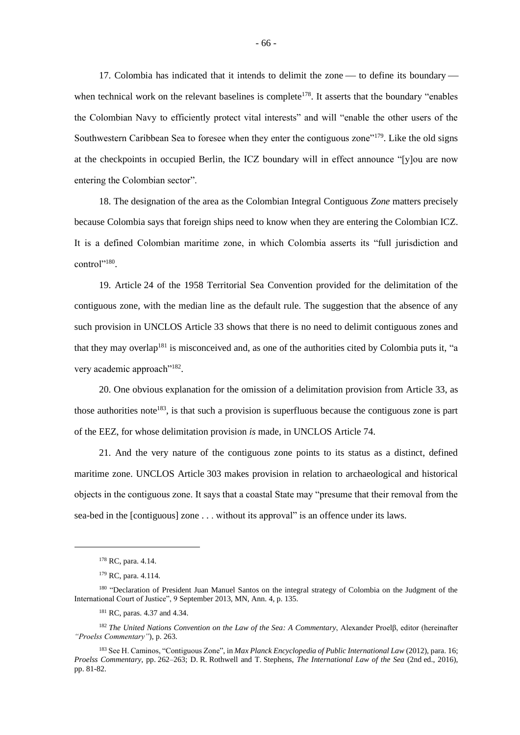17. Colombia has indicated that it intends to delimit the zone — to define its boundary — when technical work on the relevant baselines is complete[178]. It asserts that the boundary "enables the Colombian Navy to efficiently protect vital interests" and will "enable the other users of the Southwestern Caribbean Sea to foresee when they enter the contiguous zone"[179]. Like the old signs at the checkpoints in occupied Berlin, the ICZ boundary will in effect announce "[y]ou are now entering the Colombian sector".

18. The designation of the area as the Colombian Integral Contiguous *Zone* matters precisely because Colombia says that foreign ships need to know when they are entering the Colombian ICZ. It is a defined Colombian maritime zone, in which Colombia asserts its "full jurisdiction and control"[180].

19. Article 24 of the 1958 Territorial Sea Convention provided for the delimitation of the contiguous zone, with the median line as the default rule. The suggestion that the absence of any such provision in UNCLOS Article 33 shows that there is no need to delimit contiguous zones and that they may overlap[181] is misconceived and, as one of the authorities cited by Colombia puts it, "a very academic approach"[182].

20. One obvious explanation for the omission of a delimitation provision from Article 33, as those authorities note[183], is that such a provision is superfluous because the contiguous zone is part of the EEZ, for whose delimitation provision *is* made, in UNCLOS Article 74.

21. And the very nature of the contiguous zone points to its status as a distinct, defined maritime zone. UNCLOS Article 303 makes provision in relation to archaeological and historical objects in the contiguous zone. It says that a coastal State may "presume that their removal from the sea-bed in the [contiguous] zone . . . without its approval" is an offence under its laws.

---

[178] RC, para. 4.14.

[179] RC, para. 4.114.

[180] "Declaration of President Juan Manuel Santos on the integral strategy of Colombia on the Judgment of the International Court of Justice", 9 September 2013, MN, Ann. 4, p. 135.

[181] RC, paras. 4.37 and 4.34.

[182] *The United Nations Convention on the Law of the Sea: A Commentary*, Alexander Proelβ, editor (hereinafter *"Proelss Commentary"*), p. 263.

[183] See H. Caminos, "Contiguous Zone", in *Max Planck Encyclopedia of Public International Law* (2012), para. 16; *Proelss Commentary*, pp. 262–263; D. R. Rothwell and T. Stephens, *The International Law of the Sea* (2nd ed., 2016), pp. 81-82.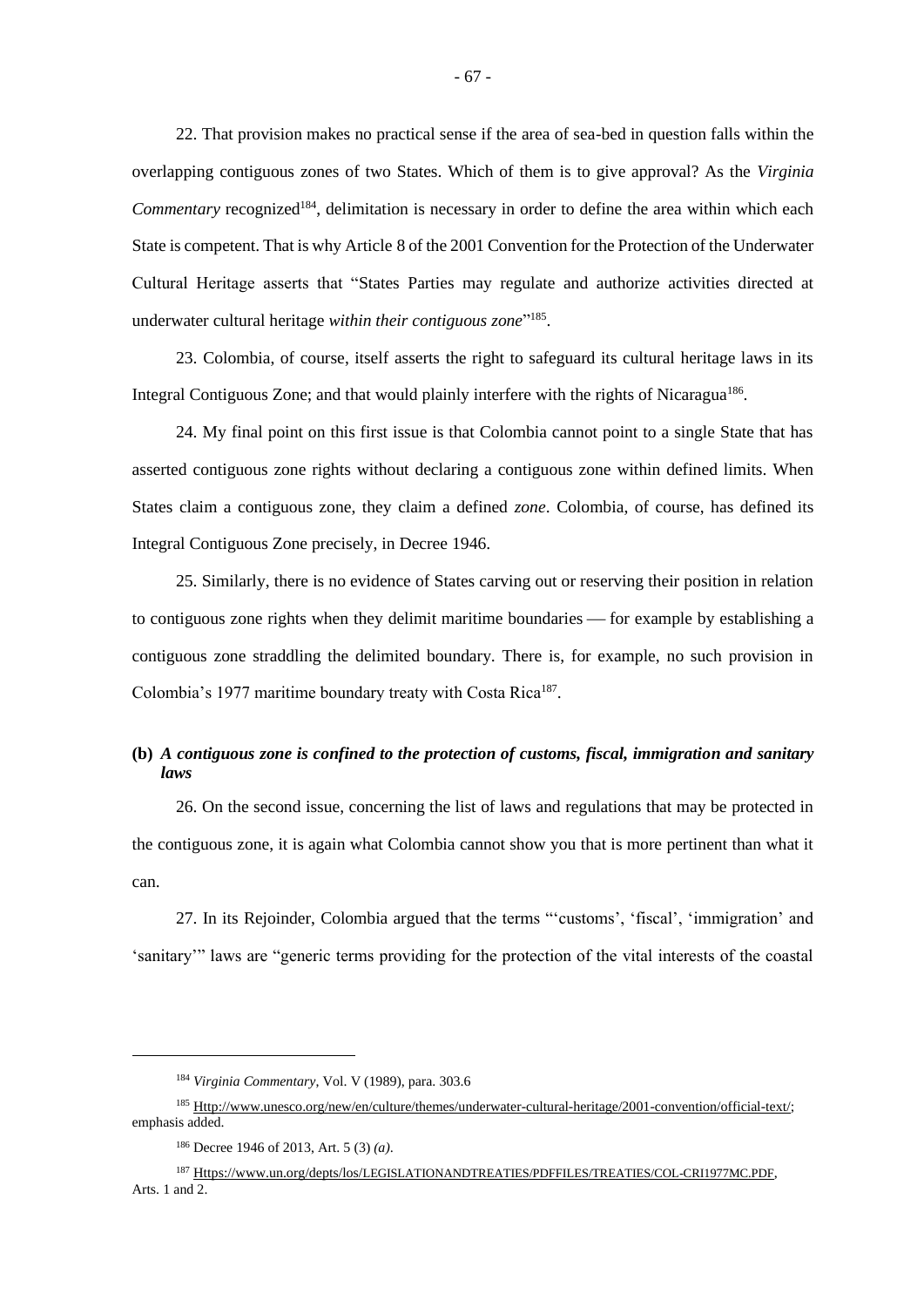22. That provision makes no practical sense if the area of sea-bed in question falls within the overlapping contiguous zones of two States. Which of them is to give approval? As the *Virginia Commentary* recognized[184], delimitation is necessary in order to define the area within which each State is competent. That is why Article 8 of the 2001 Convention for the Protection of the Underwater Cultural Heritage asserts that "States Parties may regulate and authorize activities directed at underwater cultural heritage *within their contiguous zone*"[185].

23. Colombia, of course, itself asserts the right to safeguard its cultural heritage laws in its Integral Contiguous Zone; and that would plainly interfere with the rights of Nicaragua[186].

24. My final point on this first issue is that Colombia cannot point to a single State that has asserted contiguous zone rights without declaring a contiguous zone within defined limits. When States claim a contiguous zone, they claim a defined *zone*. Colombia, of course, has defined its Integral Contiguous Zone precisely, in Decree 1946.

25. Similarly, there is no evidence of States carving out or reserving their position in relation to contiguous zone rights when they delimit maritime boundaries — for example by establishing a contiguous zone straddling the delimited boundary. There is, for example, no such provision in Colombia's 1977 maritime boundary treaty with Costa Rica[187].

**(b)** ***A contiguous zone is confined to the protection of customs, fiscal, immigration and sanitary laws***

26. On the second issue, concerning the list of laws and regulations that may be protected in the contiguous zone, it is again what Colombia cannot show you that is more pertinent than what it can.

27. In its Rejoinder, Colombia argued that the terms "'customs', 'fiscal', 'immigration' and 'sanitary'" laws are "generic terms providing for the protection of the vital interests of the coastal

---

[184] *Virginia Commentary*, Vol. V (1989), para. 303.6

[185] Http://www.unesco.org/new/en/culture/themes/underwater-cultural-heritage/2001-convention/official-text/; emphasis added.

[186] Decree 1946 of 2013, Art. 5 (3) *(a)*.

[187] Https://www.un.org/depts/los/LEGISLATIONANDTREATIES/PDFFILES/TREATIES/COL-CRI1977MC.PDF, Arts. 1 and 2.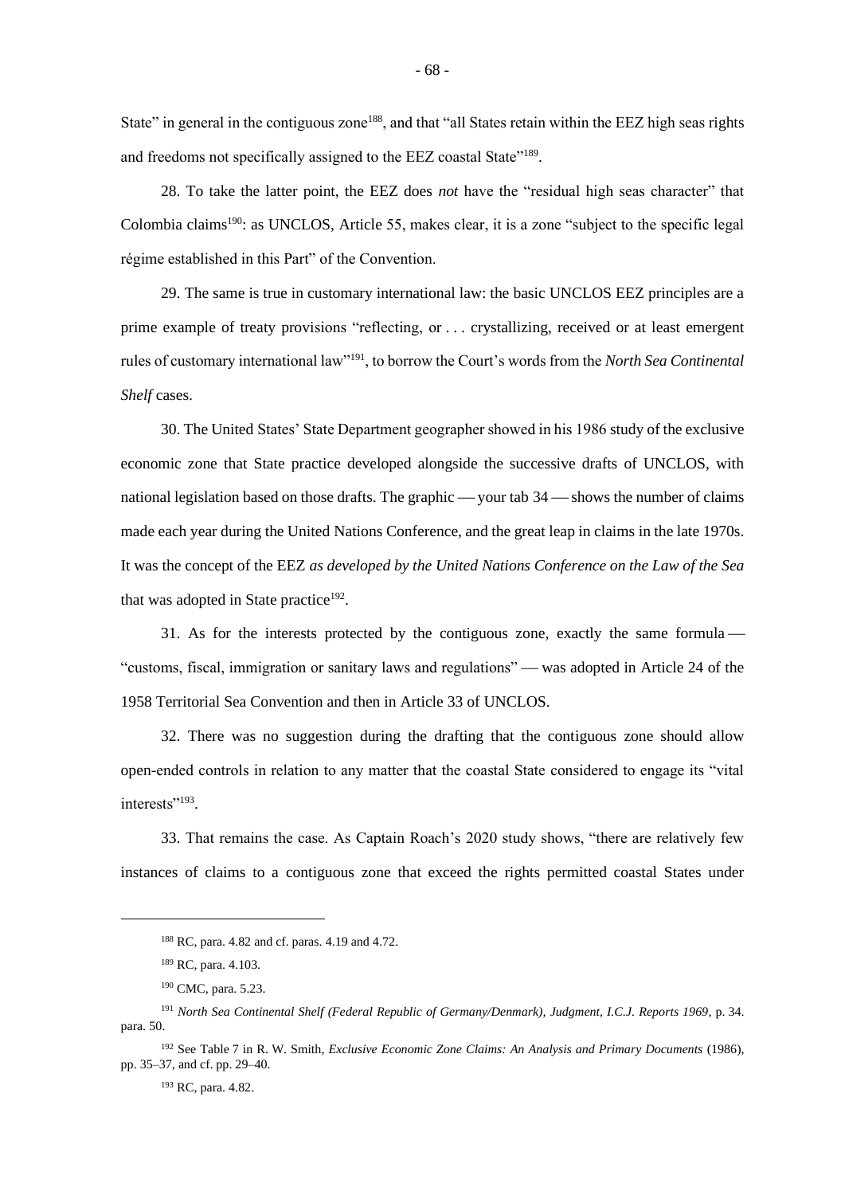State" in general in the contiguous zone[188], and that "all States retain within the EEZ high seas rights and freedoms not specifically assigned to the EEZ coastal State"[189].

28. To take the latter point, the EEZ does *not* have the "residual high seas character" that Colombia claims[190]: as UNCLOS, Article 55, makes clear, it is a zone "subject to the specific legal régime established in this Part" of the Convention.

29. The same is true in customary international law: the basic UNCLOS EEZ principles are a prime example of treaty provisions "reflecting, or . . . crystallizing, received or at least emergent rules of customary international law"[191], to borrow the Court's words from the *North Sea Continental Shelf* cases.

30. The United States' State Department geographer showed in his 1986 study of the exclusive economic zone that State practice developed alongside the successive drafts of UNCLOS, with national legislation based on those drafts. The graphic — your tab 34 — shows the number of claims made each year during the United Nations Conference, and the great leap in claims in the late 1970s. It was the concept of the EEZ *as developed by the United Nations Conference on the Law of the Sea* that was adopted in State practice[192].

31. As for the interests protected by the contiguous zone, exactly the same formula — "customs, fiscal, immigration or sanitary laws and regulations" — was adopted in Article 24 of the 1958 Territorial Sea Convention and then in Article 33 of UNCLOS.

32. There was no suggestion during the drafting that the contiguous zone should allow open-ended controls in relation to any matter that the coastal State considered to engage its "vital interests"[193].

33. That remains the case. As Captain Roach's 2020 study shows, "there are relatively few instances of claims to a contiguous zone that exceed the rights permitted coastal States under

---

[188] RC, para. 4.82 and cf. paras. 4.19 and 4.72.

[189] RC, para. 4.103.

[190] CMC, para. 5.23.

[191] *North Sea Continental Shelf (Federal Republic of Germany/Denmark), Judgment, I.C.J. Reports 1969*, p. 34. para. 50.

[192] See Table 7 in R. W. Smith, *Exclusive Economic Zone Claims: An Analysis and Primary Documents* (1986), pp. 35–37, and cf. pp. 29–40.

[193] RC, para. 4.82.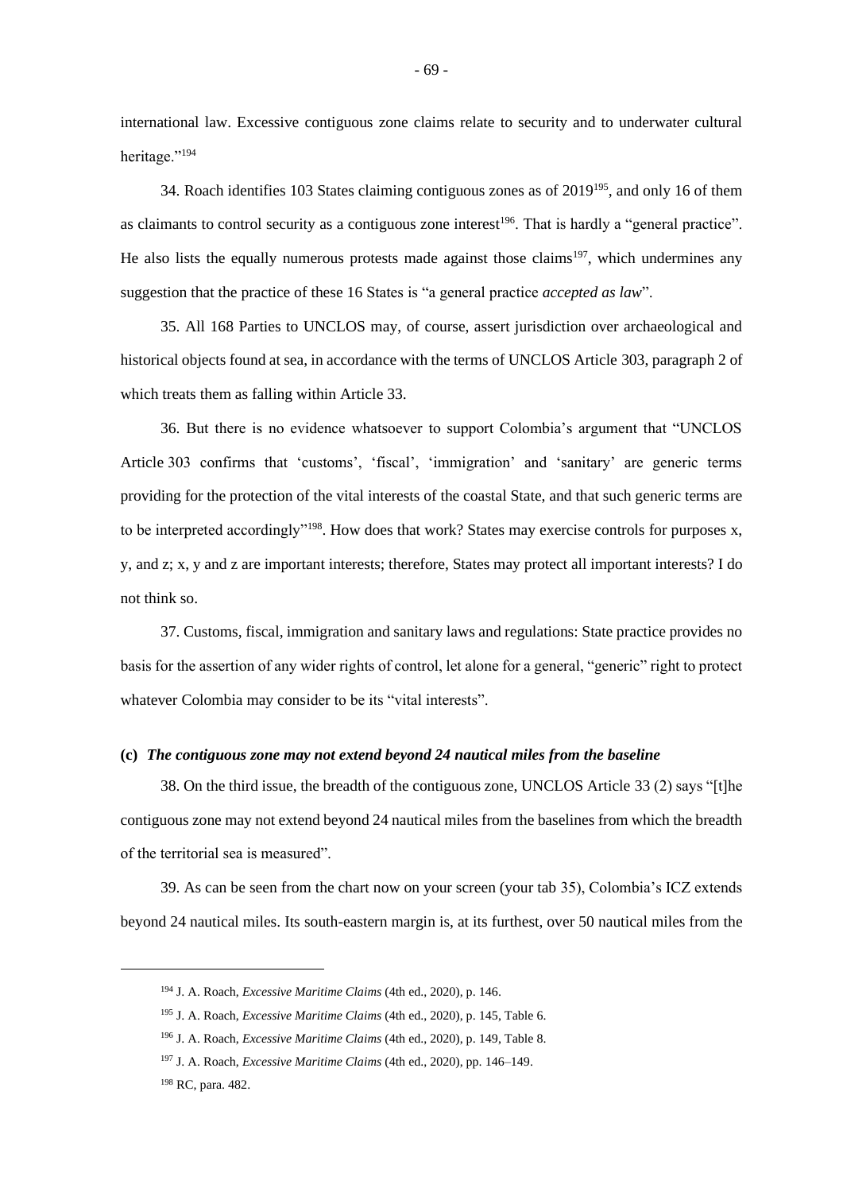international law. Excessive contiguous zone claims relate to security and to underwater cultural heritage."[194]

34. Roach identifies 103 States claiming contiguous zones as of 2019[195], and only 16 of them as claimants to control security as a contiguous zone interest[196]. That is hardly a "general practice". He also lists the equally numerous protests made against those claims[197], which undermines any suggestion that the practice of these 16 States is "a general practice *accepted as law*".

35. All 168 Parties to UNCLOS may, of course, assert jurisdiction over archaeological and historical objects found at sea, in accordance with the terms of UNCLOS Article 303, paragraph 2 of which treats them as falling within Article 33.

36. But there is no evidence whatsoever to support Colombia's argument that "UNCLOS Article 303 confirms that 'customs', 'fiscal', 'immigration' and 'sanitary' are generic terms providing for the protection of the vital interests of the coastal State, and that such generic terms are to be interpreted accordingly"[198]. How does that work? States may exercise controls for purposes x, y, and z; x, y and z are important interests; therefore, States may protect all important interests? I do not think so.

37. Customs, fiscal, immigration and sanitary laws and regulations: State practice provides no basis for the assertion of any wider rights of control, let alone for a general, "generic" right to protect whatever Colombia may consider to be its "vital interests".

### (c) *The contiguous zone may not extend beyond 24 nautical miles from the baseline*

38. On the third issue, the breadth of the contiguous zone, UNCLOS Article 33 (2) says "[t]he contiguous zone may not extend beyond 24 nautical miles from the baselines from which the breadth of the territorial sea is measured".

39. As can be seen from the chart now on your screen (your tab 35), Colombia's ICZ extends beyond 24 nautical miles. Its south-eastern margin is, at its furthest, over 50 nautical miles from the

---

[194] J. A. Roach, *Excessive Maritime Claims* (4th ed., 2020), p. 146.

[195] J. A. Roach, *Excessive Maritime Claims* (4th ed., 2020), p. 145, Table 6.

[196] J. A. Roach, *Excessive Maritime Claims* (4th ed., 2020), p. 149, Table 8.

[197] J. A. Roach, *Excessive Maritime Claims* (4th ed., 2020), pp. 146–149.

[198] RC, para. 482.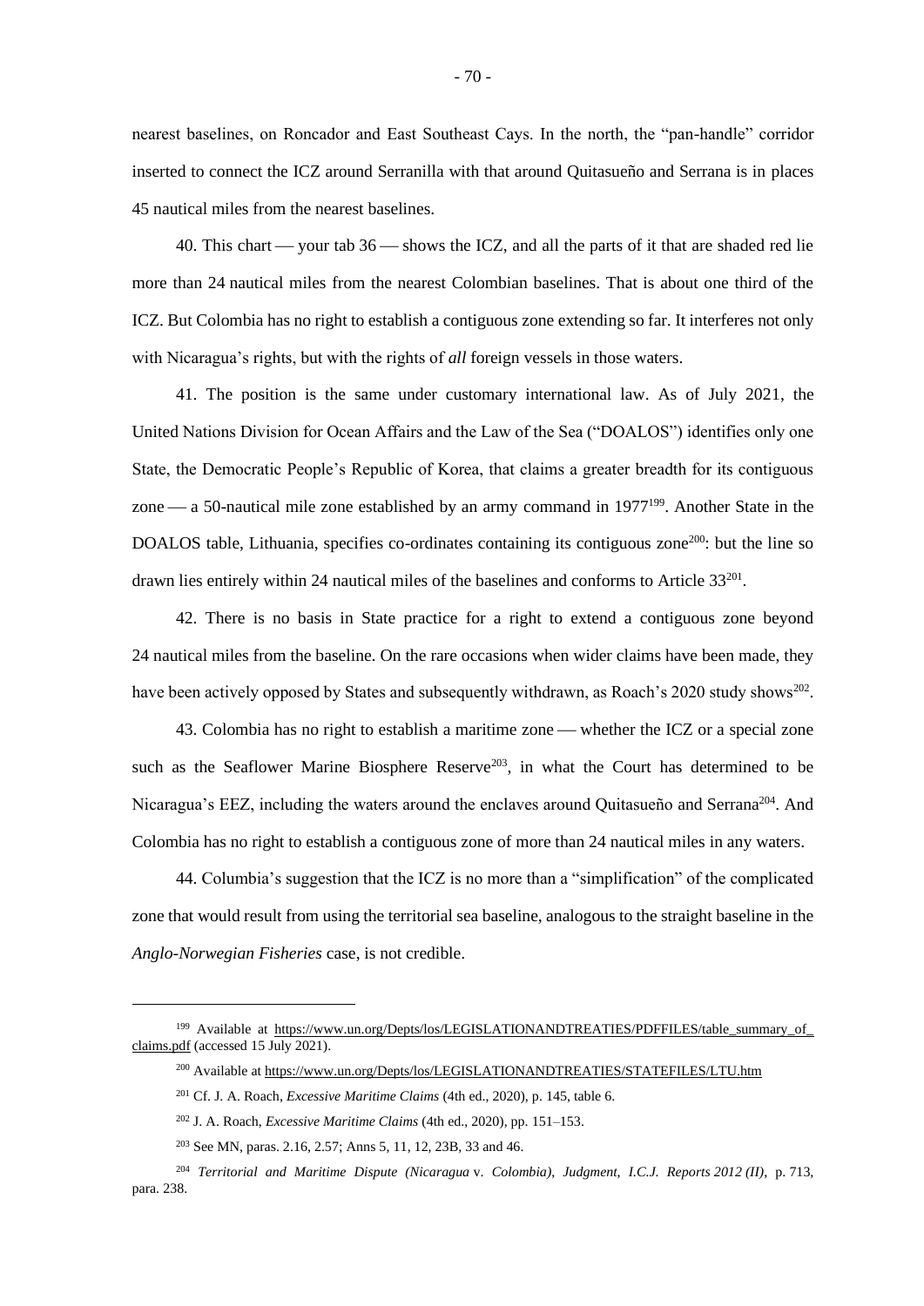nearest baselines, on Roncador and East Southeast Cays. In the north, the "pan-handle" corridor inserted to connect the ICZ around Serranilla with that around Quitasueño and Serrana is in places 45 nautical miles from the nearest baselines.

40. This chart — your tab 36 — shows the ICZ, and all the parts of it that are shaded red lie more than 24 nautical miles from the nearest Colombian baselines. That is about one third of the ICZ. But Colombia has no right to establish a contiguous zone extending so far. It interferes not only with Nicaragua's rights, but with the rights of *all* foreign vessels in those waters.

41. The position is the same under customary international law. As of July 2021, the United Nations Division for Ocean Affairs and the Law of the Sea ("DOALOS") identifies only one State, the Democratic People's Republic of Korea, that claims a greater breadth for its contiguous zone — a 50-nautical mile zone established by an army command in 1977[199]. Another State in the DOALOS table, Lithuania, specifies co-ordinates containing its contiguous zone[200]: but the line so drawn lies entirely within 24 nautical miles of the baselines and conforms to Article 33[201].

42. There is no basis in State practice for a right to extend a contiguous zone beyond 24 nautical miles from the baseline. On the rare occasions when wider claims have been made, they have been actively opposed by States and subsequently withdrawn, as Roach's 2020 study shows[202].

43. Colombia has no right to establish a maritime zone — whether the ICZ or a special zone such as the Seaflower Marine Biosphere Reserve[203], in what the Court has determined to be Nicaragua's EEZ, including the waters around the enclaves around Quitasueño and Serrana[204]. And Colombia has no right to establish a contiguous zone of more than 24 nautical miles in any waters.

44. Columbia's suggestion that the ICZ is no more than a "simplification" of the complicated zone that would result from using the territorial sea baseline, analogous to the straight baseline in the *Anglo-Norwegian Fisheries* case, is not credible.

---

[199] Available at https://www.un.org/Depts/los/LEGISLATIONANDTREATIES/PDFFILES/table_summary_of_claims.pdf (accessed 15 July 2021).

[200] Available at https://www.un.org/Depts/los/LEGISLATIONANDTREATIES/STATEFILES/LTU.htm

[201] Cf. J. A. Roach, *Excessive Maritime Claims* (4th ed., 2020), p. 145, table 6.

[202] J. A. Roach, *Excessive Maritime Claims* (4th ed., 2020), pp. 151–153.

[203] See MN, paras. 2.16, 2.57; Anns 5, 11, 12, 23B, 33 and 46.

[204] *Territorial and Maritime Dispute (Nicaragua* v. *Colombia), Judgment, I.C.J. Reports 2012 (II)*, p. 713, para. 238.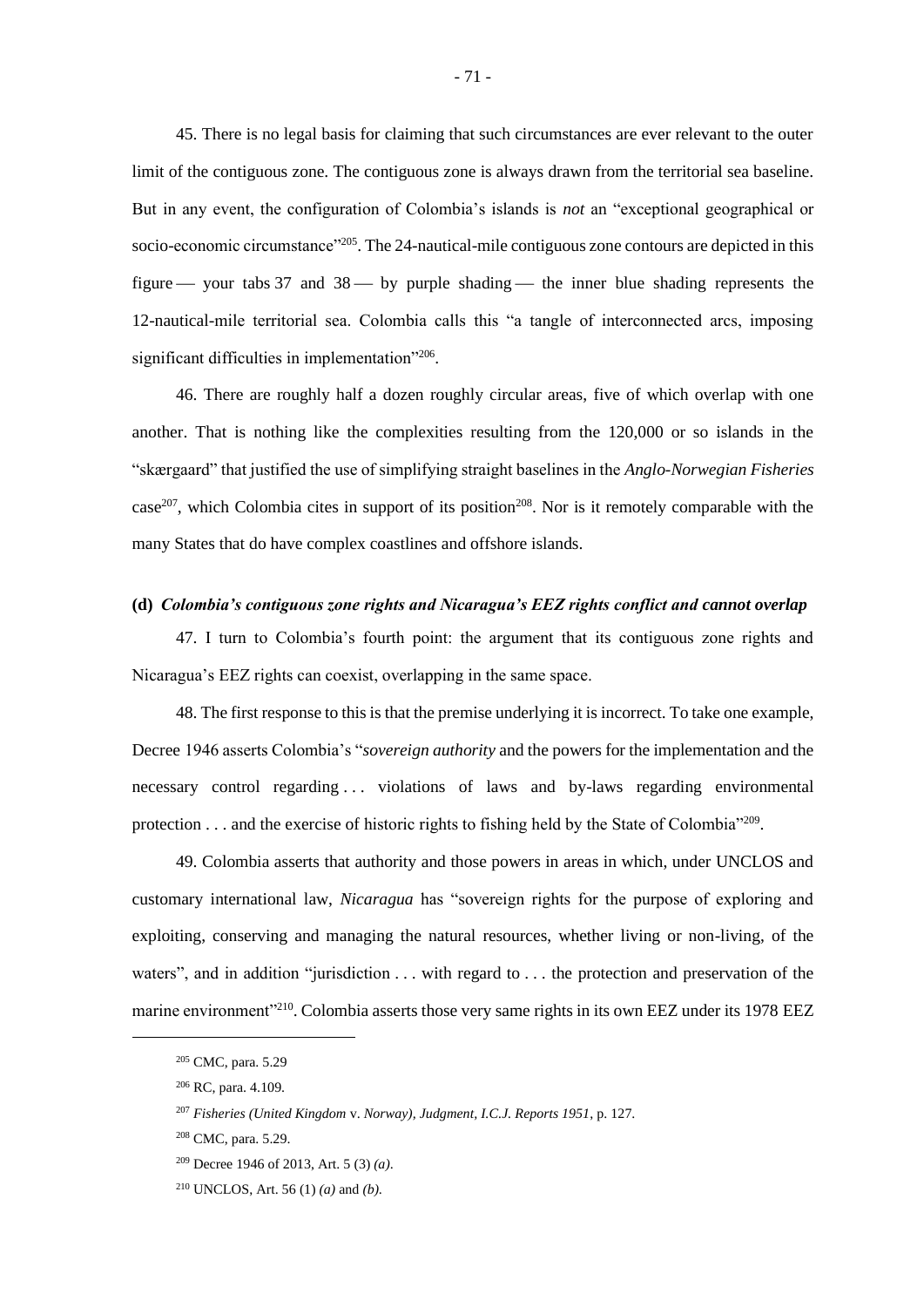45. There is no legal basis for claiming that such circumstances are ever relevant to the outer limit of the contiguous zone. The contiguous zone is always drawn from the territorial sea baseline. But in any event, the configuration of Colombia's islands is *not* an "exceptional geographical or socio-economic circumstance"[205]. The 24-nautical-mile contiguous zone contours are depicted in this figure — your tabs 37 and 38 — by purple shading — the inner blue shading represents the 12-nautical-mile territorial sea. Colombia calls this "a tangle of interconnected arcs, imposing significant difficulties in implementation"[206].

46. There are roughly half a dozen roughly circular areas, five of which overlap with one another. That is nothing like the complexities resulting from the 120,000 or so islands in the "skærgaard" that justified the use of simplifying straight baselines in the *Anglo-Norwegian Fisheries* case[207], which Colombia cites in support of its position[208]. Nor is it remotely comparable with the many States that do have complex coastlines and offshore islands.

**(d)** ***Colombia's contiguous zone rights and Nicaragua's EEZ rights conflict and cannot overlap***

47. I turn to Colombia's fourth point: the argument that its contiguous zone rights and Nicaragua's EEZ rights can coexist, overlapping in the same space.

48. The first response to this is that the premise underlying it is incorrect. To take one example, Decree 1946 asserts Colombia's "*sovereign authority* and the powers for the implementation and the necessary control regarding . . . violations of laws and by-laws regarding environmental protection . . . and the exercise of historic rights to fishing held by the State of Colombia"[209].

49. Colombia asserts that authority and those powers in areas in which, under UNCLOS and customary international law, *Nicaragua* has "sovereign rights for the purpose of exploring and exploiting, conserving and managing the natural resources, whether living or non-living, of the waters", and in addition "jurisdiction . . . with regard to . . . the protection and preservation of the marine environment"[210]. Colombia asserts those very same rights in its own EEZ under its 1978 EEZ

---

[205] CMC, para. 5.29

[206] RC, para. 4.109.

[207] *Fisheries (United Kingdom* v. *Norway), Judgment, I.C.J. Reports 1951*, p. 127.

[208] CMC, para. 5.29.

[209] Decree 1946 of 2013, Art. 5 (3) *(a)*.

[210] UNCLOS, Art. 56 (1) *(a)* and *(b)*.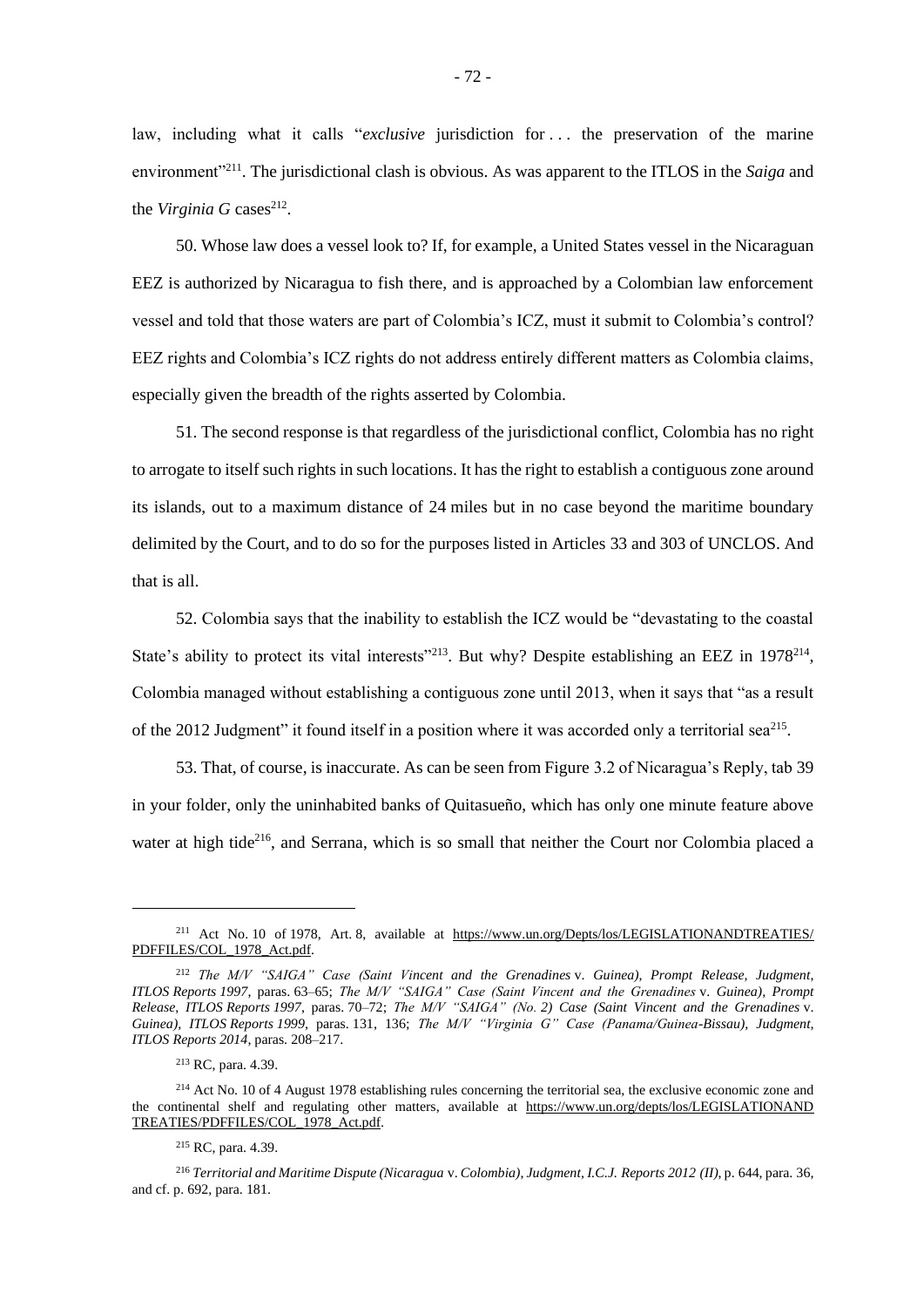law, including what it calls "*exclusive* jurisdiction for . . . the preservation of the marine environment"[211]. The jurisdictional clash is obvious. As was apparent to the ITLOS in the *Saiga* and the *Virginia G* cases[212].

50. Whose law does a vessel look to? If, for example, a United States vessel in the Nicaraguan EEZ is authorized by Nicaragua to fish there, and is approached by a Colombian law enforcement vessel and told that those waters are part of Colombia's ICZ, must it submit to Colombia's control? EEZ rights and Colombia's ICZ rights do not address entirely different matters as Colombia claims, especially given the breadth of the rights asserted by Colombia.

51. The second response is that regardless of the jurisdictional conflict, Colombia has no right to arrogate to itself such rights in such locations. It has the right to establish a contiguous zone around its islands, out to a maximum distance of 24 miles but in no case beyond the maritime boundary delimited by the Court, and to do so for the purposes listed in Articles 33 and 303 of UNCLOS. And that is all.

52. Colombia says that the inability to establish the ICZ would be "devastating to the coastal State's ability to protect its vital interests"[213]. But why? Despite establishing an EEZ in 1978[214], Colombia managed without establishing a contiguous zone until 2013, when it says that "as a result of the 2012 Judgment" it found itself in a position where it was accorded only a territorial sea[215].

53. That, of course, is inaccurate. As can be seen from Figure 3.2 of Nicaragua's Reply, tab 39 in your folder, only the uninhabited banks of Quitasueño, which has only one minute feature above water at high tide[216], and Serrana, which is so small that neither the Court nor Colombia placed a

---

[211] Act No. 10 of 1978, Art. 8, available at https://www.un.org/Depts/los/LEGISLATIONANDTREATIES/PDFFILES/COL_1978_Act.pdf.

[212] *The M/V "SAIGA" Case (Saint Vincent and the Grenadines* v. *Guinea), Prompt Release, Judgment, ITLOS Reports 1997*, paras. 63–65; *The M/V "SAIGA" Case (Saint Vincent and the Grenadines* v. *Guinea), Prompt Release, ITLOS Reports 1997*, paras. 70–72; *The M/V "SAIGA" (No. 2) Case (Saint Vincent and the Grenadines* v. *Guinea), ITLOS Reports 1999*, paras. 131, 136; *The M/V "Virginia G" Case (Panama/Guinea-Bissau), Judgment, ITLOS Reports 2014*, paras. 208–217.

[213] RC, para. 4.39.

[214] Act No. 10 of 4 August 1978 establishing rules concerning the territorial sea, the exclusive economic zone and the continental shelf and regulating other matters, available at https://www.un.org/depts/los/LEGISLATIONANDTREATIES/PDFFILES/COL_1978_Act.pdf.

[215] RC, para. 4.39.

[216] *Territorial and Maritime Dispute (Nicaragua* v. *Colombia), Judgment, I.C.J. Reports 2012 (II)*, p. 644, para. 36, and cf. p. 692, para. 181.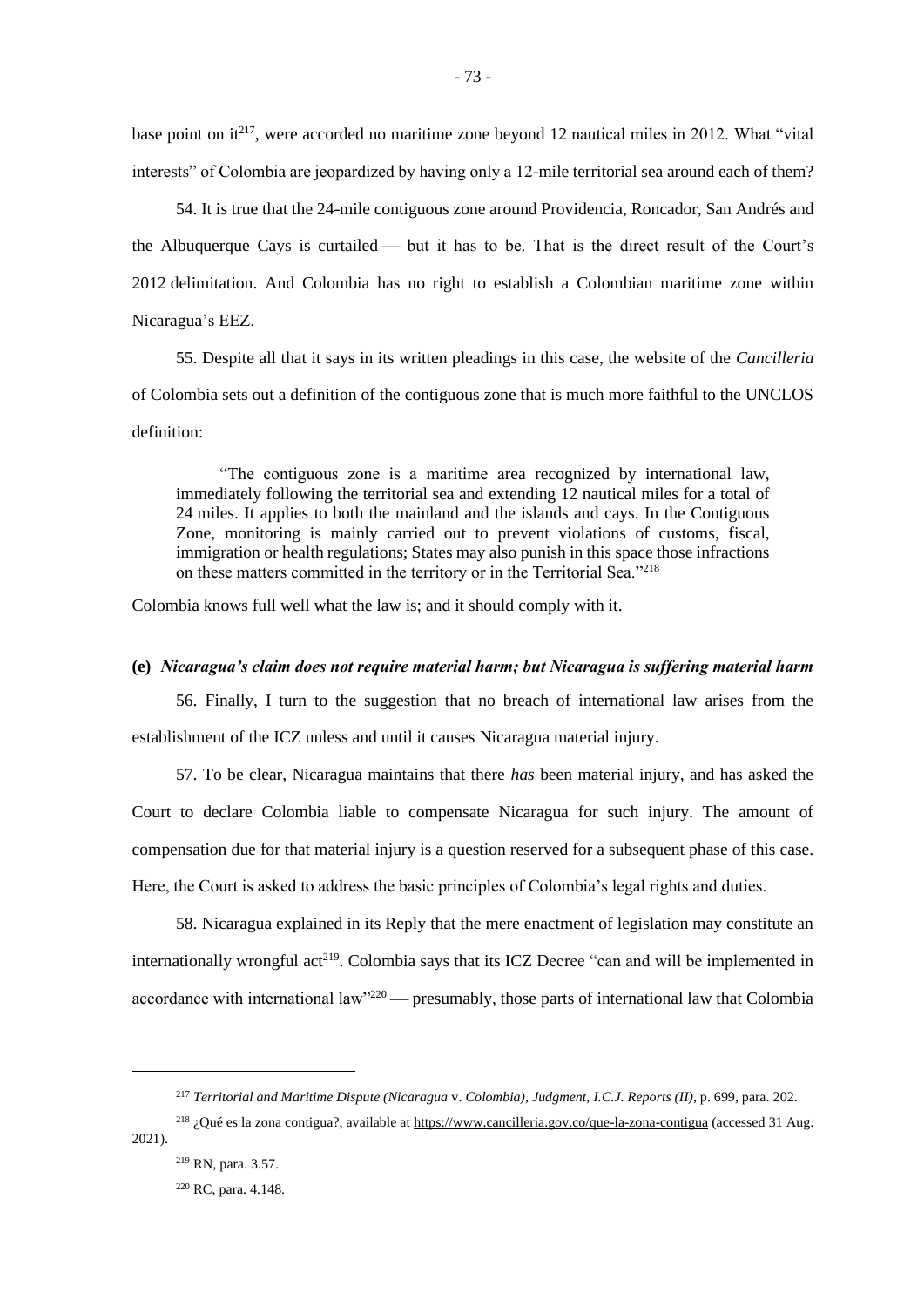base point on it[217], were accorded no maritime zone beyond 12 nautical miles in 2012. What "vital interests" of Colombia are jeopardized by having only a 12-mile territorial sea around each of them?

54. It is true that the 24-mile contiguous zone around Providencia, Roncador, San Andrés and the Albuquerque Cays is curtailed — but it has to be. That is the direct result of the Court's 2012 delimitation. And Colombia has no right to establish a Colombian maritime zone within Nicaragua's EEZ.

55. Despite all that it says in its written pleadings in this case, the website of the *Cancilleria* of Colombia sets out a definition of the contiguous zone that is much more faithful to the UNCLOS definition:

> "The contiguous zone is a maritime area recognized by international law, immediately following the territorial sea and extending 12 nautical miles for a total of 24 miles. It applies to both the mainland and the islands and cays. In the Contiguous Zone, monitoring is mainly carried out to prevent violations of customs, fiscal, immigration or health regulations; States may also punish in this space those infractions on these matters committed in the territory or in the Territorial Sea."[218]

Colombia knows full well what the law is; and it should comply with it.

### (e) *Nicaragua's claim does not require material harm; but Nicaragua is suffering material harm*

56. Finally, I turn to the suggestion that no breach of international law arises from the establishment of the ICZ unless and until it causes Nicaragua material injury.

57. To be clear, Nicaragua maintains that there *has* been material injury, and has asked the Court to declare Colombia liable to compensate Nicaragua for such injury. The amount of compensation due for that material injury is a question reserved for a subsequent phase of this case. Here, the Court is asked to address the basic principles of Colombia's legal rights and duties.

58. Nicaragua explained in its Reply that the mere enactment of legislation may constitute an internationally wrongful act[219]. Colombia says that its ICZ Decree "can and will be implemented in accordance with international law"[220] — presumably, those parts of international law that Colombia

---

[217] *Territorial and Maritime Dispute (Nicaragua* v. *Colombia), Judgment, I.C.J. Reports (II)*, p. 699, para. 202.

[218] ¿Qué es la zona contigua?, available at https://www.cancilleria.gov.co/que-la-zona-contigua (accessed 31 Aug. 2021).

[219] RN, para. 3.57.

[220] RC, para. 4.148.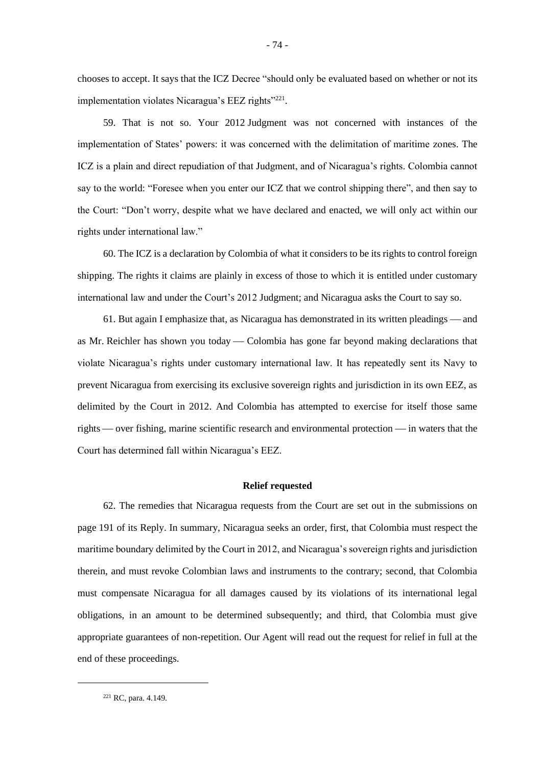chooses to accept. It says that the ICZ Decree "should only be evaluated based on whether or not its implementation violates Nicaragua's EEZ rights"[221].

59. That is not so. Your 2012 Judgment was not concerned with instances of the implementation of States' powers: it was concerned with the delimitation of maritime zones. The ICZ is a plain and direct repudiation of that Judgment, and of Nicaragua's rights. Colombia cannot say to the world: "Foresee when you enter our ICZ that we control shipping there", and then say to the Court: "Don't worry, despite what we have declared and enacted, we will only act within our rights under international law."

60. The ICZ is a declaration by Colombia of what it considers to be its rights to control foreign shipping. The rights it claims are plainly in excess of those to which it is entitled under customary international law and under the Court's 2012 Judgment; and Nicaragua asks the Court to say so.

61. But again I emphasize that, as Nicaragua has demonstrated in its written pleadings — and as Mr. Reichler has shown you today — Colombia has gone far beyond making declarations that violate Nicaragua's rights under customary international law. It has repeatedly sent its Navy to prevent Nicaragua from exercising its exclusive sovereign rights and jurisdiction in its own EEZ, as delimited by the Court in 2012. And Colombia has attempted to exercise for itself those same rights — over fishing, marine scientific research and environmental protection — in waters that the Court has determined fall within Nicaragua's EEZ.

**Relief requested**

62. The remedies that Nicaragua requests from the Court are set out in the submissions on page 191 of its Reply. In summary, Nicaragua seeks an order, first, that Colombia must respect the maritime boundary delimited by the Court in 2012, and Nicaragua's sovereign rights and jurisdiction therein, and must revoke Colombian laws and instruments to the contrary; second, that Colombia must compensate Nicaragua for all damages caused by its violations of its international legal obligations, in an amount to be determined subsequently; and third, that Colombia must give appropriate guarantees of non-repetition. Our Agent will read out the request for relief in full at the end of these proceedings.

---

[221] RC, para. 4.149.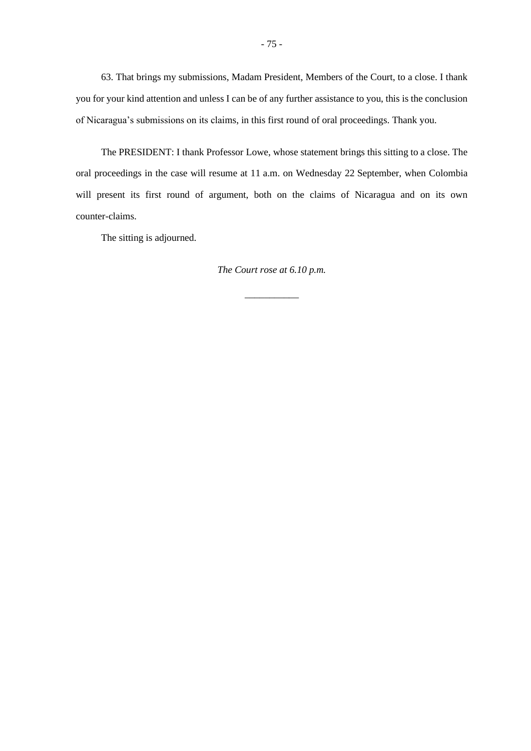63. That brings my submissions, Madam President, Members of the Court, to a close. I thank you for your kind attention and unless I can be of any further assistance to you, this is the conclusion of Nicaragua's submissions on its claims, in this first round of oral proceedings. Thank you.

The PRESIDENT: I thank Professor Lowe, whose statement brings this sitting to a close. The oral proceedings in the case will resume at 11 a.m. on Wednesday 22 September, when Colombia will present its first round of argument, both on the claims of Nicaragua and on its own counter-claims.

The sitting is adjourned.

*The Court rose at 6.10 p.m.*

___________